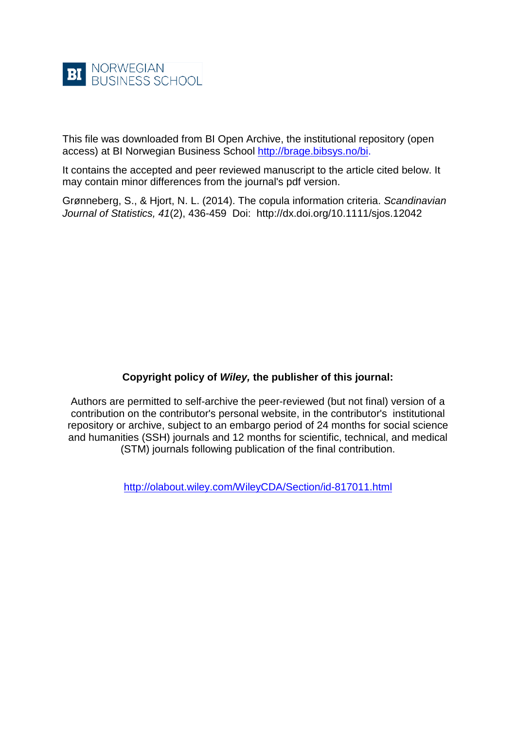BI NORWEGIAN BUSINESS SCHOOL

This file was downloaded from BI Open Archive, the institutional repository (open access) at BI Norwegian Business School http://brage.bibsys.no/bi.

It contains the accepted and peer reviewed manuscript to the article cited below. It may contain minor differences from the journal's pdf version.

Grønneberg, S., & Hjort, N. L. (2014). The copula information criteria. *Scandinavian Journal of Statistics, 41*(2), 436-459 Doi: http://dx.doi.org/10.1111/sjos.12042

**Copyright policy of *Wiley,* the publisher of this journal:**

Authors are permitted to self-archive the peer-reviewed (but not final) version of a contribution on the contributor's personal website, in the contributor's institutional repository or archive, subject to an embargo period of 24 months for social science and humanities (SSH) journals and 12 months for scientific, technical, and medical (STM) journals following publication of the final contribution.

http://olabout.wiley.com/WileyCDA/Section/id-817011.html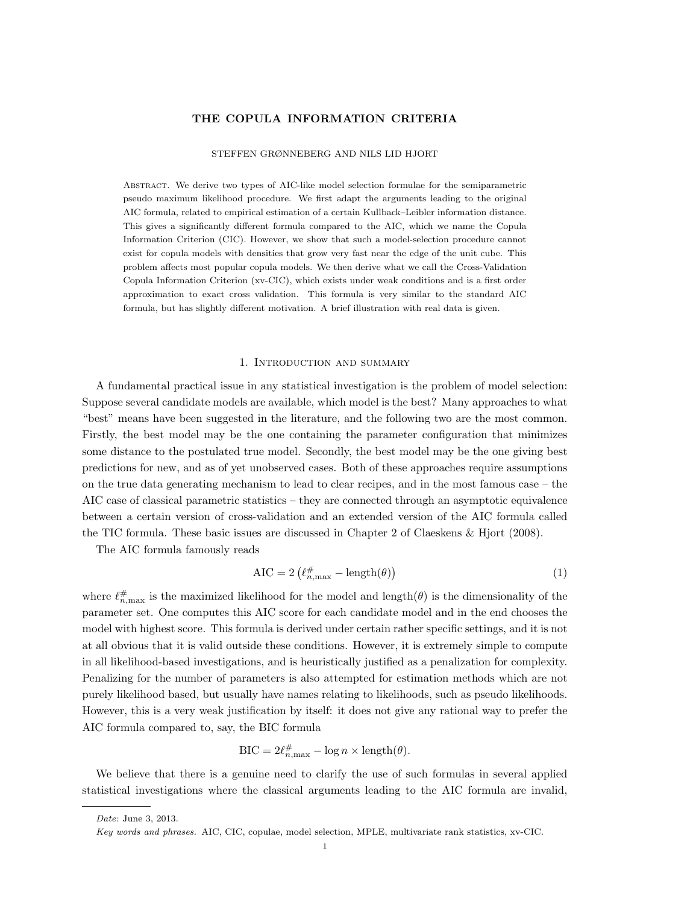**THE COPULA INFORMATION CRITERIA**

STEFFEN GRØNNEBERG AND NILS LID HJORT

Abstract. We derive two types of AIC-like model selection formulae for the semiparametric pseudo maximum likelihood procedure. We first adapt the arguments leading to the original AIC formula, related to empirical estimation of a certain Kullback–Leibler information distance. This gives a significantly different formula compared to the AIC, which we name the Copula Information Criterion (CIC). However, we show that such a model-selection procedure cannot exist for copula models with densities that grow very fast near the edge of the unit cube. This problem affects most popular copula models. We then derive what we call the Cross-Validation Copula Information Criterion (xv-CIC), which exists under weak conditions and is a first order approximation to exact cross validation. This formula is very similar to the standard AIC formula, but has slightly different motivation. A brief illustration with real data is given.

## 1. Introduction and summary

A fundamental practical issue in any statistical investigation is the problem of model selection: Suppose several candidate models are available, which model is the best? Many approaches to what "best" means have been suggested in the literature, and the following two are the most common. Firstly, the best model may be the one containing the parameter configuration that minimizes some distance to the postulated true model. Secondly, the best model may be the one giving best predictions for new, and as of yet unobserved cases. Both of these approaches require assumptions on the true data generating mechanism to lead to clear recipes, and in the most famous case – the AIC case of classical parametric statistics – they are connected through an asymptotic equivalence between a certain version of cross-validation and an extended version of the AIC formula called the TIC formula. These basic issues are discussed in Chapter 2 of Claeskens & Hjort (2008).

The AIC formula famously reads

$$\mathrm{AIC} = 2\left(\ell^{\#}_{n,\max} - \mathrm{length}(\theta)\right) \tag{1}$$

where $\ell^{\#}_{n,\max}$ is the maximized likelihood for the model and $\mathrm{length}(\theta)$ is the dimensionality of the parameter set. One computes this AIC score for each candidate model and in the end chooses the model with highest score. This formula is derived under certain rather specific settings, and it is not at all obvious that it is valid outside these conditions. However, it is extremely simple to compute in all likelihood-based investigations, and is heuristically justified as a penalization for complexity. Penalizing for the number of parameters is also attempted for estimation methods which are not purely likelihood based, but usually have names relating to likelihoods, such as pseudo likelihoods. However, this is a very weak justification by itself: it does not give any rational way to prefer the AIC formula compared to, say, the BIC formula

$$\mathrm{BIC} = 2\ell^{\#}_{n,\max} - \log n \times \mathrm{length}(\theta).$$

We believe that there is a genuine need to clarify the use of such formulas in several applied statistical investigations where the classical arguments leading to the AIC formula are invalid,

---

*Date*: June 3, 2013.

*Key words and phrases.* AIC, CIC, copulae, model selection, MPLE, multivariate rank statistics, xv-CIC.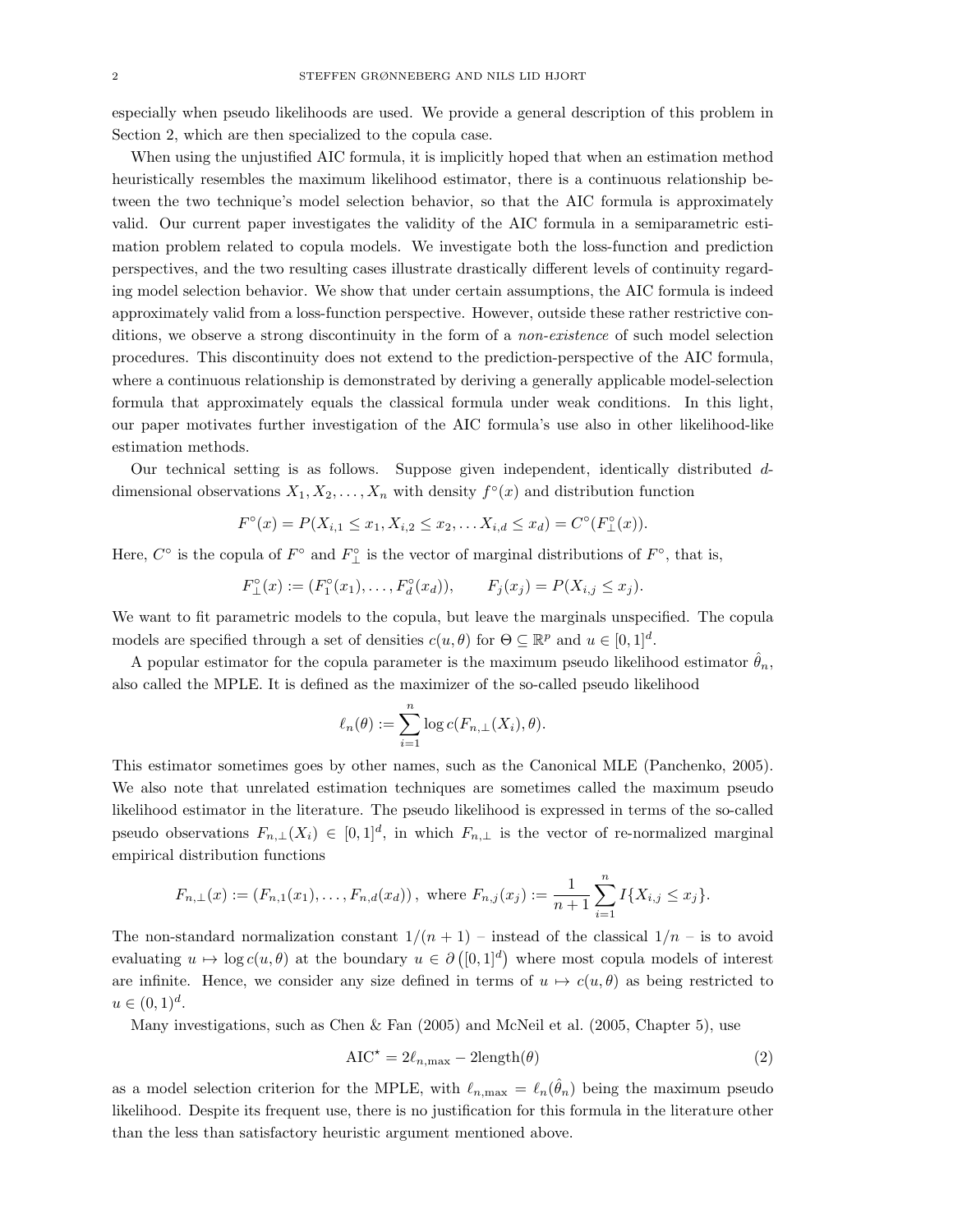especially when pseudo likelihoods are used. We provide a general description of this problem in Section 2, which are then specialized to the copula case.

When using the unjustified AIC formula, it is implicitly hoped that when an estimation method heuristically resembles the maximum likelihood estimator, there is a continuous relationship between the two technique's model selection behavior, so that the AIC formula is approximately valid. Our current paper investigates the validity of the AIC formula in a semiparametric estimation problem related to copula models. We investigate both the loss-function and prediction perspectives, and the two resulting cases illustrate drastically different levels of continuity regarding model selection behavior. We show that under certain assumptions, the AIC formula is indeed approximately valid from a loss-function perspective. However, outside these rather restrictive conditions, we observe a strong discontinuity in the form of a *non-existence* of such model selection procedures. This discontinuity does not extend to the prediction-perspective of the AIC formula, where a continuous relationship is demonstrated by deriving a generally applicable model-selection formula that approximately equals the classical formula under weak conditions. In this light, our paper motivates further investigation of the AIC formula's use also in other likelihood-like estimation methods.

Our technical setting is as follows. Suppose given independent, identically distributed $d$-dimensional observations $X_1, X_2, \ldots, X_n$ with density $f^\circ(x)$ and distribution function

$$F^\circ(x) = P(X_{i,1} \leq x_1, X_{i,2} \leq x_2, \ldots X_{i,d} \leq x_d) = C^\circ(F_\perp^\circ(x)).$$

Here, $C^\circ$ is the copula of $F^\circ$ and $F_\perp^\circ$ is the vector of marginal distributions of $F^\circ$, that is,

$$F_\perp^\circ(x) := (F_1^\circ(x_1), \ldots, F_d^\circ(x_d)), \qquad F_j(x_j) = P(X_{i,j} \leq x_j).$$

We want to fit parametric models to the copula, but leave the marginals unspecified. The copula models are specified through a set of densities $c(u, \theta)$ for $\Theta \subseteq \mathbb{R}^p$ and $u \in [0,1]^d$.

A popular estimator for the copula parameter is the maximum pseudo likelihood estimator $\hat{\theta}_n$, also called the MPLE. It is defined as the maximizer of the so-called pseudo likelihood

$$\ell_n(\theta) := \sum_{i=1}^n \log c(F_{n,\perp}(X_i), \theta).$$

This estimator sometimes goes by other names, such as the Canonical MLE (Panchenko, 2005). We also note that unrelated estimation techniques are sometimes called the maximum pseudo likelihood estimator in the literature. The pseudo likelihood is expressed in terms of the so-called pseudo observations $F_{n,\perp}(X_i) \in [0,1]^d$, in which $F_{n,\perp}$ is the vector of re-normalized marginal empirical distribution functions

$$F_{n,\perp}(x) := (F_{n,1}(x_1), \ldots, F_{n,d}(x_d)), \text{ where } F_{n,j}(x_j) := \frac{1}{n+1} \sum_{i=1}^n I\{X_{i,j} \leq x_j\}.$$

The non-standard normalization constant $1/(n+1)$ – instead of the classical $1/n$ – is to avoid evaluating $u \mapsto \log c(u, \theta)$ at the boundary $u \in \partial\left([0,1]^d\right)$ where most copula models of interest are infinite. Hence, we consider any size defined in terms of $u \mapsto c(u, \theta)$ as being restricted to $u \in (0,1)^d$.

Many investigations, such as Chen & Fan (2005) and McNeil et al. (2005, Chapter 5), use

$$\text{AIC}^\star = 2\ell_{n,\max} - 2\text{length}(\theta) \tag{2}$$

as a model selection criterion for the MPLE, with $\ell_{n,\max} = \ell_n(\hat{\theta}_n)$ being the maximum pseudo likelihood. Despite its frequent use, there is no justification for this formula in the literature other than the less than satisfactory heuristic argument mentioned above.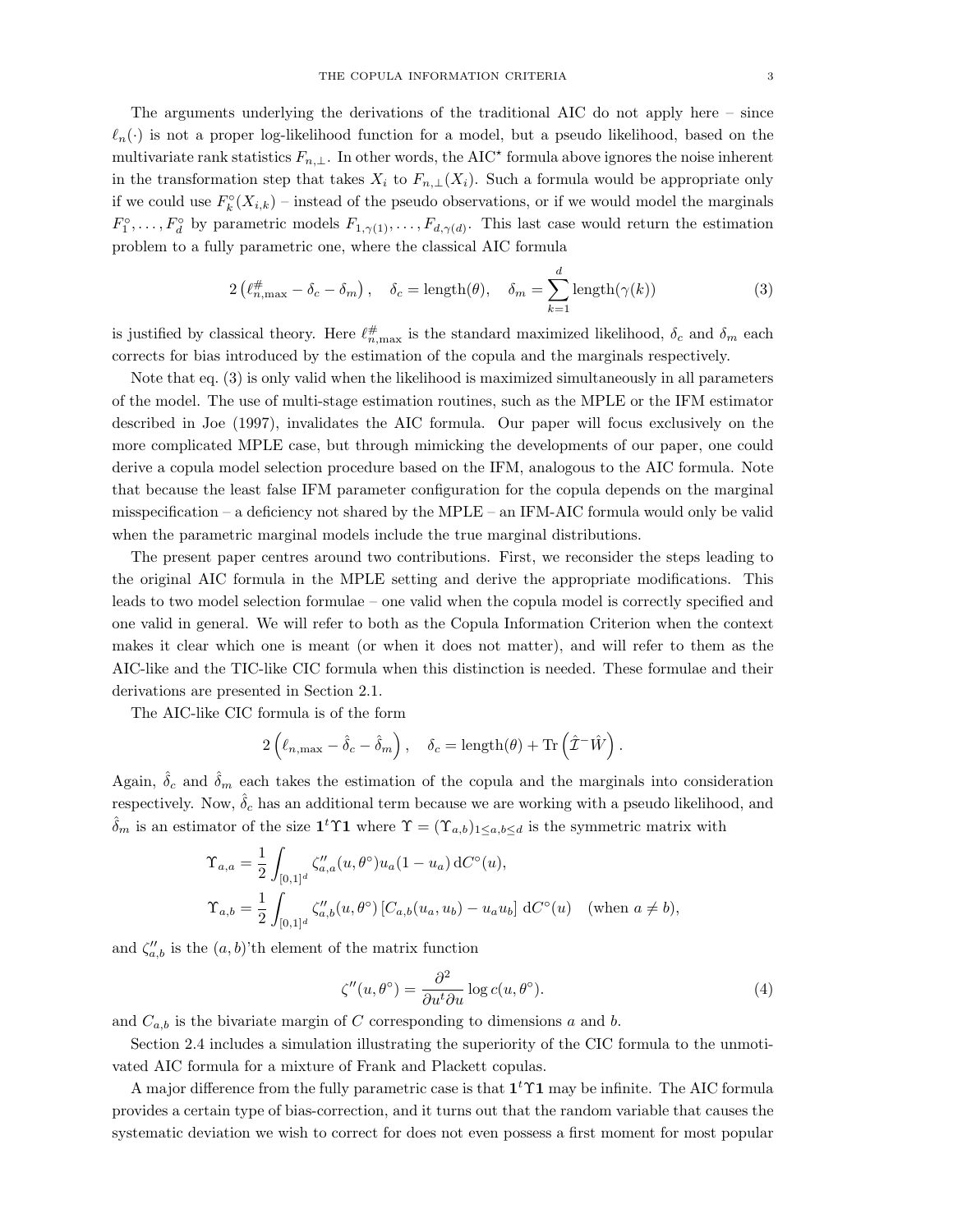The arguments underlying the derivations of the traditional AIC do not apply here – since $\ell_n(\cdot)$ is not a proper log-likelihood function for a model, but a pseudo likelihood, based on the multivariate rank statistics $F_{n,\perp}$. In other words, the AIC$^\star$ formula above ignores the noise inherent in the transformation step that takes $X_i$ to $F_{n,\perp}(X_i)$. Such a formula would be appropriate only if we could use $F_k^\circ(X_{i,k})$ – instead of the pseudo observations, or if we would model the marginals $F_1^\circ, \ldots, F_d^\circ$ by parametric models $F_{1,\gamma(1)}, \ldots, F_{d,\gamma(d)}$. This last case would return the estimation problem to a fully parametric one, where the classical AIC formula

$$2\left(\ell_{n,\max}^{\#} - \delta_c - \delta_m\right), \quad \delta_c = \text{length}(\theta), \quad \delta_m = \sum_{k=1}^{d} \text{length}(\gamma(k)) \tag{3}$$

is justified by classical theory. Here $\ell_{n,\max}^{\#}$ is the standard maximized likelihood, $\delta_c$ and $\delta_m$ each corrects for bias introduced by the estimation of the copula and the marginals respectively.

Note that eq. (3) is only valid when the likelihood is maximized simultaneously in all parameters of the model. The use of multi-stage estimation routines, such as the MPLE or the IFM estimator described in Joe (1997), invalidates the AIC formula. Our paper will focus exclusively on the more complicated MPLE case, but through mimicking the developments of our paper, one could derive a copula model selection procedure based on the IFM, analogous to the AIC formula. Note that because the least false IFM parameter configuration for the copula depends on the marginal misspecification – a deficiency not shared by the MPLE – an IFM-AIC formula would only be valid when the parametric marginal models include the true marginal distributions.

The present paper centres around two contributions. First, we reconsider the steps leading to the original AIC formula in the MPLE setting and derive the appropriate modifications. This leads to two model selection formulae – one valid when the copula model is correctly specified and one valid in general. We will refer to both as the Copula Information Criterion when the context makes it clear which one is meant (or when it does not matter), and will refer to them as the AIC-like and the TIC-like CIC formula when this distinction is needed. These formulae and their derivations are presented in Section 2.1.

The AIC-like CIC formula is of the form

$$2\left(\ell_{n,\max} - \hat{\delta}_c - \hat{\delta}_m\right), \quad \delta_c = \text{length}(\theta) + \text{Tr}\left(\hat{\mathcal{I}}^{-}\hat{W}\right).$$

Again, $\hat{\delta}_c$ and $\hat{\delta}_m$ each takes the estimation of the copula and the marginals into consideration respectively. Now, $\hat{\delta}_c$ has an additional term because we are working with a pseudo likelihood, and $\hat{\delta}_m$ is an estimator of the size $\mathbf{1}^t\Upsilon\mathbf{1}$ where $\Upsilon = (\Upsilon_{a,b})_{1\le a,b\le d}$ is the symmetric matrix with

$$\Upsilon_{a,a} = \frac{1}{2}\int_{[0,1]^d} \zeta''_{a,a}(u,\theta^\circ)u_a(1-u_a)\,\mathrm{d}C^\circ(u),$$
$$\Upsilon_{a,b} = \frac{1}{2}\int_{[0,1]^d} \zeta''_{a,b}(u,\theta^\circ)\left[C_{a,b}(u_a,u_b) - u_a u_b\right]\,\mathrm{d}C^\circ(u) \quad \text{(when } a \neq b\text{)},$$

and $\zeta''_{a,b}$ is the $(a,b)$'th element of the matrix function

$$\zeta''(u,\theta^\circ) = \frac{\partial^2}{\partial u^t \partial u}\log c(u,\theta^\circ). \tag{4}$$

and $C_{a,b}$ is the bivariate margin of $C$ corresponding to dimensions $a$ and $b$.

Section 2.4 includes a simulation illustrating the superiority of the CIC formula to the unmotivated AIC formula for a mixture of Frank and Plackett copulas.

A major difference from the fully parametric case is that $\mathbf{1}^t\Upsilon\mathbf{1}$ may be infinite. The AIC formula provides a certain type of bias-correction, and it turns out that the random variable that causes the systematic deviation we wish to correct for does not even possess a first moment for most popular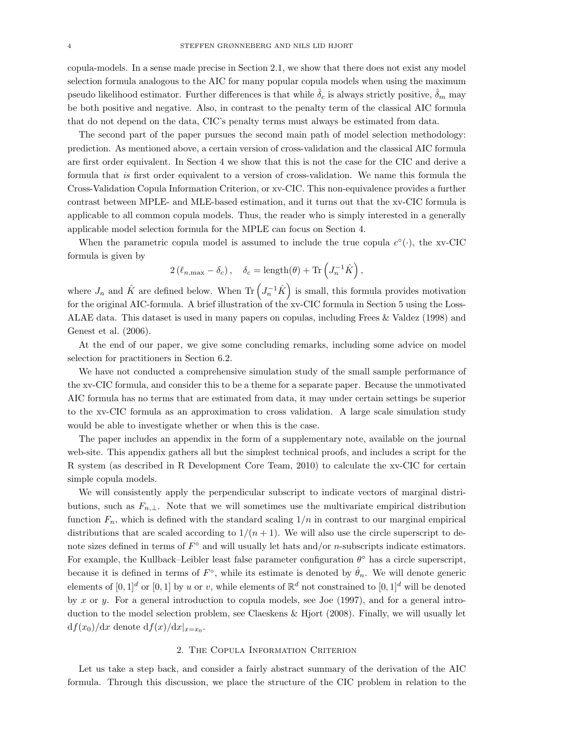copula-models. In a sense made precise in Section 2.1, we show that there does not exist any model selection formula analogous to the AIC for many popular copula models when using the maximum pseudo likelihood estimator. Further differences is that while $\hat{\delta}_c$ is always strictly positive, $\hat{\delta}_m$ may be both positive and negative. Also, in contrast to the penalty term of the classical AIC formula that do not depend on the data, CIC's penalty terms must always be estimated from data.

The second part of the paper pursues the second main path of model selection methodology: prediction. As mentioned above, a certain version of cross-validation and the classical AIC formula are first order equivalent. In Section 4 we show that this is not the case for the CIC and derive a formula that *is* first order equivalent to a version of cross-validation. We name this formula the Cross-Validation Copula Information Criterion, or xv-CIC. This non-equivalence provides a further contrast between MPLE- and MLE-based estimation, and it turns out that the xv-CIC formula is applicable to all common copula models. Thus, the reader who is simply interested in a generally applicable model selection formula for the MPLE can focus on Section 4.

When the parametric copula model is assumed to include the true copula $c^\circ(\cdot)$, the xv-CIC formula is given by

$$2\left(\ell_{n,\max} - \delta_c\right), \quad \delta_c = \mathrm{length}(\theta) + \mathrm{Tr}\left(J_n^{-1}\hat{K}\right),$$

where $J_n$ and $\hat{K}$ are defined below. When $\mathrm{Tr}\left(J_n^{-1}\hat{K}\right)$ is small, this formula provides motivation for the original AIC-formula. A brief illustration of the xv-CIC formula in Section 5 using the Loss-ALAE data. This dataset is used in many papers on copulas, including Frees & Valdez (1998) and Genest et al. (2006).

At the end of our paper, we give some concluding remarks, including some advice on model selection for practitioners in Section 6.2.

We have not conducted a comprehensive simulation study of the small sample performance of the xv-CIC formula, and consider this to be a theme for a separate paper. Because the unmotivated AIC formula has no terms that are estimated from data, it may under certain settings be superior to the xv-CIC formula as an approximation to cross validation. A large scale simulation study would be able to investigate whether or when this is the case.

The paper includes an appendix in the form of a supplementary note, available on the journal web-site. This appendix gathers all but the simplest technical proofs, and includes a script for the R system (as described in R Development Core Team, 2010) to calculate the xv-CIC for certain simple copula models.

We will consistently apply the perpendicular subscript to indicate vectors of marginal distributions, such as $F_{n,\perp}$. Note that we will sometimes use the multivariate empirical distribution function $F_n$, which is defined with the standard scaling $1/n$ in contrast to our marginal empirical distributions that are scaled according to $1/(n+1)$. We will also use the circle superscript to denote sizes defined in terms of $F^\circ$ and will usually let hats and/or $n$-subscripts indicate estimators. For example, the Kullback–Leibler least false parameter configuration $\theta^\circ$ has a circle superscript, because it is defined in terms of $F^\circ$, while its estimate is denoted by $\hat{\theta}_n$. We will denote generic elements of $[0,1]^d$ or $[0,1]$ by $u$ or $v$, while elements of $\mathbb{R}^d$ not constrained to $[0,1]^d$ will be denoted by $x$ or $y$. For a general introduction to copula models, see Joe (1997), and for a general introduction to the model selection problem, see Claeskens & Hjort (2008). Finally, we will usually let $\mathrm{d}f(x_0)/\mathrm{d}x$ denote $\mathrm{d}f(x)/\mathrm{d}x|_{x=x_0}$.

## 2. The Copula Information Criterion

Let us take a step back, and consider a fairly abstract summary of the derivation of the AIC formula. Through this discussion, we place the structure of the CIC problem in relation to the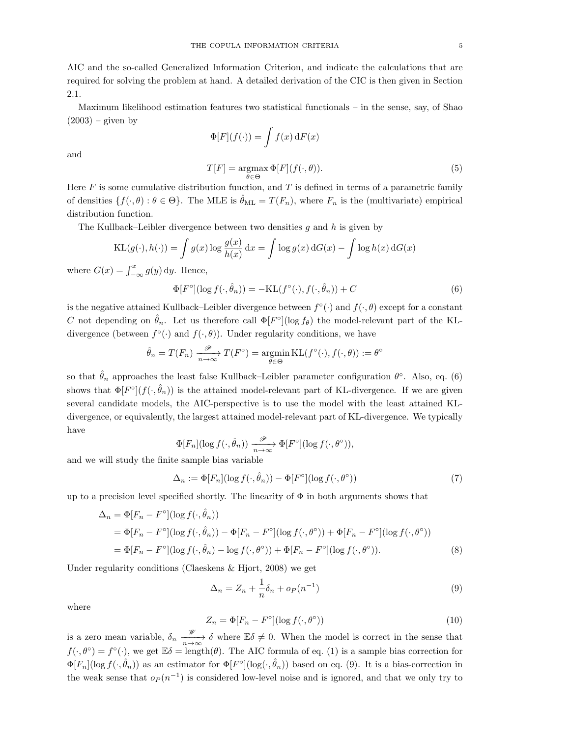AIC and the so-called Generalized Information Criterion, and indicate the calculations that are required for solving the problem at hand. A detailed derivation of the CIC is then given in Section 2.1.

Maximum likelihood estimation features two statistical functionals – in the sense, say, of Shao (2003) – given by

$$\Phi[F](f(\cdot)) = \int f(x)\,\mathrm{d}F(x)$$

and

$$T[F] = \operatorname*{argmax}_{\theta\in\Theta} \Phi[F](f(\cdot,\theta)). \tag{5}$$

Here $F$ is some cumulative distribution function, and $T$ is defined in terms of a parametric family of densities $\{f(\cdot,\theta) : \theta \in \Theta\}$. The MLE is $\hat{\theta}_{\mathrm{ML}} = T(F_n)$, where $F_n$ is the (multivariate) empirical distribution function.

The Kullback–Leibler divergence between two densities $g$ and $h$ is given by

$$\mathrm{KL}(g(\cdot), h(\cdot)) = \int g(x) \log \frac{g(x)}{h(x)}\,\mathrm{d}x = \int \log g(x)\,\mathrm{d}G(x) - \int \log h(x)\,\mathrm{d}G(x)$$

where $G(x) = \int_{-\infty}^{x} g(y)\,\mathrm{d}y$. Hence,

$$\Phi[F^\circ](\log f(\cdot,\hat{\theta}_n)) = -\mathrm{KL}(f^\circ(\cdot), f(\cdot,\hat{\theta}_n)) + C \tag{6}$$

is the negative attained Kullback–Leibler divergence between $f^\circ(\cdot)$ and $f(\cdot,\theta)$ except for a constant $C$ not depending on $\hat{\theta}_n$. Let us therefore call $\Phi[F^\circ](\log f_\theta)$ the model-relevant part of the KL-divergence (between $f^\circ(\cdot)$ and $f(\cdot,\theta)$). Under regularity conditions, we have

$$\hat{\theta}_n = T(F_n) \xrightarrow[n\to\infty]{\mathscr{P}} T(F^\circ) = \operatorname*{argmin}_{\theta\in\Theta} \mathrm{KL}(f^\circ(\cdot), f(\cdot,\theta)) := \theta^\circ$$

so that $\hat{\theta}_n$ approaches the least false Kullback–Leibler parameter configuration $\theta^\circ$. Also, eq. (6) shows that $\Phi[F^\circ](f(\cdot,\hat{\theta}_n))$ is the attained model-relevant part of KL-divergence. If we are given several candidate models, the AIC-perspective is to use the model with the least attained KL-divergence, or equivalently, the largest attained model-relevant part of KL-divergence. We typically have

$$\Phi[F_n](\log f(\cdot,\hat{\theta}_n)) \xrightarrow[n\to\infty]{\mathscr{P}} \Phi[F^\circ](\log f(\cdot,\theta^\circ)),$$

and we will study the finite sample bias variable

$$\Delta_n := \Phi[F_n](\log f(\cdot,\hat{\theta}_n)) - \Phi[F^\circ](\log f(\cdot,\theta^\circ)) \tag{7}$$

up to a precision level specified shortly. The linearity of $\Phi$ in both arguments shows that

$$\begin{aligned}
\Delta_n &= \Phi[F_n - F^\circ](\log f(\cdot,\hat{\theta}_n)) \\
&= \Phi[F_n - F^\circ](\log f(\cdot,\hat{\theta}_n)) - \Phi[F_n - F^\circ](\log f(\cdot,\theta^\circ)) + \Phi[F_n - F^\circ](\log f(\cdot,\theta^\circ)) \\
&= \Phi[F_n - F^\circ](\log f(\cdot,\hat{\theta}_n) - \log f(\cdot,\theta^\circ)) + \Phi[F_n - F^\circ](\log f(\cdot,\theta^\circ)).
\end{aligned} \tag{8}$$

Under regularity conditions (Claeskens & Hjort, 2008) we get

$$\Delta_n = Z_n + \frac{1}{n}\delta_n + o_P(n^{-1}) \tag{9}$$

where

$$Z_n = \Phi[F_n - F^\circ](\log f(\cdot,\theta^\circ)) \tag{10}$$

is a zero mean variable, $\delta_n \xrightarrow[n\to\infty]{\mathscr{W}} \delta$ where $\mathbb{E}\delta \neq 0$. When the model is correct in the sense that $f(\cdot,\theta^\circ) = f^\circ(\cdot)$, we get $\mathbb{E}\delta = \mathrm{length}(\theta)$. The AIC formula of eq. (1) is a sample bias correction for $\Phi[F_n](\log f(\cdot,\hat{\theta}_n))$ as an estimator for $\Phi[F^\circ](\log(\cdot,\hat{\theta}_n))$ based on eq. (9). It is a bias-correction in the weak sense that $o_P(n^{-1})$ is considered low-level noise and is ignored, and that we only try to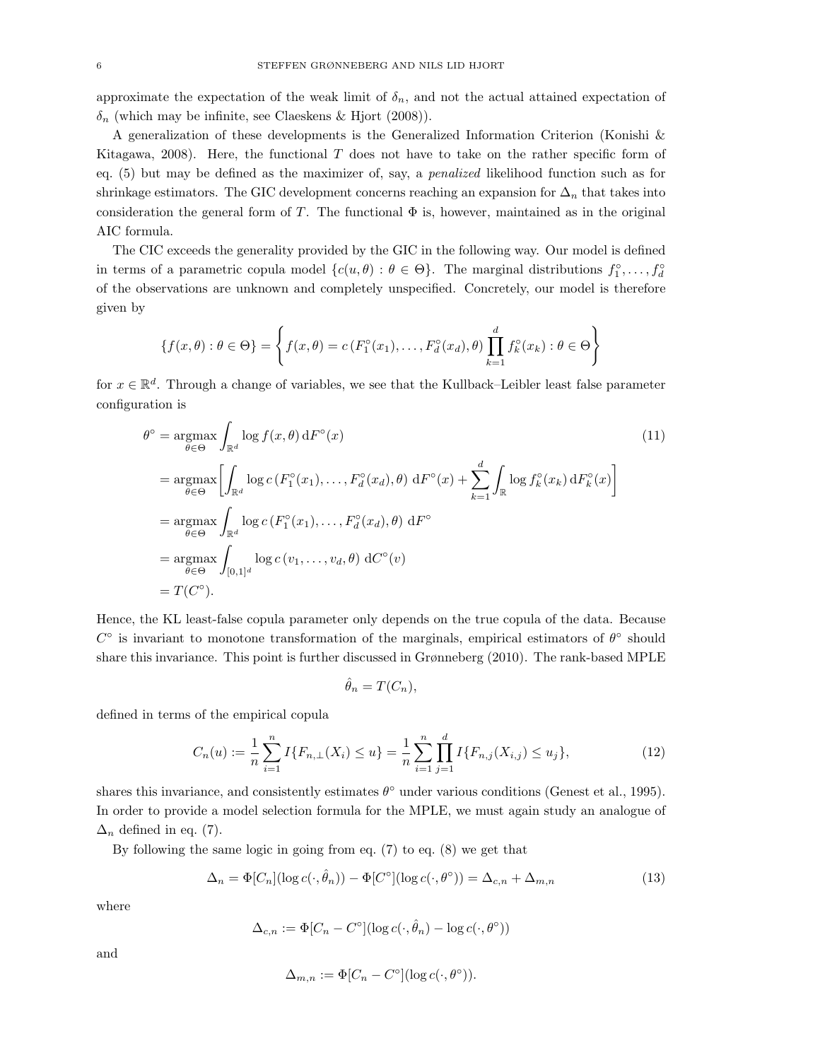approximate the expectation of the weak limit of $\delta_n$, and not the actual attained expectation of $\delta_n$ (which may be infinite, see Claeskens & Hjort (2008)).

A generalization of these developments is the Generalized Information Criterion (Konishi & Kitagawa, 2008). Here, the functional $T$ does not have to take on the rather specific form of eq. (5) but may be defined as the maximizer of, say, a *penalized* likelihood function such as for shrinkage estimators. The GIC development concerns reaching an expansion for $\Delta_n$ that takes into consideration the general form of $T$. The functional $\Phi$ is, however, maintained as in the original AIC formula.

The CIC exceeds the generality provided by the GIC in the following way. Our model is defined in terms of a parametric copula model $\{c(u, \theta) : \theta \in \Theta\}$. The marginal distributions $f_1^\circ, \ldots, f_d^\circ$ of the observations are unknown and completely unspecified. Concretely, our model is therefore given by

$$\{f(x, \theta) : \theta \in \Theta\} = \left\{ f(x, \theta) = c\left(F_1^\circ(x_1), \ldots, F_d^\circ(x_d), \theta\right) \prod_{k=1}^{d} f_k^\circ(x_k) : \theta \in \Theta \right\}$$

for $x \in \mathbb{R}^d$. Through a change of variables, we see that the Kullback–Leibler least false parameter configuration is

$$\begin{aligned}
\theta^\circ &= \operatorname*{argmax}_{\theta \in \Theta} \int_{\mathbb{R}^d} \log f(x, \theta) \, \mathrm{d}F^\circ(x) && (11) \\
&= \operatorname*{argmax}_{\theta \in \Theta} \left[ \int_{\mathbb{R}^d} \log c\left(F_1^\circ(x_1), \ldots, F_d^\circ(x_d), \theta\right) \, \mathrm{d}F^\circ(x) + \sum_{k=1}^{d} \int_{\mathbb{R}} \log f_k^\circ(x_k) \, \mathrm{d}F_k^\circ(x) \right] \\
&= \operatorname*{argmax}_{\theta \in \Theta} \int_{\mathbb{R}^d} \log c\left(F_1^\circ(x_1), \ldots, F_d^\circ(x_d), \theta\right) \, \mathrm{d}F^\circ \\
&= \operatorname*{argmax}_{\theta \in \Theta} \int_{[0,1]^d} \log c\left(v_1, \ldots, v_d, \theta\right) \, \mathrm{d}C^\circ(v) \\
&= T(C^\circ).
\end{aligned}$$

Hence, the KL least-false copula parameter only depends on the true copula of the data. Because $C^\circ$ is invariant to monotone transformation of the marginals, empirical estimators of $\theta^\circ$ should share this invariance. This point is further discussed in Grønneberg (2010). The rank-based MPLE

$$\hat{\theta}_n = T(C_n),$$

defined in terms of the empirical copula

$$C_n(u) := \frac{1}{n} \sum_{i=1}^{n} I\{F_{n,\perp}(X_i) \leq u\} = \frac{1}{n} \sum_{i=1}^{n} \prod_{j=1}^{d} I\{F_{n,j}(X_{i,j}) \leq u_j\}, \tag{12}$$

shares this invariance, and consistently estimates $\theta^\circ$ under various conditions (Genest et al., 1995). In order to provide a model selection formula for the MPLE, we must again study an analogue of $\Delta_n$ defined in eq. (7).

By following the same logic in going from eq. (7) to eq. (8) we get that

$$\Delta_n = \Phi[C_n](\log c(\cdot, \hat{\theta}_n)) - \Phi[C^\circ](\log c(\cdot, \theta^\circ)) = \Delta_{c,n} + \Delta_{m,n} \tag{13}$$

where

$$\Delta_{c,n} := \Phi[C_n - C^\circ](\log c(\cdot, \hat{\theta}_n) - \log c(\cdot, \theta^\circ))$$

and

$$\Delta_{m,n} := \Phi[C_n - C^\circ](\log c(\cdot, \theta^\circ)).$$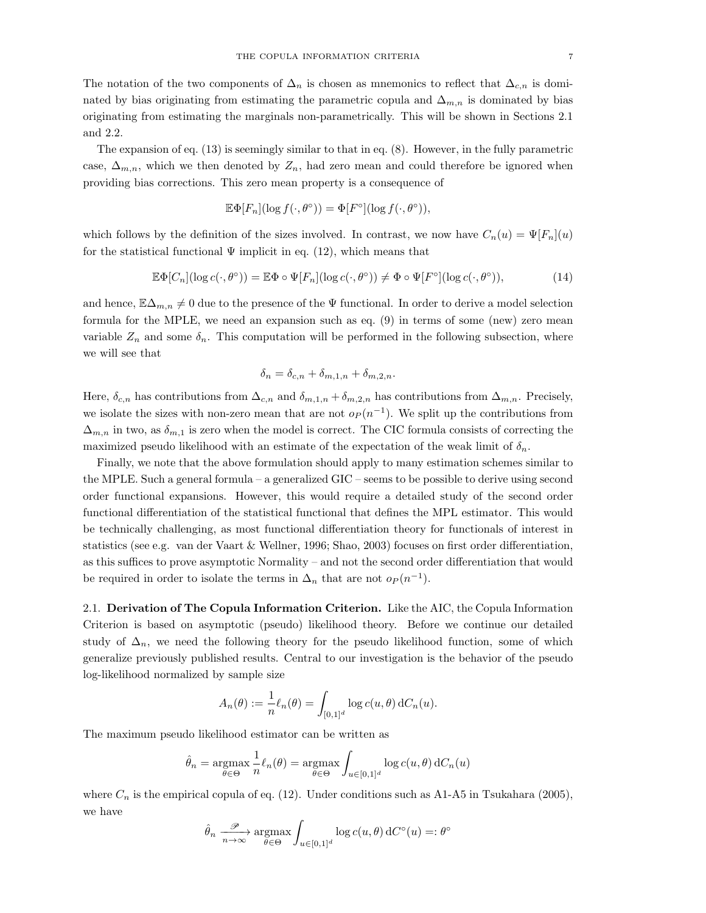The notation of the two components of $\Delta_n$ is chosen as mnemonics to reflect that $\Delta_{c,n}$ is dominated by bias originating from estimating the parametric copula and $\Delta_{m,n}$ is dominated by bias originating from estimating the marginals non-parametrically. This will be shown in Sections 2.1 and 2.2.

The expansion of eq. (13) is seemingly similar to that in eq. (8). However, in the fully parametric case, $\Delta_{m,n}$, which we then denoted by $Z_n$, had zero mean and could therefore be ignored when providing bias corrections. This zero mean property is a consequence of

$$\mathbb{E}\Phi[F_n](\log f(\cdot,\theta^\circ)) = \Phi[F^\circ](\log f(\cdot,\theta^\circ)),$$

which follows by the definition of the sizes involved. In contrast, we now have $C_n(u) = \Psi[F_n](u)$ for the statistical functional $\Psi$ implicit in eq. (12), which means that

$$\mathbb{E}\Phi[C_n](\log c(\cdot,\theta^\circ)) = \mathbb{E}\Phi\circ\Psi[F_n](\log c(\cdot,\theta^\circ)) \neq \Phi\circ\Psi[F^\circ](\log c(\cdot,\theta^\circ)), \tag{14}$$

and hence, $\mathbb{E}\Delta_{m,n} \neq 0$ due to the presence of the $\Psi$ functional. In order to derive a model selection formula for the MPLE, we need an expansion such as eq. (9) in terms of some (new) zero mean variable $Z_n$ and some $\delta_n$. This computation will be performed in the following subsection, where we will see that

$$\delta_n = \delta_{c,n} + \delta_{m,1,n} + \delta_{m,2,n}.$$

Here, $\delta_{c,n}$ has contributions from $\Delta_{c,n}$ and $\delta_{m,1,n} + \delta_{m,2,n}$ has contributions from $\Delta_{m,n}$. Precisely, we isolate the sizes with non-zero mean that are not $o_P(n^{-1})$. We split up the contributions from $\Delta_{m,n}$ in two, as $\delta_{m,1}$ is zero when the model is correct. The CIC formula consists of correcting the maximized pseudo likelihood with an estimate of the expectation of the weak limit of $\delta_n$.

Finally, we note that the above formulation should apply to many estimation schemes similar to the MPLE. Such a general formula – a generalized GIC – seems to be possible to derive using second order functional expansions. However, this would require a detailed study of the second order functional differentiation of the statistical functional that defines the MPL estimator. This would be technically challenging, as most functional differentiation theory for functionals of interest in statistics (see e.g. van der Vaart & Wellner, 1996; Shao, 2003) focuses on first order differentiation, as this suffices to prove asymptotic Normality – and not the second order differentiation that would be required in order to isolate the terms in $\Delta_n$ that are not $o_P(n^{-1})$.

## 2.1. Derivation of The Copula Information Criterion.

Like the AIC, the Copula Information Criterion is based on asymptotic (pseudo) likelihood theory. Before we continue our detailed study of $\Delta_n$, we need the following theory for the pseudo likelihood function, some of which generalize previously published results. Central to our investigation is the behavior of the pseudo log-likelihood normalized by sample size

$$A_n(\theta) := \frac{1}{n}\ell_n(\theta) = \int_{[0,1]^d} \log c(u,\theta)\,\mathrm{d}C_n(u).$$

The maximum pseudo likelihood estimator can be written as

$$\hat\theta_n = \operatorname*{argmax}_{\theta\in\Theta} \frac{1}{n}\ell_n(\theta) = \operatorname*{argmax}_{\theta\in\Theta} \int_{u\in[0,1]^d} \log c(u,\theta)\,\mathrm{d}C_n(u)$$

where $C_n$ is the empirical copula of eq. (12). Under conditions such as A1-A5 in Tsukahara (2005), we have

$$\hat\theta_n \xrightarrow[n\to\infty]{\mathscr{P}} \operatorname*{argmax}_{\theta\in\Theta} \int_{u\in[0,1]^d} \log c(u,\theta)\,\mathrm{d}C^\circ(u) =: \theta^\circ$$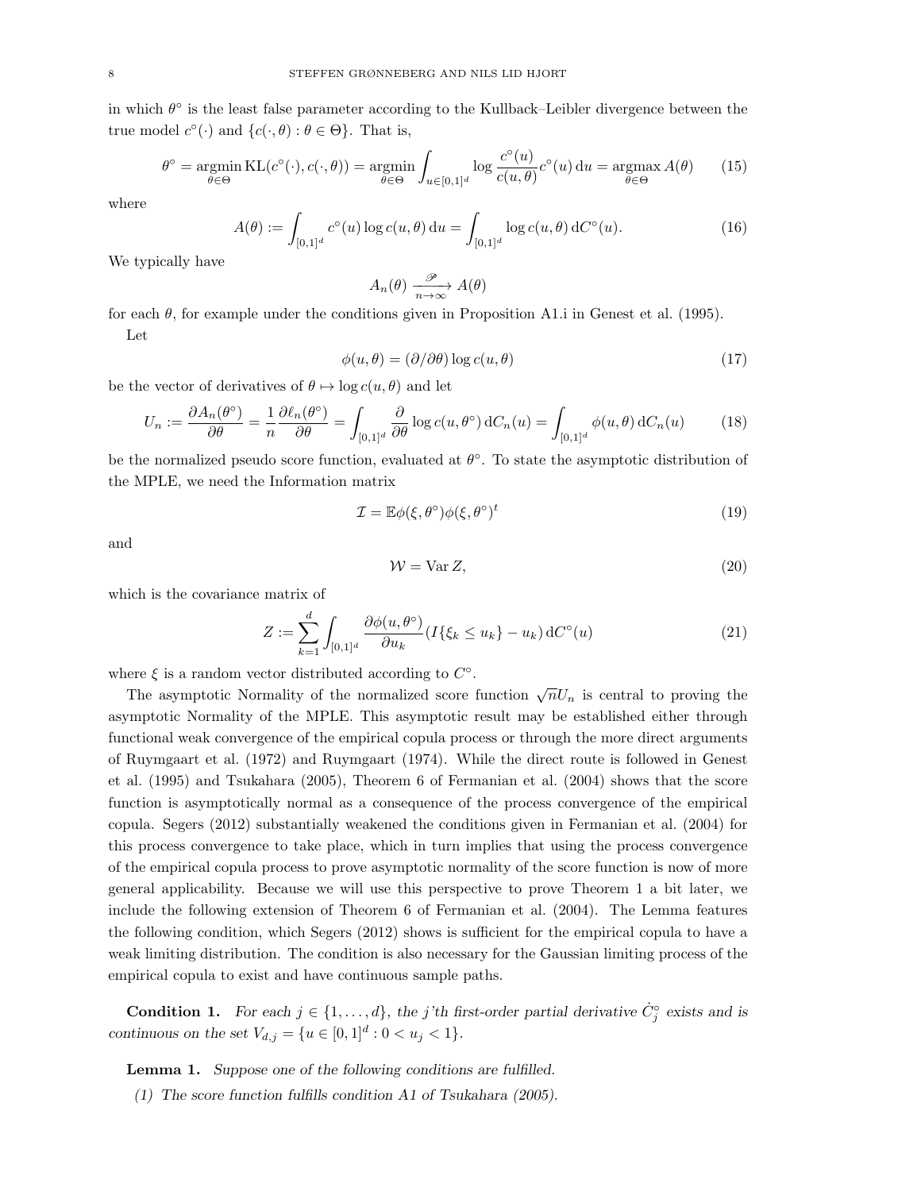in which $\theta^\circ$ is the least false parameter according to the Kullback–Leibler divergence between the true model $c^\circ(\cdot)$ and $\{c(\cdot,\theta) : \theta \in \Theta\}$. That is,

$$\theta^\circ = \operatorname*{argmin}_{\theta\in\Theta} \mathrm{KL}(c^\circ(\cdot), c(\cdot,\theta)) = \operatorname*{argmin}_{\theta\in\Theta} \int_{u\in[0,1]^d} \log \frac{c^\circ(u)}{c(u,\theta)} c^\circ(u)\,\mathrm{d}u = \operatorname*{argmax}_{\theta\in\Theta} A(\theta) \tag{15}$$

where

$$A(\theta) := \int_{[0,1]^d} c^\circ(u) \log c(u,\theta)\,\mathrm{d}u = \int_{[0,1]^d} \log c(u,\theta)\,\mathrm{d}C^\circ(u). \tag{16}$$

We typically have

$$A_n(\theta) \xrightarrow[n\to\infty]{\mathscr{P}} A(\theta)$$

for each $\theta$, for example under the conditions given in Proposition A1.i in Genest et al. (1995).

Let

$$\phi(u,\theta) = (\partial/\partial\theta) \log c(u,\theta) \tag{17}$$

be the vector of derivatives of $\theta \mapsto \log c(u,\theta)$ and let

$$U_n := \frac{\partial A_n(\theta^\circ)}{\partial\theta} = \frac{1}{n}\frac{\partial \ell_n(\theta^\circ)}{\partial\theta} = \int_{[0,1]^d} \frac{\partial}{\partial\theta} \log c(u,\theta^\circ)\,\mathrm{d}C_n(u) = \int_{[0,1]^d} \phi(u,\theta)\,\mathrm{d}C_n(u) \tag{18}$$

be the normalized pseudo score function, evaluated at $\theta^\circ$. To state the asymptotic distribution of the MPLE, we need the Information matrix

$$\mathcal{I} = \mathbb{E}\phi(\xi,\theta^\circ)\phi(\xi,\theta^\circ)^t \tag{19}$$

and

$$\mathcal{W} = \operatorname{Var} Z, \tag{20}$$

which is the covariance matrix of

$$Z := \sum_{k=1}^d \int_{[0,1]^d} \frac{\partial \phi(u,\theta^\circ)}{\partial u_k} (I\{\xi_k \le u_k\} - u_k)\,\mathrm{d}C^\circ(u) \tag{21}$$

where $\xi$ is a random vector distributed according to $C^\circ$.

The asymptotic Normality of the normalized score function $\sqrt{n}U_n$ is central to proving the asymptotic Normality of the MPLE. This asymptotic result may be established either through functional weak convergence of the empirical copula process or through the more direct arguments of Ruymgaart et al. (1972) and Ruymgaart (1974). While the direct route is followed in Genest et al. (1995) and Tsukahara (2005), Theorem 6 of Fermanian et al. (2004) shows that the score function is asymptotically normal as a consequence of the process convergence of the empirical copula. Segers (2012) substantially weakened the conditions given in Fermanian et al. (2004) for this process convergence to take place, which in turn implies that using the process convergence of the empirical copula process to prove asymptotic normality of the score function is now of more general applicability. Because we will use this perspective to prove Theorem 1 a bit later, we include the following extension of Theorem 6 of Fermanian et al. (2004). The Lemma features the following condition, which Segers (2012) shows is sufficient for the empirical copula to have a weak limiting distribution. The condition is also necessary for the Gaussian limiting process of the empirical copula to exist and have continuous sample paths.

**Condition 1.** *For each $j \in \{1,\ldots,d\}$, the $j$'th first-order partial derivative $\dot{C}_j^\circ$ exists and is continuous on the set $V_{d,j} = \{u \in [0,1]^d : 0 < u_j < 1\}$.*

**Lemma 1.** *Suppose one of the following conditions are fulfilled.*

*(1) The score function fulfills condition A1 of Tsukahara (2005).*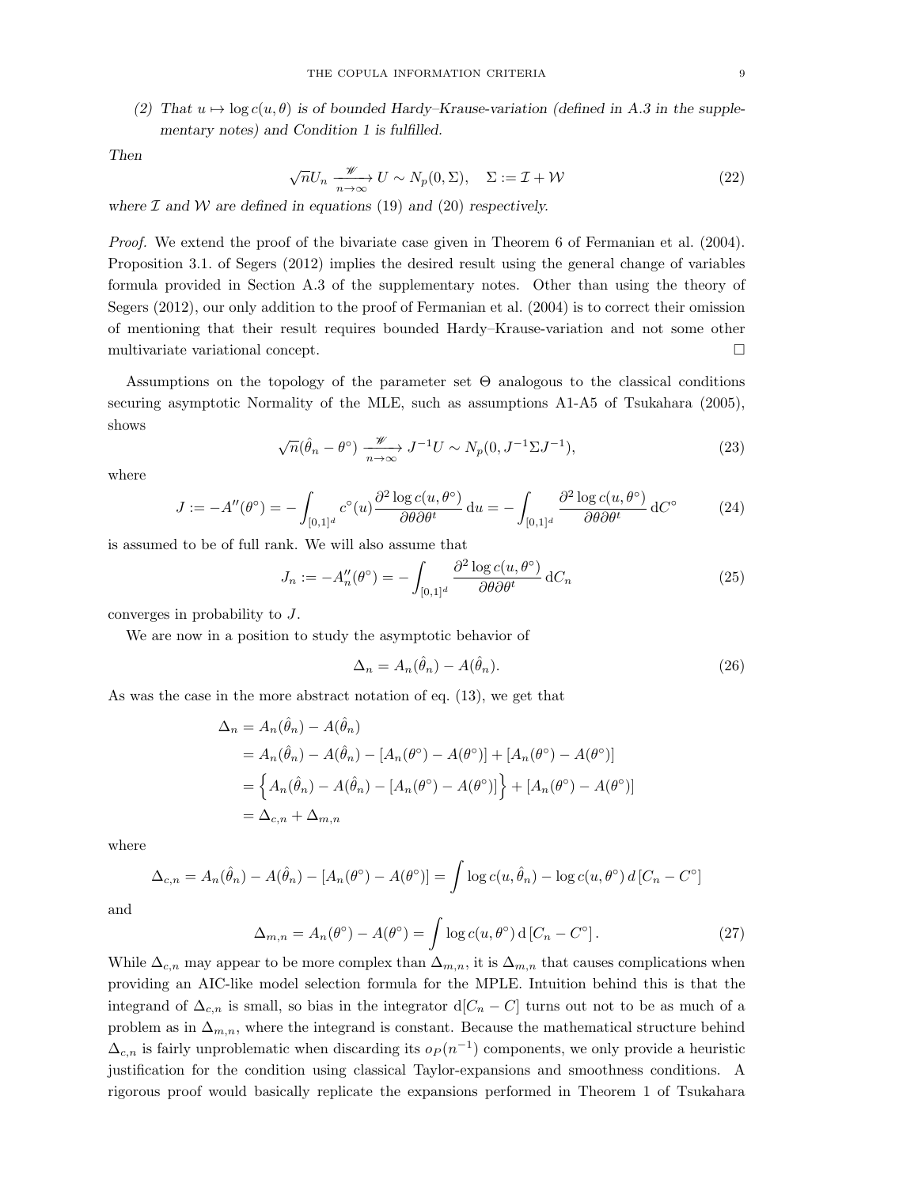(2) *That $u \mapsto \log c(u, \theta)$ is of bounded Hardy–Krause-variation (defined in A.3 in the supplementary notes) and Condition 1 is fulfilled.*

*Then*

$$\sqrt{n} U_n \xrightarrow[n\to\infty]{\mathscr{W}} U \sim N_p(0, \Sigma), \quad \Sigma := \mathcal{I} + \mathcal{W} \tag{22}$$

*where $\mathcal{I}$ and $\mathcal{W}$ are defined in equations (19) and (20) respectively.*

*Proof.* We extend the proof of the bivariate case given in Theorem 6 of Fermanian et al. (2004). Proposition 3.1. of Segers (2012) implies the desired result using the general change of variables formula provided in Section A.3 of the supplementary notes. Other than using the theory of Segers (2012), our only addition to the proof of Fermanian et al. (2004) is to correct their omission of mentioning that their result requires bounded Hardy–Krause-variation and not some other multivariate variational concept. □

Assumptions on the topology of the parameter set $\Theta$ analogous to the classical conditions securing asymptotic Normality of the MLE, such as assumptions A1-A5 of Tsukahara (2005), shows

$$\sqrt{n}(\hat{\theta}_n - \theta^\circ) \xrightarrow[n\to\infty]{\mathscr{W}} J^{-1} U \sim N_p(0, J^{-1}\Sigma J^{-1}), \tag{23}$$

where

$$J := -A''(\theta^\circ) = -\int_{[0,1]^d} c^\circ(u) \frac{\partial^2 \log c(u, \theta^\circ)}{\partial\theta\partial\theta^t} \, \mathrm{d}u = -\int_{[0,1]^d} \frac{\partial^2 \log c(u, \theta^\circ)}{\partial\theta\partial\theta^t} \, \mathrm{d}C^\circ \tag{24}$$

is assumed to be of full rank. We will also assume that

$$J_n := -A_n''(\theta^\circ) = -\int_{[0,1]^d} \frac{\partial^2 \log c(u, \theta^\circ)}{\partial\theta\partial\theta^t} \, \mathrm{d}C_n \tag{25}$$

converges in probability to $J$.

We are now in a position to study the asymptotic behavior of

$$\Delta_n = A_n(\hat{\theta}_n) - A(\hat{\theta}_n). \tag{26}$$

As was the case in the more abstract notation of eq. (13), we get that

$$\begin{aligned}
\Delta_n &= A_n(\hat{\theta}_n) - A(\hat{\theta}_n) \\
&= A_n(\hat{\theta}_n) - A(\hat{\theta}_n) - [A_n(\theta^\circ) - A(\theta^\circ)] + [A_n(\theta^\circ) - A(\theta^\circ)] \\
&= \left\{ A_n(\hat{\theta}_n) - A(\hat{\theta}_n) - [A_n(\theta^\circ) - A(\theta^\circ)] \right\} + [A_n(\theta^\circ) - A(\theta^\circ)] \\
&= \Delta_{c,n} + \Delta_{m,n}
\end{aligned}$$

where

$$\Delta_{c,n} = A_n(\hat{\theta}_n) - A(\hat{\theta}_n) - [A_n(\theta^\circ) - A(\theta^\circ)] = \int \log c(u, \hat{\theta}_n) - \log c(u, \theta^\circ) \, d\left[C_n - C^\circ\right]$$

and

$$\Delta_{m,n} = A_n(\theta^\circ) - A(\theta^\circ) = \int \log c(u, \theta^\circ) \, \mathrm{d}\left[C_n - C^\circ\right]. \tag{27}$$

While $\Delta_{c,n}$ may appear to be more complex than $\Delta_{m,n}$, it is $\Delta_{m,n}$ that causes complications when providing an AIC-like model selection formula for the MPLE. Intuition behind this is that the integrand of $\Delta_{c,n}$ is small, so bias in the integrator $\mathrm{d}[C_n - C]$ turns out not to be as much of a problem as in $\Delta_{m,n}$, where the integrand is constant. Because the mathematical structure behind $\Delta_{c,n}$ is fairly unproblematic when discarding its $o_P(n^{-1})$ components, we only provide a heuristic justification for the condition using classical Taylor-expansions and smoothness conditions. A rigorous proof would basically replicate the expansions performed in Theorem 1 of Tsukahara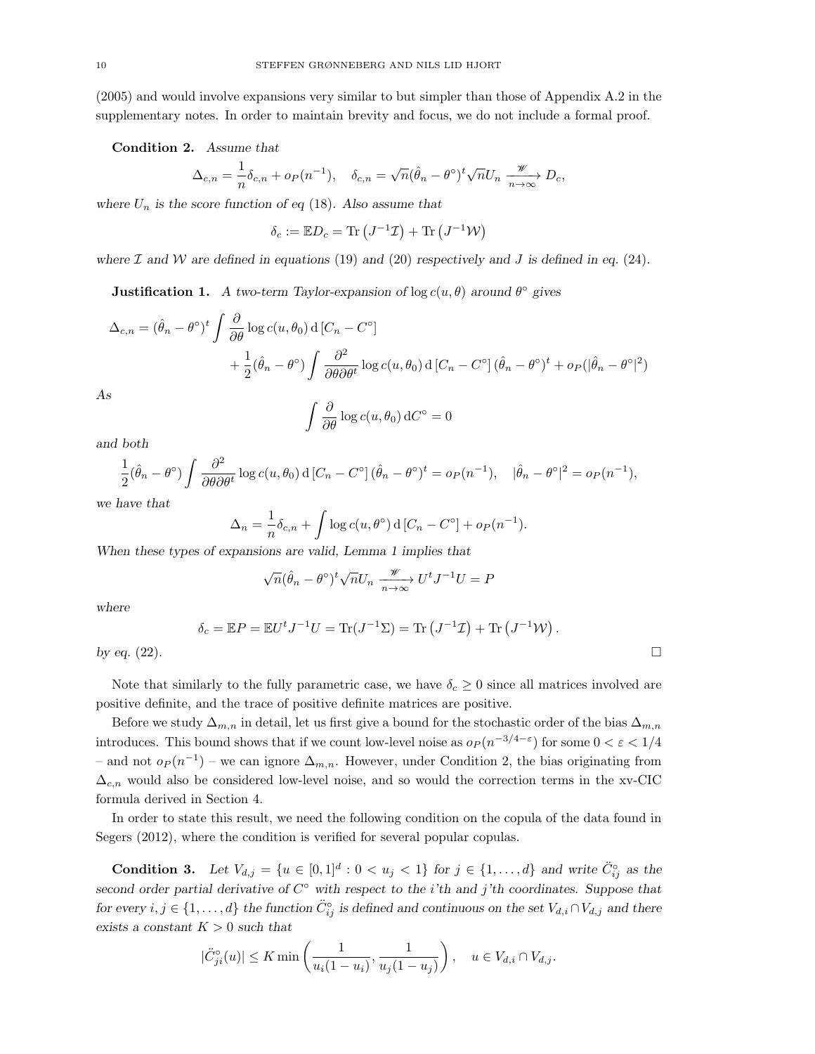(2005) and would involve expansions very similar to but simpler than those of Appendix A.2 in the supplementary notes. In order to maintain brevity and focus, we do not include a formal proof.

**Condition 2.** *Assume that*

$$\Delta_{c,n} = \frac{1}{n}\delta_{c,n} + o_P(n^{-1}), \quad \delta_{c,n} = \sqrt{n}(\hat{\theta}_n - \theta^\circ)^t \sqrt{n} U_n \xrightarrow[n\to\infty]{\mathscr{W}} D_c,$$

*where $U_n$ is the score function of eq* (18)*. Also assume that*

$$\delta_c := \mathbb{E} D_c = \mathrm{Tr}\left(J^{-1}\mathcal{I}\right) + \mathrm{Tr}\left(J^{-1}\mathcal{W}\right)$$

*where $\mathcal{I}$ and $\mathcal{W}$ are defined in equations* (19) *and* (20) *respectively and $J$ is defined in eq.* (24)*.*

**Justification 1.** *A two-term Taylor-expansion of $\log c(u, \theta)$ around $\theta^\circ$ gives*

$$\Delta_{c,n} = (\hat{\theta}_n - \theta^\circ)^t \int \frac{\partial}{\partial \theta} \log c(u, \theta_0) \,\mathrm{d}\left[C_n - C^\circ\right]$$
$$+ \frac{1}{2}(\hat{\theta}_n - \theta^\circ) \int \frac{\partial^2}{\partial\theta\partial\theta^t} \log c(u, \theta_0) \,\mathrm{d}\left[C_n - C^\circ\right] (\hat{\theta}_n - \theta^\circ)^t + o_P(|\hat{\theta}_n - \theta^\circ|^2)$$

*As*

$$\int \frac{\partial}{\partial \theta} \log c(u, \theta_0) \,\mathrm{d}C^\circ = 0$$

*and both*

$$\frac{1}{2}(\hat{\theta}_n - \theta^\circ) \int \frac{\partial^2}{\partial\theta\partial\theta^t} \log c(u, \theta_0) \,\mathrm{d}\left[C_n - C^\circ\right] (\hat{\theta}_n - \theta^\circ)^t = o_P(n^{-1}), \quad |\hat{\theta}_n - \theta^\circ|^2 = o_P(n^{-1}),$$

*we have that*

$$\Delta_n = \frac{1}{n}\delta_{c,n} + \int \log c(u, \theta^\circ) \,\mathrm{d}\left[C_n - C^\circ\right] + o_P(n^{-1}).$$

*When these types of expansions are valid, Lemma 1 implies that*

$$\sqrt{n}(\hat{\theta}_n - \theta^\circ)^t \sqrt{n} U_n \xrightarrow[n\to\infty]{\mathscr{W}} U^t J^{-1} U = P$$

*where*

$$\delta_c = \mathbb{E}P = \mathbb{E}U^t J^{-1} U = \mathrm{Tr}(J^{-1}\Sigma) = \mathrm{Tr}\left(J^{-1}\mathcal{I}\right) + \mathrm{Tr}\left(J^{-1}\mathcal{W}\right).$$

*by eq.* (22)*.* □

Note that similarly to the fully parametric case, we have $\delta_c \geq 0$ since all matrices involved are positive definite, and the trace of positive definite matrices are positive.

Before we study $\Delta_{m,n}$ in detail, let us first give a bound for the stochastic order of the bias $\Delta_{m,n}$ introduces. This bound shows that if we count low-level noise as $o_P(n^{-3/4-\varepsilon})$ for some $0 < \varepsilon < 1/4$ – and not $o_P(n^{-1})$ – we can ignore $\Delta_{m,n}$. However, under Condition 2, the bias originating from $\Delta_{c,n}$ would also be considered low-level noise, and so would the correction terms in the xv-CIC formula derived in Section 4.

In order to state this result, we need the following condition on the copula of the data found in Segers (2012), where the condition is verified for several popular copulas.

**Condition 3.** *Let $V_{d,j} = \{u \in [0,1]^d : 0 < u_j < 1\}$ for $j \in \{1, \ldots, d\}$ and write $\ddot{C}^\circ_{ij}$ as the second order partial derivative of $C^\circ$ with respect to the $i$'th and $j$'th coordinates. Suppose that for every $i, j \in \{1, \ldots, d\}$ the function $\ddot{C}^\circ_{ij}$ is defined and continuous on the set $V_{d,i} \cap V_{d,j}$ and there exists a constant $K > 0$ such that*

$$|\ddot{C}^\circ_{ji}(u)| \leq K \min\left(\frac{1}{u_i(1-u_i)}, \frac{1}{u_j(1-u_j)}\right), \quad u \in V_{d,i} \cap V_{d,j}.$$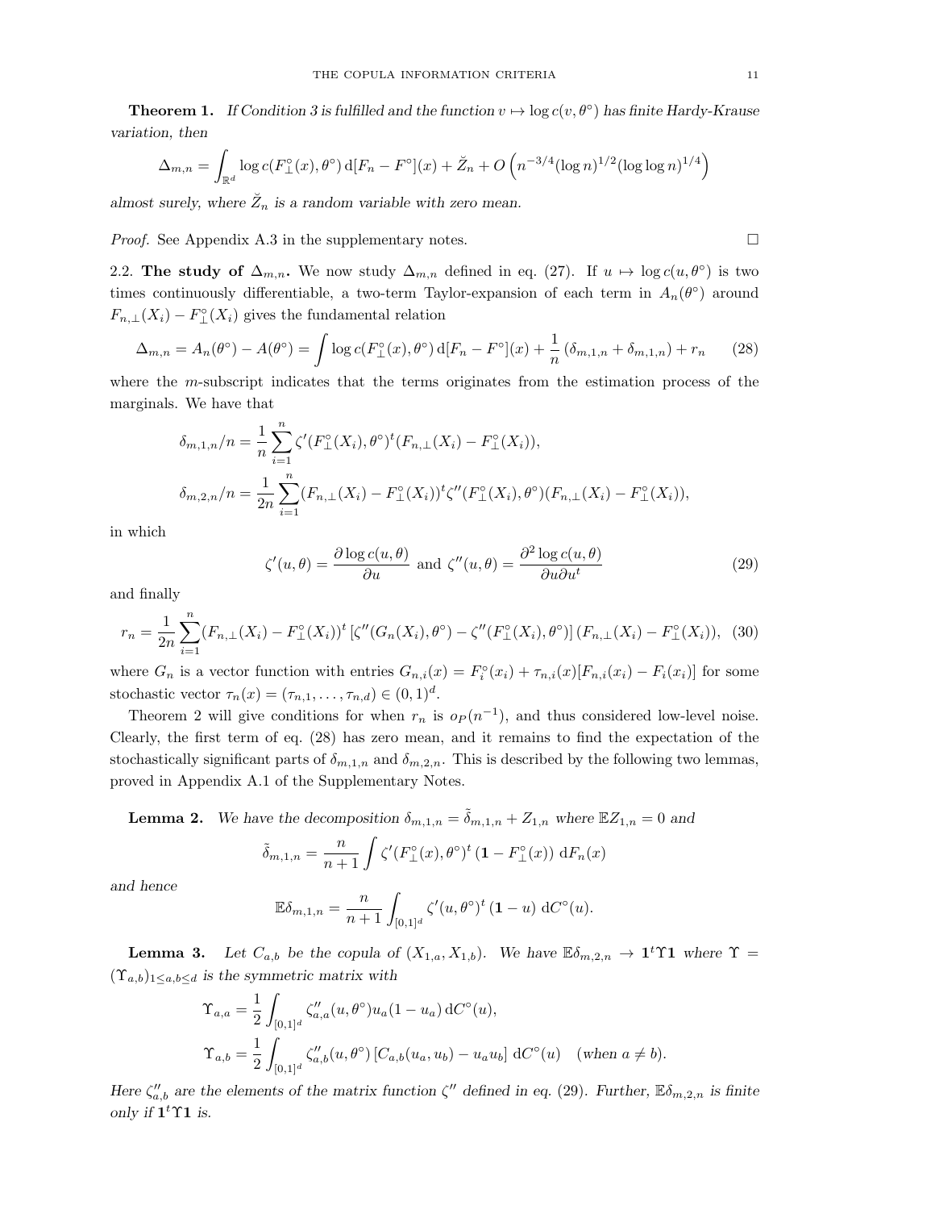**Theorem 1.** *If Condition 3 is fulfilled and the function $v \mapsto \log c(v, \theta^\circ)$ has finite Hardy-Krause variation, then*

$$\Delta_{m,n} = \int_{\mathbb{R}^d} \log c(F_\perp^\circ(x), \theta^\circ)\, \mathrm{d}[F_n - F^\circ](x) + \breve{Z}_n + O\left(n^{-3/4}(\log n)^{1/2}(\log\log n)^{1/4}\right)$$

*almost surely, where $\breve{Z}_n$ is a random variable with zero mean.*

*Proof.* See Appendix A.3 in the supplementary notes. □

## 2.2. The study of $\Delta_{m,n}$.

We now study $\Delta_{m,n}$ defined in eq. (27). If $u \mapsto \log c(u, \theta^\circ)$ is two times continuously differentiable, a two-term Taylor-expansion of each term in $A_n(\theta^\circ)$ around $F_{n,\perp}(X_i) - F_\perp^\circ(X_i)$ gives the fundamental relation

$$\Delta_{m,n} = A_n(\theta^\circ) - A(\theta^\circ) = \int \log c(F_\perp^\circ(x), \theta^\circ)\, \mathrm{d}[F_n - F^\circ](x) + \frac{1}{n}\left(\delta_{m,1,n} + \delta_{m,1,n}\right) + r_n \tag{28}$$

where the $m$-subscript indicates that the terms originates from the estimation process of the marginals. We have that

$$\delta_{m,1,n}/n = \frac{1}{n}\sum_{i=1}^n \zeta'(F_\perp^\circ(X_i), \theta^\circ)^t (F_{n,\perp}(X_i) - F_\perp^\circ(X_i)),$$

$$\delta_{m,2,n}/n = \frac{1}{2n}\sum_{i=1}^n (F_{n,\perp}(X_i) - F_\perp^\circ(X_i))^t \zeta''(F_\perp^\circ(X_i), \theta^\circ)(F_{n,\perp}(X_i) - F_\perp^\circ(X_i)),$$

in which

$$\zeta'(u, \theta) = \frac{\partial \log c(u, \theta)}{\partial u} \text{ and } \zeta''(u, \theta) = \frac{\partial^2 \log c(u, \theta)}{\partial u \partial u^t} \tag{29}$$

and finally

$$r_n = \frac{1}{2n}\sum_{i=1}^n (F_{n,\perp}(X_i) - F_\perp^\circ(X_i))^t \left[\zeta''(G_n(X_i), \theta^\circ) - \zeta''(F_\perp^\circ(X_i), \theta^\circ)\right](F_{n,\perp}(X_i) - F_\perp^\circ(X_i)), \tag{30}$$

where $G_n$ is a vector function with entries $G_{n,i}(x) = F_i^\circ(x_i) + \tau_{n,i}(x)[F_{n,i}(x_i) - F_i(x_i)]$ for some stochastic vector $\tau_n(x) = (\tau_{n,1}, \ldots, \tau_{n,d}) \in (0,1)^d$.

Theorem 2 will give conditions for when $r_n$ is $o_P(n^{-1})$, and thus considered low-level noise. Clearly, the first term of eq. (28) has zero mean, and it remains to find the expectation of the stochastically significant parts of $\delta_{m,1,n}$ and $\delta_{m,2,n}$. This is described by the following two lemmas, proved in Appendix A.1 of the Supplementary Notes.

**Lemma 2.** *We have the decomposition $\delta_{m,1,n} = \tilde{\delta}_{m,1,n} + Z_{1,n}$ where $\mathbb{E}Z_{1,n} = 0$ and*

$$\tilde{\delta}_{m,1,n} = \frac{n}{n+1}\int \zeta'(F_\perp^\circ(x), \theta^\circ)^t\left(\mathbf{1} - F_\perp^\circ(x)\right)\, \mathrm{d}F_n(x)$$

*and hence*

$$\mathbb{E}\delta_{m,1,n} = \frac{n}{n+1}\int_{[0,1]^d} \zeta'(u, \theta^\circ)^t\left(\mathbf{1} - u\right)\, \mathrm{d}C^\circ(u).$$

**Lemma 3.** *Let $C_{a,b}$ be the copula of $(X_{1,a}, X_{1,b})$. We have $\mathbb{E}\delta_{m,2,n} \to \mathbf{1}^t\Upsilon\mathbf{1}$ where $\Upsilon = (\Upsilon_{a,b})_{1\le a,b\le d}$ is the symmetric matrix with*

$$\Upsilon_{a,a} = \frac{1}{2}\int_{[0,1]^d} \zeta''_{a,a}(u, \theta^\circ) u_a(1 - u_a)\, \mathrm{d}C^\circ(u),$$

$$\Upsilon_{a,b} = \frac{1}{2}\int_{[0,1]^d} \zeta''_{a,b}(u, \theta^\circ)\left[C_{a,b}(u_a, u_b) - u_a u_b\right]\, \mathrm{d}C^\circ(u) \quad (\text{when } a \neq b).$$

*Here $\zeta''_{a,b}$ are the elements of the matrix function $\zeta''$ defined in eq. (29). Further, $\mathbb{E}\delta_{m,2,n}$ is finite only if $\mathbf{1}^t\Upsilon\mathbf{1}$ is.*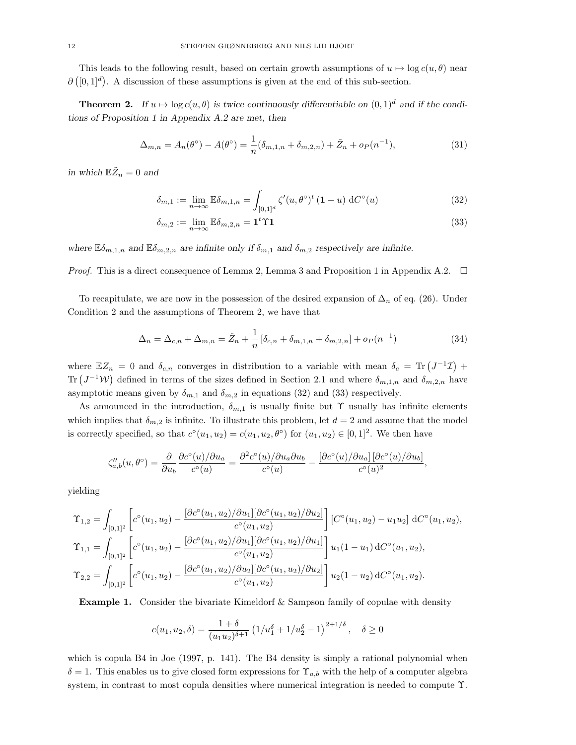This leads to the following result, based on certain growth assumptions of $u \mapsto \log c(u, \theta)$ near $\partial\left([0,1]^d\right)$. A discussion of these assumptions is given at the end of this sub-section.

**Theorem 2.** *If $u \mapsto \log c(u, \theta)$ is twice continuously differentiable on $(0,1)^d$ and if the conditions of Proposition 1 in Appendix A.2 are met, then*

$$\Delta_{m,n} = A_n(\theta^\circ) - A(\theta^\circ) = \frac{1}{n}(\delta_{m,1,n} + \delta_{m,2,n}) + \tilde{Z}_n + o_P(n^{-1}), \tag{31}$$

*in which $\mathbb{E}\tilde{Z}_n = 0$ and*

$$\delta_{m,1} := \lim_{n\to\infty} \mathbb{E}\delta_{m,1,n} = \int_{[0,1]^d} \zeta'(u, \theta^\circ)^t\, (\mathbf{1} - u)\; \mathrm{d}C^\circ(u) \tag{32}$$

$$\delta_{m,2} := \lim_{n\to\infty} \mathbb{E}\delta_{m,2,n} = \mathbf{1}^t \Upsilon \mathbf{1} \tag{33}$$

*where $\mathbb{E}\delta_{m,1,n}$ and $\mathbb{E}\delta_{m,2,n}$ are infinite only if $\delta_{m,1}$ and $\delta_{m,2}$ respectively are infinite.*

*Proof.* This is a direct consequence of Lemma 2, Lemma 3 and Proposition 1 in Appendix A.2. $\square$

To recapitulate, we are now in the possession of the desired expansion of $\Delta_n$ of eq. (26). Under Condition 2 and the assumptions of Theorem 2, we have that

$$\Delta_n = \Delta_{c,n} + \Delta_{m,n} = \hat{Z}_n + \frac{1}{n}\left[\delta_{c,n} + \delta_{m,1,n} + \delta_{m,2,n}\right] + o_P(n^{-1}) \tag{34}$$

where $\mathbb{E}Z_n = 0$ and $\delta_{c,n}$ converges in distribution to a variable with mean $\delta_c = \mathrm{Tr}\left(J^{-1}\mathcal{I}\right) + \mathrm{Tr}\left(J^{-1}\mathcal{W}\right)$ defined in terms of the sizes defined in Section 2.1 and where $\delta_{m,1,n}$ and $\delta_{m,2,n}$ have asymptotic means given by $\delta_{m,1}$ and $\delta_{m,2}$ in equations (32) and (33) respectively.

As announced in the introduction, $\delta_{m,1}$ is usually finite but $\Upsilon$ usually has infinite elements which implies that $\delta_{m,2}$ is infinite. To illustrate this problem, let $d = 2$ and assume that the model is correctly specified, so that $c^\circ(u_1, u_2) = c(u_1, u_2, \theta^\circ)$ for $(u_1, u_2) \in [0,1]^2$. We then have

$$\zeta''_{a,b}(u, \theta^\circ) = \frac{\partial}{\partial u_b} \frac{\partial c^\circ(u)/\partial u_a}{c^\circ(u)} = \frac{\partial^2 c^\circ(u)/\partial u_a \partial u_b}{c^\circ(u)} - \frac{[\partial c^\circ(u)/\partial u_a]\,[\partial c^\circ(u)/\partial u_b]}{c^\circ(u)^2},$$

yielding

$$\Upsilon_{1,2} = \int_{[0,1]^2} \left[c^\circ(u_1,u_2) - \frac{[\partial c^\circ(u_1,u_2)/\partial u_1][\partial c^\circ(u_1,u_2)/\partial u_2]}{c^\circ(u_1,u_2)}\right] [C^\circ(u_1,u_2) - u_1 u_2]\; \mathrm{d}C^\circ(u_1,u_2),$$

$$\Upsilon_{1,1} = \int_{[0,1]^2} \left[c^\circ(u_1,u_2) - \frac{[\partial c^\circ(u_1,u_2)/\partial u_1][\partial c^\circ(u_1,u_2)/\partial u_1]}{c^\circ(u_1,u_2)}\right] u_1(1-u_1)\, \mathrm{d}C^\circ(u_1,u_2),$$

$$\Upsilon_{2,2} = \int_{[0,1]^2} \left[c^\circ(u_1,u_2) - \frac{[\partial c^\circ(u_1,u_2)/\partial u_2][\partial c^\circ(u_1,u_2)/\partial u_2]}{c^\circ(u_1,u_2)}\right] u_2(1-u_2)\, \mathrm{d}C^\circ(u_1,u_2).$$

**Example 1.** Consider the bivariate Kimeldorf & Sampson family of copulae with density

$$c(u_1, u_2, \delta) = \frac{1+\delta}{(u_1 u_2)^{\delta+1}} \left(1/u_1^\delta + 1/u_2^\delta - 1\right)^{2+1/\delta}, \quad \delta \geq 0$$

which is copula B4 in Joe (1997, p. 141). The B4 density is simply a rational polynomial when $\delta = 1$. This enables us to give closed form expressions for $\Upsilon_{a,b}$ with the help of a computer algebra system, in contrast to most copula densities where numerical integration is needed to compute $\Upsilon$.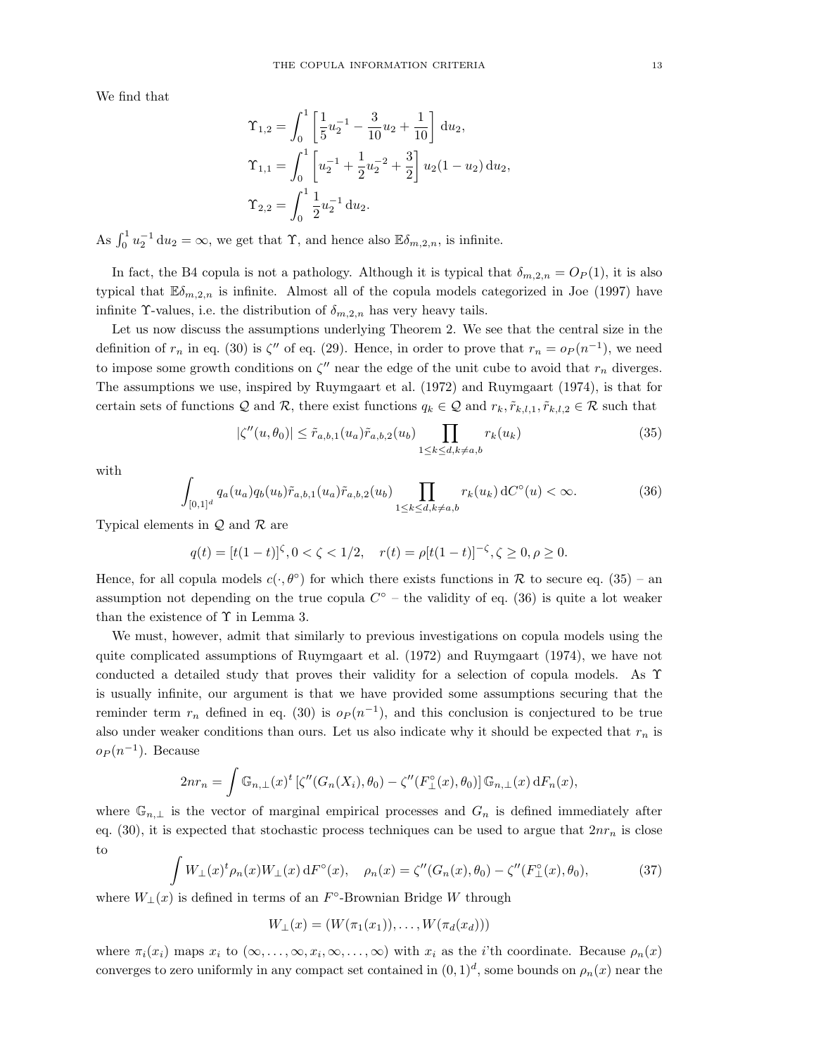We find that

$$\Upsilon_{1,2} = \int_0^1 \left[\frac{1}{5}u_2^{-1} - \frac{3}{10}u_2 + \frac{1}{10}\right] \mathrm{d}u_2,$$

$$\Upsilon_{1,1} = \int_0^1 \left[u_2^{-1} + \frac{1}{2}u_2^{-2} + \frac{3}{2}\right] u_2(1-u_2)\,\mathrm{d}u_2,$$

$$\Upsilon_{2,2} = \int_0^1 \frac{1}{2}u_2^{-1}\,\mathrm{d}u_2.$$

As $\int_0^1 u_2^{-1}\,\mathrm{d}u_2 = \infty$, we get that $\Upsilon$, and hence also $\mathbb{E}\delta_{m,2,n}$, is infinite.

In fact, the B4 copula is not a pathology. Although it is typical that $\delta_{m,2,n} = O_P(1)$, it is also typical that $\mathbb{E}\delta_{m,2,n}$ is infinite. Almost all of the copula models categorized in Joe (1997) have infinite $\Upsilon$-values, i.e. the distribution of $\delta_{m,2,n}$ has very heavy tails.

Let us now discuss the assumptions underlying Theorem 2. We see that the central size in the definition of $r_n$ in eq. (30) is $\zeta''$ of eq. (29). Hence, in order to prove that $r_n = o_P(n^{-1})$, we need to impose some growth conditions on $\zeta''$ near the edge of the unit cube to avoid that $r_n$ diverges. The assumptions we use, inspired by Ruymgaart et al. (1972) and Ruymgaart (1974), is that for certain sets of functions $\mathcal{Q}$ and $\mathcal{R}$, there exist functions $q_k \in \mathcal{Q}$ and $r_k, \tilde{r}_{k,l,1}, \tilde{r}_{k,l,2} \in \mathcal{R}$ such that

$$|\zeta''(u,\theta_0)| \leq \tilde{r}_{a,b,1}(u_a)\tilde{r}_{a,b,2}(u_b) \prod_{1\leq k\leq d, k\neq a,b} r_k(u_k) \tag{35}$$

with

$$\int_{[0,1]^d} q_a(u_a)q_b(u_b)\tilde{r}_{a,b,1}(u_a)\tilde{r}_{a,b,2}(u_b) \prod_{1\leq k\leq d, k\neq a,b} r_k(u_k)\,\mathrm{d}C^\circ(u) < \infty. \tag{36}$$

Typical elements in $\mathcal{Q}$ and $\mathcal{R}$ are

$$q(t) = [t(1-t)]^\zeta, 0 < \zeta < 1/2, \quad r(t) = \rho[t(1-t)]^{-\zeta}, \zeta \geq 0, \rho \geq 0.$$

Hence, for all copula models $c(\cdot,\theta^\circ)$ for which there exists functions in $\mathcal{R}$ to secure eq. (35) – an assumption not depending on the true copula $C^\circ$ – the validity of eq. (36) is quite a lot weaker than the existence of $\Upsilon$ in Lemma 3.

We must, however, admit that similarly to previous investigations on copula models using the quite complicated assumptions of Ruymgaart et al. (1972) and Ruymgaart (1974), we have not conducted a detailed study that proves their validity for a selection of copula models. As $\Upsilon$ is usually infinite, our argument is that we have provided some assumptions securing that the reminder term $r_n$ defined in eq. (30) is $o_P(n^{-1})$, and this conclusion is conjectured to be true also under weaker conditions than ours. Let us also indicate why it should be expected that $r_n$ is $o_P(n^{-1})$. Because

$$2nr_n = \int \mathbb{G}_{n,\perp}(x)^t \left[\zeta''(G_n(X_i),\theta_0) - \zeta''(F_\perp^\circ(x),\theta_0)\right] \mathbb{G}_{n,\perp}(x)\,\mathrm{d}F_n(x),$$

where $\mathbb{G}_{n,\perp}$ is the vector of marginal empirical processes and $G_n$ is defined immediately after eq. (30), it is expected that stochastic process techniques can be used to argue that $2nr_n$ is close to

$$\int W_\perp(x)^t \rho_n(x) W_\perp(x)\,\mathrm{d}F^\circ(x), \quad \rho_n(x) = \zeta''(G_n(x),\theta_0) - \zeta''(F_\perp^\circ(x),\theta_0), \tag{37}$$

where $W_\perp(x)$ is defined in terms of an $F^\circ$-Brownian Bridge $W$ through

$$W_\perp(x) = (W(\pi_1(x_1)),\ldots,W(\pi_d(x_d)))$$

where $\pi_i(x_i)$ maps $x_i$ to $(\infty,\ldots,\infty,x_i,\infty,\ldots,\infty)$ with $x_i$ as the $i$'th coordinate. Because $\rho_n(x)$ converges to zero uniformly in any compact set contained in $(0,1)^d$, some bounds on $\rho_n(x)$ near the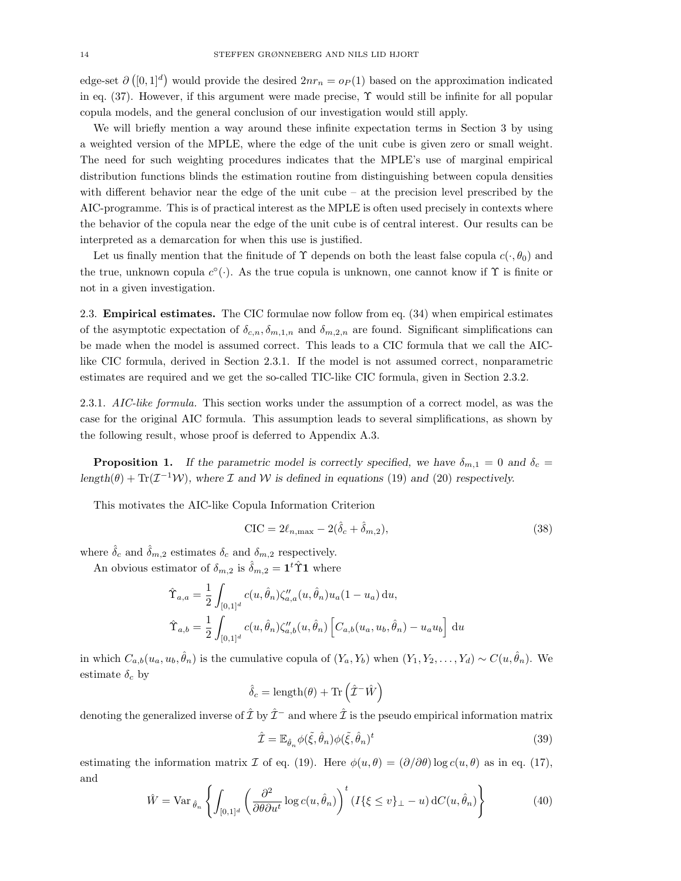edge-set $\partial\left([0,1]^d\right)$ would provide the desired $2nr_n = o_P(1)$ based on the approximation indicated in eq. (37). However, if this argument were made precise, $\Upsilon$ would still be infinite for all popular copula models, and the general conclusion of our investigation would still apply.

We will briefly mention a way around these infinite expectation terms in Section 3 by using a weighted version of the MPLE, where the edge of the unit cube is given zero or small weight. The need for such weighting procedures indicates that the MPLE's use of marginal empirical distribution functions blinds the estimation routine from distinguishing between copula densities with different behavior near the edge of the unit cube – at the precision level prescribed by the AIC-programme. This is of practical interest as the MPLE is often used precisely in contexts where the behavior of the copula near the edge of the unit cube is of central interest. Our results can be interpreted as a demarcation for when this use is justified.

Let us finally mention that the finitude of $\Upsilon$ depends on both the least false copula $c(\cdot, \theta_0)$ and the true, unknown copula $c^\circ(\cdot)$. As the true copula is unknown, one cannot know if $\Upsilon$ is finite or not in a given investigation.

## 2.3. **Empirical estimates.**

The CIC formulae now follow from eq. (34) when empirical estimates of the asymptotic expectation of $\delta_{c,n}$, $\delta_{m,1,n}$ and $\delta_{m,2,n}$ are found. Significant simplifications can be made when the model is assumed correct. This leads to a CIC formula that we call the AIC-like CIC formula, derived in Section 2.3.1. If the model is not assumed correct, nonparametric estimates are required and we get the so-called TIC-like CIC formula, given in Section 2.3.2.

### 2.3.1. *AIC-like formula.*

This section works under the assumption of a correct model, as was the case for the original AIC formula. This assumption leads to several simplifications, as shown by the following result, whose proof is deferred to Appendix A.3.

**Proposition 1.** *If the parametric model is correctly specified, we have $\delta_{m,1} = 0$ and $\delta_c =$ length$(\theta) + \mathrm{Tr}(\mathcal{I}^{-1}\mathcal{W})$, where $\mathcal{I}$ and $\mathcal{W}$ is defined in equations* (19) *and* (20) *respectively.*

This motivates the AIC-like Copula Information Criterion

$$\mathrm{CIC} = 2\ell_{n,\max} - 2(\hat{\delta}_c + \hat{\delta}_{m,2}), \tag{38}$$

where $\hat{\delta}_c$ and $\hat{\delta}_{m,2}$ estimates $\delta_c$ and $\delta_{m,2}$ respectively.

An obvious estimator of $\delta_{m,2}$ is $\hat{\delta}_{m,2} = \mathbf{1}^t\hat{\Upsilon}\mathbf{1}$ where

$$\hat{\Upsilon}_{a,a} = \frac{1}{2}\int_{[0,1]^d} c(u,\hat{\theta}_n)\zeta''_{a,a}(u,\hat{\theta}_n)u_a(1-u_a)\,\mathrm{d}u,$$

$$\hat{\Upsilon}_{a,b} = \frac{1}{2}\int_{[0,1]^d} c(u,\hat{\theta}_n)\zeta''_{a,b}(u,\hat{\theta}_n)\left[C_{a,b}(u_a,u_b,\hat{\theta}_n) - u_a u_b\right]\,\mathrm{d}u$$

in which $C_{a,b}(u_a,u_b,\hat{\theta}_n)$ is the cumulative copula of $(Y_a, Y_b)$ when $(Y_1, Y_2, \ldots, Y_d) \sim C(u,\hat{\theta}_n)$. We estimate $\delta_c$ by

$$\hat{\delta}_c = \mathrm{length}(\theta) + \mathrm{Tr}\left(\hat{\mathcal{I}}^{-}\hat{W}\right)$$

denoting the generalized inverse of $\hat{\mathcal{I}}$ by $\hat{\mathcal{I}}^{-}$ and where $\hat{\mathcal{I}}$ is the pseudo empirical information matrix

$$\hat{\mathcal{I}} = \mathbb{E}_{\hat{\theta}_n}\phi(\tilde{\xi},\hat{\theta}_n)\phi(\tilde{\xi},\hat{\theta}_n)^t \tag{39}$$

estimating the information matrix $\mathcal{I}$ of eq. (19). Here $\phi(u,\theta) = (\partial/\partial\theta)\log c(u,\theta)$ as in eq. (17), and

$$\hat{W} = \mathrm{Var}_{\hat{\theta}_n}\left\{\int_{[0,1]^d}\left(\frac{\partial^2}{\partial\theta\partial u^t}\log c(u,\hat{\theta}_n)\right)^t (I\{\xi \le v\}_\perp - u)\,\mathrm{d}C(u,\hat{\theta}_n)\right\} \tag{40}$$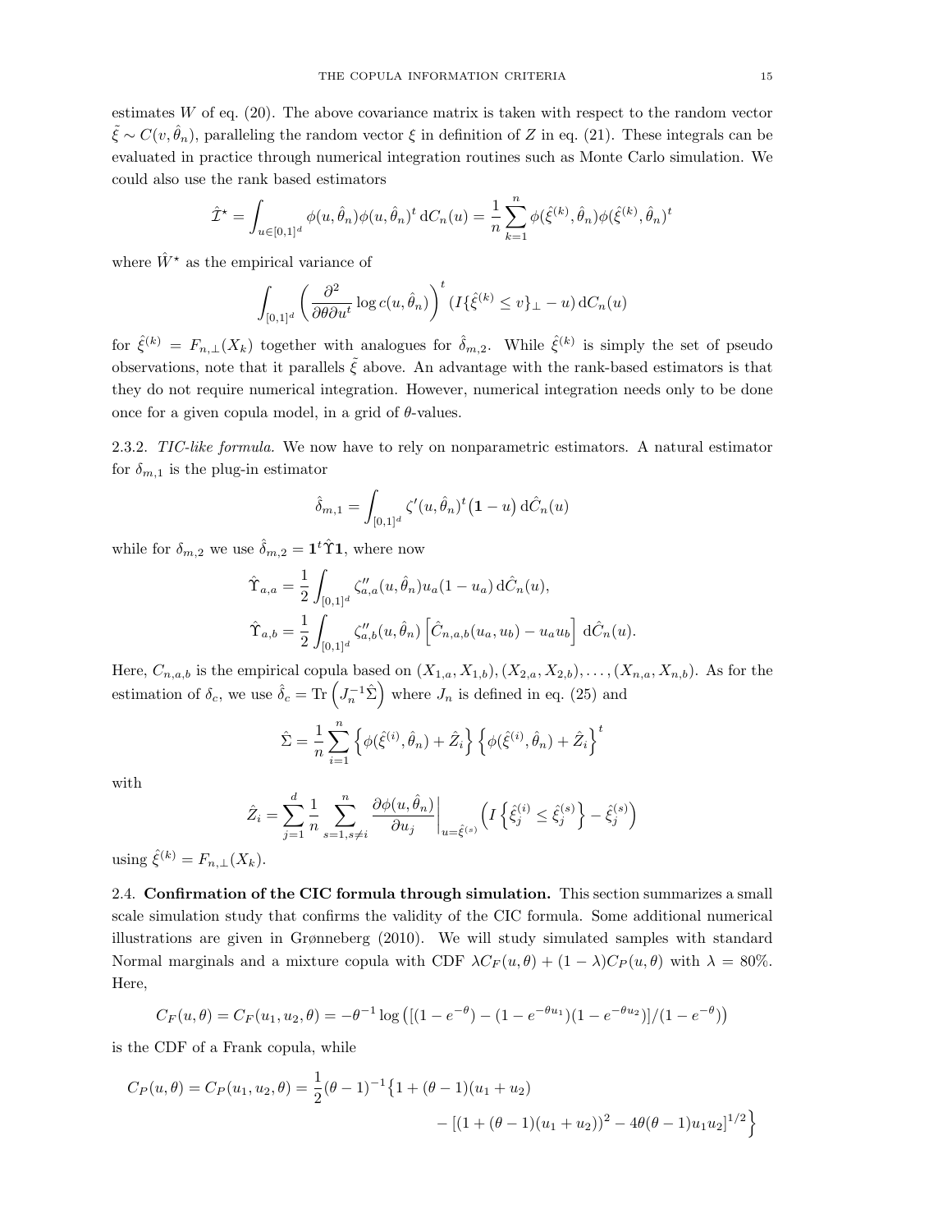estimates $W$ of eq. (20). The above covariance matrix is taken with respect to the random vector $\tilde{\xi} \sim C(v, \hat{\theta}_n)$, paralleling the random vector $\xi$ in definition of $Z$ in eq. (21). These integrals can be evaluated in practice through numerical integration routines such as Monte Carlo simulation. We could also use the rank based estimators

$$\hat{\mathcal{I}}^\star = \int_{u \in [0,1]^d} \phi(u, \hat{\theta}_n)\phi(u, \hat{\theta}_n)^t \, \mathrm{d}C_n(u) = \frac{1}{n} \sum_{k=1}^{n} \phi(\hat{\xi}^{(k)}, \hat{\theta}_n)\phi(\hat{\xi}^{(k)}, \hat{\theta}_n)^t$$

where $\hat{W}^\star$ as the empirical variance of

$$\int_{[0,1]^d} \left( \frac{\partial^2}{\partial\theta\partial u^t} \log c(u, \hat{\theta}_n) \right)^t (I\{\hat{\xi}^{(k)} \leq v\}_\perp - u) \, \mathrm{d}C_n(u)$$

for $\hat{\xi}^{(k)} = F_{n,\perp}(X_k)$ together with analogues for $\hat{\delta}_{m,2}$. While $\hat{\xi}^{(k)}$ is simply the set of pseudo observations, note that it parallels $\tilde{\xi}$ above. An advantage with the rank-based estimators is that they do not require numerical integration. However, numerical integration needs only to be done once for a given copula model, in a grid of $\theta$-values.

2.3.2. *TIC-like formula.* We now have to rely on nonparametric estimators. A natural estimator for $\delta_{m,1}$ is the plug-in estimator

$$\hat{\delta}_{m,1} = \int_{[0,1]^d} \zeta'(u, \hat{\theta}_n)^t (\mathbf{1} - u) \, \mathrm{d}\hat{C}_n(u)$$

while for $\delta_{m,2}$ we use $\hat{\delta}_{m,2} = \mathbf{1}^t \hat{\Upsilon} \mathbf{1}$, where now

$$\hat{\Upsilon}_{a,a} = \frac{1}{2} \int_{[0,1]^d} \zeta''_{a,a}(u, \hat{\theta}_n) u_a (1 - u_a) \, \mathrm{d}\hat{C}_n(u),$$

$$\hat{\Upsilon}_{a,b} = \frac{1}{2} \int_{[0,1]^d} \zeta''_{a,b}(u, \hat{\theta}_n) \left[ \hat{C}_{n,a,b}(u_a, u_b) - u_a u_b \right] \, \mathrm{d}\hat{C}_n(u).$$

Here, $C_{n,a,b}$ is the empirical copula based on $(X_{1,a}, X_{1,b}), (X_{2,a}, X_{2,b}), \ldots, (X_{n,a}, X_{n,b})$. As for the estimation of $\delta_c$, we use $\hat{\delta}_c = \mathrm{Tr}\left( J_n^{-1} \hat{\Sigma} \right)$ where $J_n$ is defined in eq. (25) and

$$\hat{\Sigma} = \frac{1}{n} \sum_{i=1}^{n} \left\{ \phi(\hat{\xi}^{(i)}, \hat{\theta}_n) + \hat{Z}_i \right\} \left\{ \phi(\hat{\xi}^{(i)}, \hat{\theta}_n) + \hat{Z}_i \right\}^t$$

with

$$\hat{Z}_i = \sum_{j=1}^{d} \frac{1}{n} \sum_{s=1, s \neq i}^{n} \left. \frac{\partial \phi(u, \hat{\theta}_n)}{\partial u_j} \right|_{u = \hat{\xi}^{(s)}} \left( I\left\{ \hat{\xi}_j^{(i)} \leq \hat{\xi}_j^{(s)} \right\} - \hat{\xi}_j^{(s)} \right)$$

using $\hat{\xi}^{(k)} = F_{n,\perp}(X_k)$.

2.4. **Confirmation of the CIC formula through simulation.** This section summarizes a small scale simulation study that confirms the validity of the CIC formula. Some additional numerical illustrations are given in Grønneberg (2010). We will study simulated samples with standard Normal marginals and a mixture copula with CDF $\lambda C_F(u, \theta) + (1 - \lambda) C_P(u, \theta)$ with $\lambda = 80\%$. Here,

$$C_F(u, \theta) = C_F(u_1, u_2, \theta) = -\theta^{-1} \log\left( [(1 - e^{-\theta}) - (1 - e^{-\theta u_1})(1 - e^{-\theta u_2})] / (1 - e^{-\theta}) \right)$$

is the CDF of a Frank copula, while

$$C_P(u, \theta) = C_P(u_1, u_2, \theta) = \frac{1}{2}(\theta - 1)^{-1} \big\{ 1 + (\theta - 1)(u_1 + u_2) - [(1 + (\theta - 1)(u_1 + u_2))^2 - 4\theta(\theta - 1)u_1 u_2]^{1/2} \big\}$$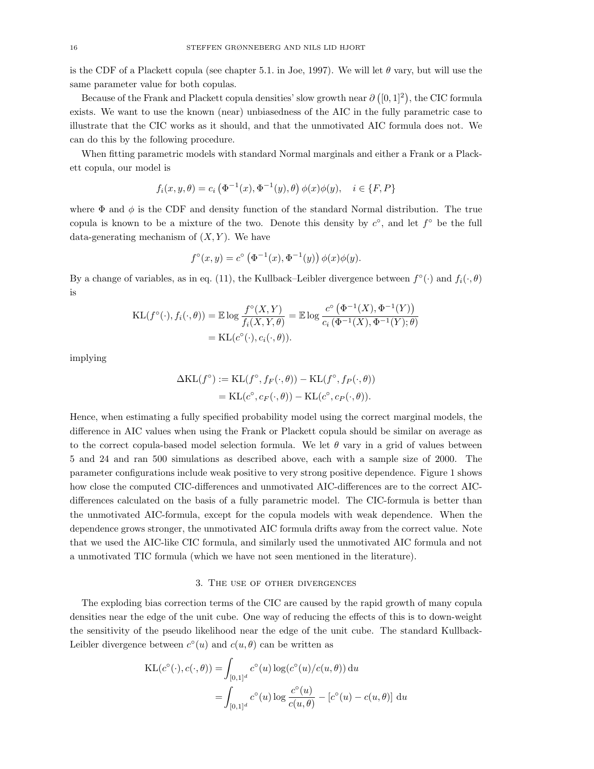is the CDF of a Plackett copula (see chapter 5.1. in Joe, 1997). We will let $\theta$ vary, but will use the same parameter value for both copulas.

Because of the Frank and Plackett copula densities' slow growth near $\partial\left([0,1]^2\right)$, the CIC formula exists. We want to use the known (near) unbiasedness of the AIC in the fully parametric case to illustrate that the CIC works as it should, and that the unmotivated AIC formula does not. We can do this by the following procedure.

When fitting parametric models with standard Normal marginals and either a Frank or a Plackett copula, our model is

$$f_i(x,y,\theta) = c_i\left(\Phi^{-1}(x), \Phi^{-1}(y), \theta\right)\phi(x)\phi(y), \quad i \in \{F, P\}$$

where $\Phi$ and $\phi$ is the CDF and density function of the standard Normal distribution. The true copula is known to be a mixture of the two. Denote this density by $c^\circ$, and let $f^\circ$ be the full data-generating mechanism of $(X,Y)$. We have

$$f^\circ(x,y) = c^\circ\left(\Phi^{-1}(x), \Phi^{-1}(y)\right)\phi(x)\phi(y).$$

By a change of variables, as in eq. (11), the Kullback–Leibler divergence between $f^\circ(\cdot)$ and $f_i(\cdot,\theta)$ is

$$\begin{aligned}
\mathrm{KL}(f^\circ(\cdot), f_i(\cdot,\theta)) &= \mathbb{E}\log\frac{f^\circ(X,Y)}{f_i(X,Y,\theta)} = \mathbb{E}\log\frac{c^\circ\left(\Phi^{-1}(X), \Phi^{-1}(Y)\right)}{c_i\left(\Phi^{-1}(X), \Phi^{-1}(Y); \theta\right)} \\
&= \mathrm{KL}(c^\circ(\cdot), c_i(\cdot,\theta)).
\end{aligned}$$

implying

$$\begin{aligned}
\Delta\mathrm{KL}(f^\circ) &:= \mathrm{KL}(f^\circ, f_F(\cdot,\theta)) - \mathrm{KL}(f^\circ, f_P(\cdot,\theta)) \\
&= \mathrm{KL}(c^\circ, c_F(\cdot,\theta)) - \mathrm{KL}(c^\circ, c_P(\cdot,\theta)).
\end{aligned}$$

Hence, when estimating a fully specified probability model using the correct marginal models, the difference in AIC values when using the Frank or Plackett copula should be similar on average as to the correct copula-based model selection formula. We let $\theta$ vary in a grid of values between 5 and 24 and ran 500 simulations as described above, each with a sample size of 2000. The parameter configurations include weak positive to very strong positive dependence. Figure 1 shows how close the computed CIC-differences and unmotivated AIC-differences are to the correct AIC-differences calculated on the basis of a fully parametric model. The CIC-formula is better than the unmotivated AIC-formula, except for the copula models with weak dependence. When the dependence grows stronger, the unmotivated AIC formula drifts away from the correct value. Note that we used the AIC-like CIC formula, and similarly used the unmotivated AIC formula and not a unmotivated TIC formula (which we have not seen mentioned in the literature).

## 3. The use of other divergences

The exploding bias correction terms of the CIC are caused by the rapid growth of many copula densities near the edge of the unit cube. One way of reducing the effects of this is to down-weight the sensitivity of the pseudo likelihood near the edge of the unit cube. The standard Kullback-Leibler divergence between $c^\circ(u)$ and $c(u,\theta)$ can be written as

$$\begin{aligned}
\mathrm{KL}(c^\circ(\cdot), c(\cdot,\theta)) &= \int_{[0,1]^d} c^\circ(u)\log(c^\circ(u)/c(u,\theta))\,\mathrm{d}u \\
&= \int_{[0,1]^d} c^\circ(u)\log\frac{c^\circ(u)}{c(u,\theta)} - [c^\circ(u) - c(u,\theta)]\,\mathrm{d}u
\end{aligned}$$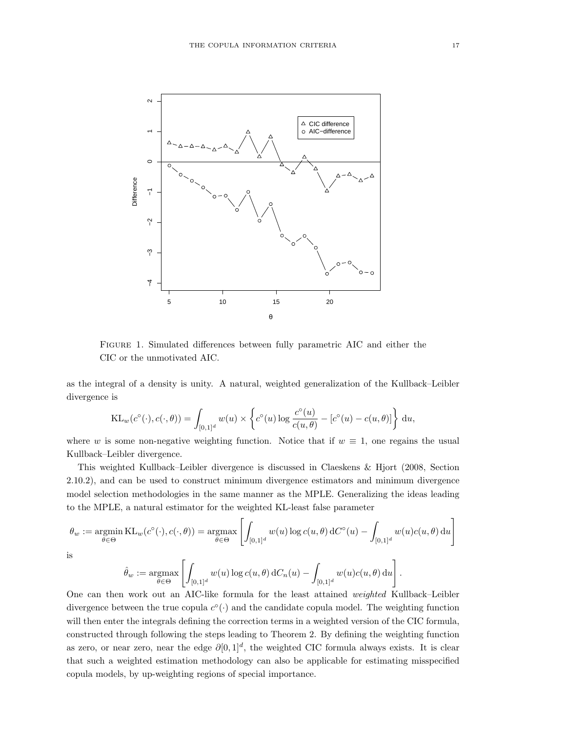FIGURE 1. Simulated differences between fully parametric AIC and either the CIC or the unmotivated AIC.

as the integral of a density is unity. A natural, weighted generalization of the Kullback–Leibler divergence is

$$\mathrm{KL}_w(c^\circ(\cdot), c(\cdot,\theta)) = \int_{[0,1]^d} w(u) \times \left\{ c^\circ(u) \log \frac{c^\circ(u)}{c(u,\theta)} - [c^\circ(u) - c(u,\theta)] \right\} \mathrm{d}u,$$

where $w$ is some non-negative weighting function. Notice that if $w \equiv 1$, one regains the usual Kullback–Leibler divergence.

This weighted Kullback–Leibler divergence is discussed in Claeskens & Hjort (2008, Section 2.10.2), and can be used to construct minimum divergence estimators and minimum divergence model selection methodologies in the same manner as the MPLE. Generalizing the ideas leading to the MPLE, a natural estimator for the weighted KL-least false parameter

$$\theta_w := \operatorname*{argmin}_{\theta \in \Theta} \mathrm{KL}_w(c^\circ(\cdot), c(\cdot,\theta)) = \operatorname*{argmax}_{\theta \in \Theta} \left[ \int_{[0,1]^d} w(u) \log c(u,\theta) \, \mathrm{d}C^\circ(u) - \int_{[0,1]^d} w(u) c(u,\theta) \, \mathrm{d}u \right]$$

is

$$\hat{\theta}_w := \operatorname*{argmax}_{\theta \in \Theta} \left[ \int_{[0,1]^d} w(u) \log c(u,\theta) \, \mathrm{d}C_n(u) - \int_{[0,1]^d} w(u) c(u,\theta) \, \mathrm{d}u \right].$$

One can then work out an AIC-like formula for the least attained *weighted* Kullback–Leibler divergence between the true copula $c^\circ(\cdot)$ and the candidate copula model. The weighting function will then enter the integrals defining the correction terms in a weighted version of the CIC formula, constructed through following the steps leading to Theorem 2. By defining the weighting function as zero, or near zero, near the edge $\partial[0,1]^d$, the weighted CIC formula always exists. It is clear that such a weighted estimation methodology can also be applicable for estimating misspecified copula models, by up-weighting regions of special importance.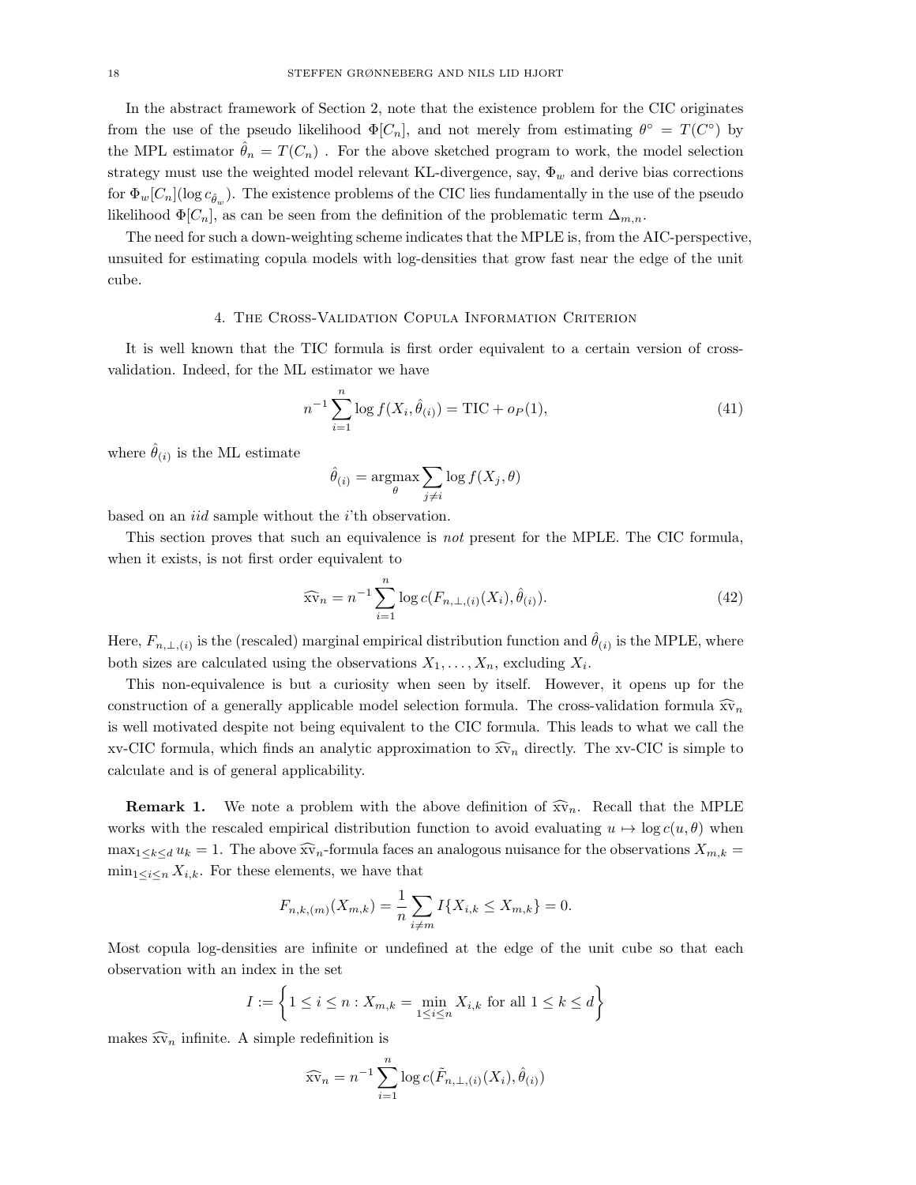In the abstract framework of Section 2, note that the existence problem for the CIC originates from the use of the pseudo likelihood $\Phi[C_n]$, and not merely from estimating $\theta^\circ = T(C^\circ)$ by the MPL estimator $\hat{\theta}_n = T(C_n)$ . For the above sketched program to work, the model selection strategy must use the weighted model relevant KL-divergence, say, $\Phi_w$ and derive bias corrections for $\Phi_w[C_n](\log c_{\hat{\theta}_w})$. The existence problems of the CIC lies fundamentally in the use of the pseudo likelihood $\Phi[C_n]$, as can be seen from the definition of the problematic term $\Delta_{m,n}$.

The need for such a down-weighting scheme indicates that the MPLE is, from the AIC-perspective, unsuited for estimating copula models with log-densities that grow fast near the edge of the unit cube.

## 4. The Cross-Validation Copula Information Criterion

It is well known that the TIC formula is first order equivalent to a certain version of cross-validation. Indeed, for the ML estimator we have

$$n^{-1} \sum_{i=1}^{n} \log f(X_i, \hat{\theta}_{(i)}) = \mathrm{TIC} + o_P(1), \tag{41}$$

where $\hat{\theta}_{(i)}$ is the ML estimate

$$\hat{\theta}_{(i)} = \operatorname*{argmax}_{\theta} \sum_{j \neq i} \log f(X_j, \theta)$$

based on an *iid* sample without the $i$'th observation.

This section proves that such an equivalence is *not* present for the MPLE. The CIC formula, when it exists, is not first order equivalent to

$$\widehat{\mathrm{xv}}_n = n^{-1} \sum_{i=1}^{n} \log c(F_{n,\perp,(i)}(X_i), \hat{\theta}_{(i)}). \tag{42}$$

Here, $F_{n,\perp,(i)}$ is the (rescaled) marginal empirical distribution function and $\hat{\theta}_{(i)}$ is the MPLE, where both sizes are calculated using the observations $X_1, \ldots, X_n$, excluding $X_i$.

This non-equivalence is but a curiosity when seen by itself. However, it opens up for the construction of a generally applicable model selection formula. The cross-validation formula $\widehat{\mathrm{xv}}_n$ is well motivated despite not being equivalent to the CIC formula. This leads to what we call the xv-CIC formula, which finds an analytic approximation to $\widehat{\mathrm{xv}}_n$ directly. The xv-CIC is simple to calculate and is of general applicability.

**Remark 1.** We note a problem with the above definition of $\widehat{\mathrm{xv}}_n$. Recall that the MPLE works with the rescaled empirical distribution function to avoid evaluating $u \mapsto \log c(u, \theta)$ when $\max_{1 \leq k \leq d} u_k = 1$. The above $\widehat{\mathrm{xv}}_n$-formula faces an analogous nuisance for the observations $X_{m,k} = \min_{1 \leq i \leq n} X_{i,k}$. For these elements, we have that

$$F_{n,k,(m)}(X_{m,k}) = \frac{1}{n} \sum_{i \neq m} I\{X_{i,k} \leq X_{m,k}\} = 0.$$

Most copula log-densities are infinite or undefined at the edge of the unit cube so that each observation with an index in the set

$$I := \left\{ 1 \leq i \leq n : X_{m,k} = \min_{1 \leq i \leq n} X_{i,k} \text{ for all } 1 \leq k \leq d \right\}$$

makes $\widehat{\mathrm{xv}}_n$ infinite. A simple redefinition is

$$\widehat{\mathrm{xv}}_n = n^{-1} \sum_{i=1}^{n} \log c(\tilde{F}_{n,\perp,(i)}(X_i), \hat{\theta}_{(i)})$$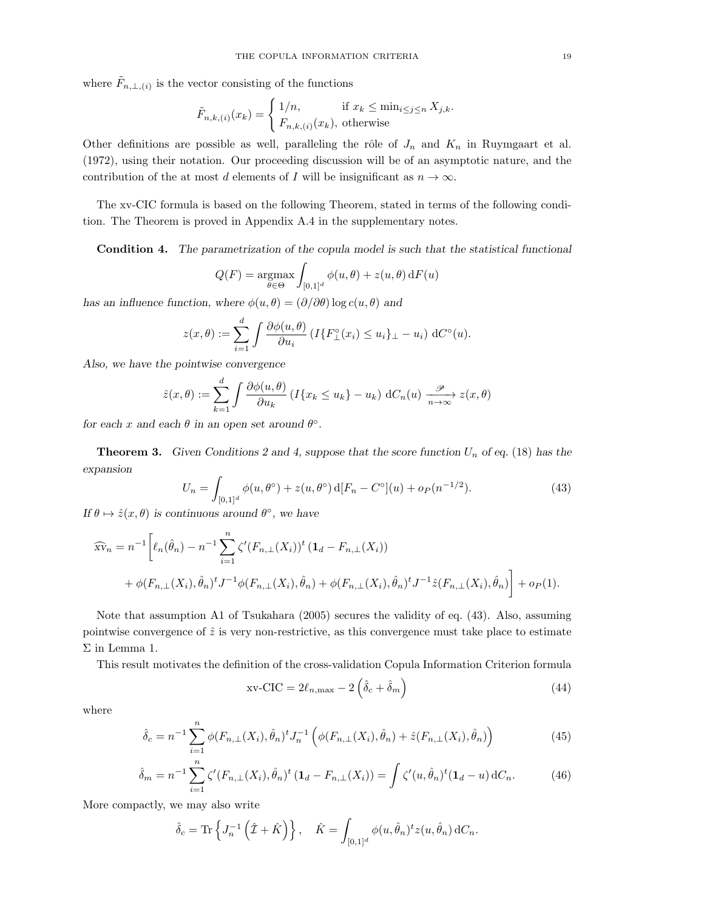where $\tilde{F}_{n,\perp,(i)}$ is the vector consisting of the functions

$$\tilde{F}_{n,k,(i)}(x_k) = \begin{cases} 1/n, & \text{if } x_k \le \min_{i \le j \le n} X_{j,k}. \\ F_{n,k,(i)}(x_k), & \text{otherwise} \end{cases}$$

Other definitions are possible as well, paralleling the rôle of $J_n$ and $K_n$ in Ruymgaart et al. (1972), using their notation. Our proceeding discussion will be of an asymptotic nature, and the contribution of the at most $d$ elements of $I$ will be insignificant as $n \to \infty$.

The xv-CIC formula is based on the following Theorem, stated in terms of the following condition. The Theorem is proved in Appendix A.4 in the supplementary notes.

**Condition 4.** *The parametrization of the copula model is such that the statistical functional*

$$Q(F) = \operatorname*{argmax}_{\theta \in \Theta} \int_{[0,1]^d} \phi(u,\theta) + z(u,\theta)\,\mathrm{d}F(u)$$

*has an influence function, where* $\phi(u,\theta) = (\partial/\partial\theta)\log c(u,\theta)$ *and*

$$z(x,\theta) := \sum_{i=1}^{d} \int \frac{\partial \phi(u,\theta)}{\partial u_i} \left( I\{F^\circ_\perp(x_i) \le u_i\}_\perp - u_i \right)\,\mathrm{d}C^\circ(u).$$

*Also, we have the pointwise convergence*

$$\hat{z}(x,\theta) := \sum_{k=1}^{d} \int \frac{\partial \phi(u,\theta)}{\partial u_k} \left( I\{x_k \le u_k\} - u_k \right)\,\mathrm{d}C_n(u) \xrightarrow[n\to\infty]{\mathscr{P}} z(x,\theta)$$

*for each $x$ and each $\theta$ in an open set around $\theta^\circ$.*

**Theorem 3.** *Given Conditions 2 and 4, suppose that the score function $U_n$ of eq.* (18) *has the expansion*

$$U_n = \int_{[0,1]^d} \phi(u,\theta^\circ) + z(u,\theta^\circ)\,\mathrm{d}[F_n - C^\circ](u) + o_P(n^{-1/2}). \tag{43}$$

*If $\theta \mapsto \hat{z}(x,\theta)$ is continuous around $\theta^\circ$, we have*

$$\begin{aligned}\widehat{\mathrm{xv}}_n = n^{-1}\Bigg[\ell_n(\hat{\theta}_n) - n^{-1}\sum_{i=1}^{n} \zeta'(F_{n,\perp}(X_i))^t\,(\mathbf{1}_d - F_{n,\perp}(X_i)) \\ + \phi(F_{n,\perp}(X_i),\hat{\theta}_n)^t J^{-1} \phi(F_{n,\perp}(X_i),\hat{\theta}_n) + \phi(F_{n,\perp}(X_i),\hat{\theta}_n)^t J^{-1} \hat{z}(F_{n,\perp}(X_i),\hat{\theta}_n)\Bigg] + o_P(1).\end{aligned}$$

Note that assumption A1 of Tsukahara (2005) secures the validity of eq. (43). Also, assuming pointwise convergence of $\hat{z}$ is very non-restrictive, as this convergence must take place to estimate $\Sigma$ in Lemma 1.

This result motivates the definition of the cross-validation Copula Information Criterion formula

$$\text{xv-CIC} = 2\ell_{n,\max} - 2\left(\hat{\delta}_c + \hat{\delta}_m\right) \tag{44}$$

where

$$\hat{\delta}_c = n^{-1}\sum_{i=1}^{n} \phi(F_{n,\perp}(X_i),\hat{\theta}_n)^t J_n^{-1}\left(\phi(F_{n,\perp}(X_i),\hat{\theta}_n) + \hat{z}(F_{n,\perp}(X_i),\hat{\theta}_n)\right) \tag{45}$$

$$\hat{\delta}_m = n^{-1}\sum_{i=1}^{n} \zeta'(F_{n,\perp}(X_i),\hat{\theta}_n)^t\,(\mathbf{1}_d - F_{n,\perp}(X_i)) = \int \zeta'(u,\hat{\theta}_n)^t(\mathbf{1}_d - u)\,\mathrm{d}C_n. \tag{46}$$

More compactly, we may also write

$$\hat{\delta}_c = \mathrm{Tr}\left\{J_n^{-1}\left(\hat{\mathcal{I}} + \hat{K}\right)\right\}, \quad \hat{K} = \int_{[0,1]^d} \phi(u,\hat{\theta}_n)^t z(u,\hat{\theta}_n)\,\mathrm{d}C_n.$$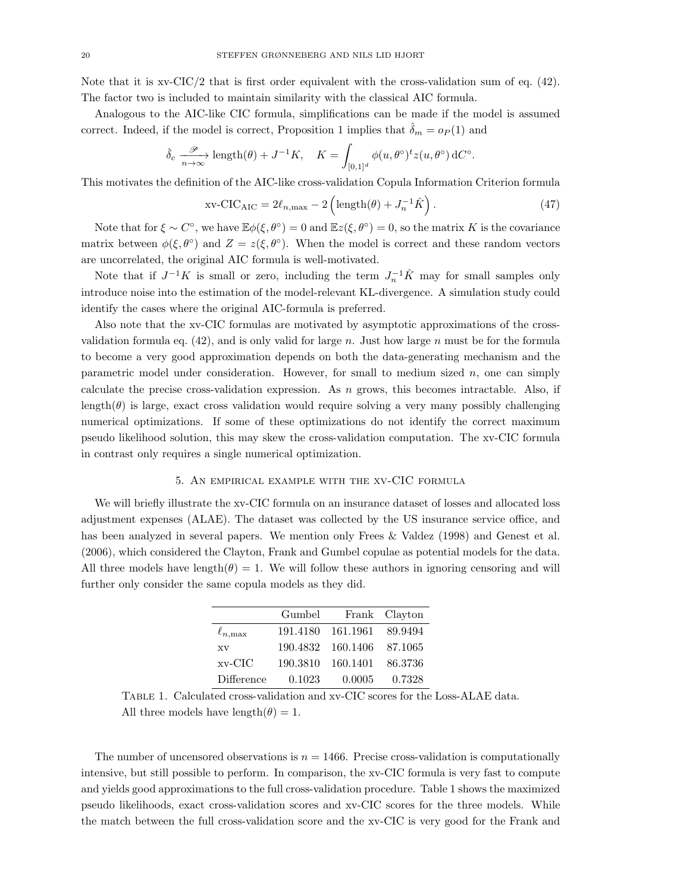Note that it is xv-CIC/2 that is first order equivalent with the cross-validation sum of eq. (42). The factor two is included to maintain similarity with the classical AIC formula.

Analogous to the AIC-like CIC formula, simplifications can be made if the model is assumed correct. Indeed, if the model is correct, Proposition 1 implies that $\hat{\delta}_m = o_P(1)$ and

$$\hat{\delta}_c \xrightarrow[n\to\infty]{\mathscr{P}} \text{length}(\theta) + J^{-1}K, \quad K = \int_{[0,1]^d} \phi(u, \theta^\circ)^t z(u, \theta^\circ)\, \mathrm{d}C^\circ.$$

This motivates the definition of the AIC-like cross-validation Copula Information Criterion formula

$$\text{xv-CIC}_{\text{AIC}} = 2\ell_{n,\max} - 2\left(\text{length}(\theta) + J_n^{-1}\hat{K}\right). \tag{47}$$

Note that for $\xi \sim C^\circ$, we have $\mathbb{E}\phi(\xi, \theta^\circ) = 0$ and $\mathbb{E}z(\xi, \theta^\circ) = 0$, so the matrix $K$ is the covariance matrix between $\phi(\xi, \theta^\circ)$ and $Z = z(\xi, \theta^\circ)$. When the model is correct and these random vectors are uncorrelated, the original AIC formula is well-motivated.

Note that if $J^{-1}K$ is small or zero, including the term $J_n^{-1}\hat{K}$ may for small samples only introduce noise into the estimation of the model-relevant KL-divergence. A simulation study could identify the cases where the original AIC-formula is preferred.

Also note that the xv-CIC formulas are motivated by asymptotic approximations of the cross-validation formula eq. (42), and is only valid for large $n$. Just how large $n$ must be for the formula to become a very good approximation depends on both the data-generating mechanism and the parametric model under consideration. However, for small to medium sized $n$, one can simply calculate the precise cross-validation expression. As $n$ grows, this becomes intractable. Also, if length$(\theta)$ is large, exact cross validation would require solving a very many possibly challenging numerical optimizations. If some of these optimizations do not identify the correct maximum pseudo likelihood solution, this may skew the cross-validation computation. The xv-CIC formula in contrast only requires a single numerical optimization.

## 5. An empirical example with the xv-CIC formula

We will briefly illustrate the xv-CIC formula on an insurance dataset of losses and allocated loss adjustment expenses (ALAE). The dataset was collected by the US insurance service office, and has been analyzed in several papers. We mention only Frees & Valdez (1998) and Genest et al. (2006), which considered the Clayton, Frank and Gumbel copulae as potential models for the data. All three models have length$(\theta) = 1$. We will follow these authors in ignoring censoring and will further only consider the same copula models as they did.

| | Gumbel | Frank | Clayton |
|---|---|---|---|
| $\ell_{n,\max}$ | 191.4180 | 161.1961 | 89.9494 |
| xv | 190.4832 | 160.1406 | 87.1065 |
| xv-CIC | 190.3810 | 160.1401 | 86.3736 |
| Difference | 0.1023 | 0.0005 | 0.7328 |

Table 1. Calculated cross-validation and xv-CIC scores for the Loss-ALAE data. All three models have length$(\theta) = 1$.

The number of uncensored observations is $n = 1466$. Precise cross-validation is computationally intensive, but still possible to perform. In comparison, the xv-CIC formula is very fast to compute and yields good approximations to the full cross-validation procedure. Table 1 shows the maximized pseudo likelihoods, exact cross-validation scores and xv-CIC scores for the three models. While the match between the full cross-validation score and the xv-CIC is very good for the Frank and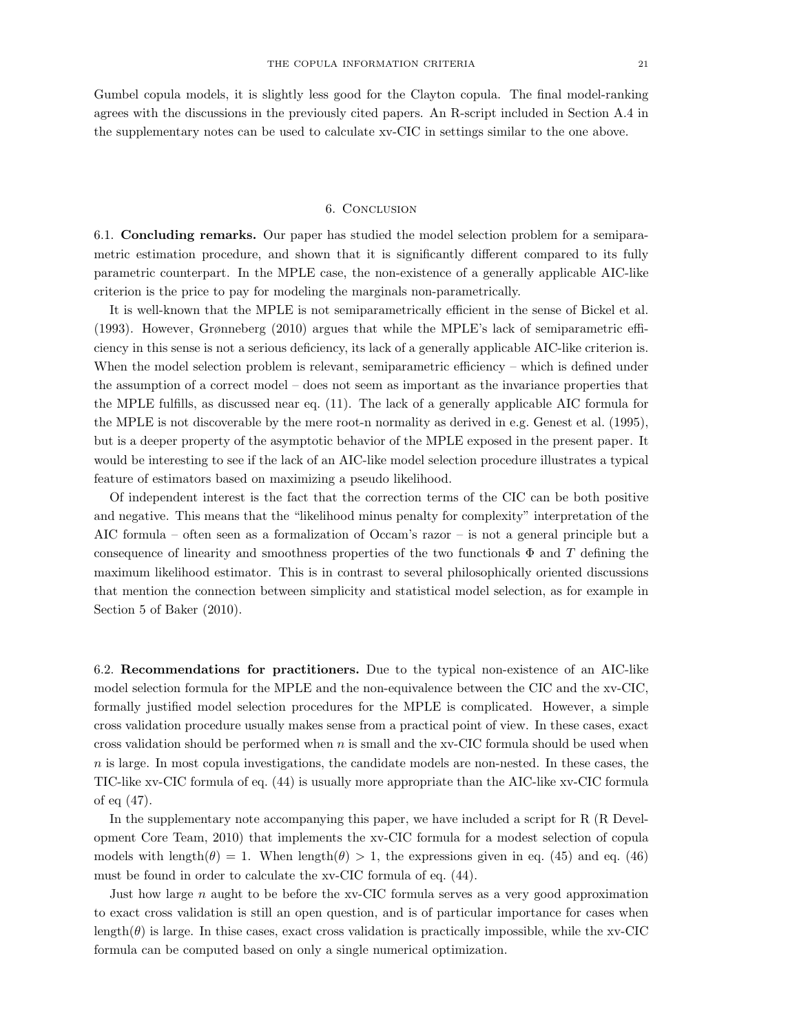Gumbel copula models, it is slightly less good for the Clayton copula. The final model-ranking agrees with the discussions in the previously cited papers. An R-script included in Section A.4 in the supplementary notes can be used to calculate xv-CIC in settings similar to the one above.

## 6. Conclusion

6.1. **Concluding remarks.** Our paper has studied the model selection problem for a semiparametric estimation procedure, and shown that it is significantly different compared to its fully parametric counterpart. In the MPLE case, the non-existence of a generally applicable AIC-like criterion is the price to pay for modeling the marginals non-parametrically.

It is well-known that the MPLE is not semiparametrically efficient in the sense of Bickel et al. (1993). However, Grønneberg (2010) argues that while the MPLE's lack of semiparametric efficiency in this sense is not a serious deficiency, its lack of a generally applicable AIC-like criterion is. When the model selection problem is relevant, semiparametric efficiency – which is defined under the assumption of a correct model – does not seem as important as the invariance properties that the MPLE fulfills, as discussed near eq. (11). The lack of a generally applicable AIC formula for the MPLE is not discoverable by the mere root-n normality as derived in e.g. Genest et al. (1995), but is a deeper property of the asymptotic behavior of the MPLE exposed in the present paper. It would be interesting to see if the lack of an AIC-like model selection procedure illustrates a typical feature of estimators based on maximizing a pseudo likelihood.

Of independent interest is the fact that the correction terms of the CIC can be both positive and negative. This means that the "likelihood minus penalty for complexity" interpretation of the AIC formula – often seen as a formalization of Occam's razor – is not a general principle but a consequence of linearity and smoothness properties of the two functionals $\Phi$ and $T$ defining the maximum likelihood estimator. This is in contrast to several philosophically oriented discussions that mention the connection between simplicity and statistical model selection, as for example in Section 5 of Baker (2010).

6.2. **Recommendations for practitioners.** Due to the typical non-existence of an AIC-like model selection formula for the MPLE and the non-equivalence between the CIC and the xv-CIC, formally justified model selection procedures for the MPLE is complicated. However, a simple cross validation procedure usually makes sense from a practical point of view. In these cases, exact cross validation should be performed when $n$ is small and the xv-CIC formula should be used when $n$ is large. In most copula investigations, the candidate models are non-nested. In these cases, the TIC-like xv-CIC formula of eq. (44) is usually more appropriate than the AIC-like xv-CIC formula of eq (47).

In the supplementary note accompanying this paper, we have included a script for R (R Development Core Team, 2010) that implements the xv-CIC formula for a modest selection of copula models with $\text{length}(\theta) = 1$. When $\text{length}(\theta) > 1$, the expressions given in eq. (45) and eq. (46) must be found in order to calculate the xv-CIC formula of eq. (44).

Just how large $n$ aught to be before the xv-CIC formula serves as a very good approximation to exact cross validation is still an open question, and is of particular importance for cases when $\text{length}(\theta)$ is large. In thise cases, exact cross validation is practically impossible, while the xv-CIC formula can be computed based on only a single numerical optimization.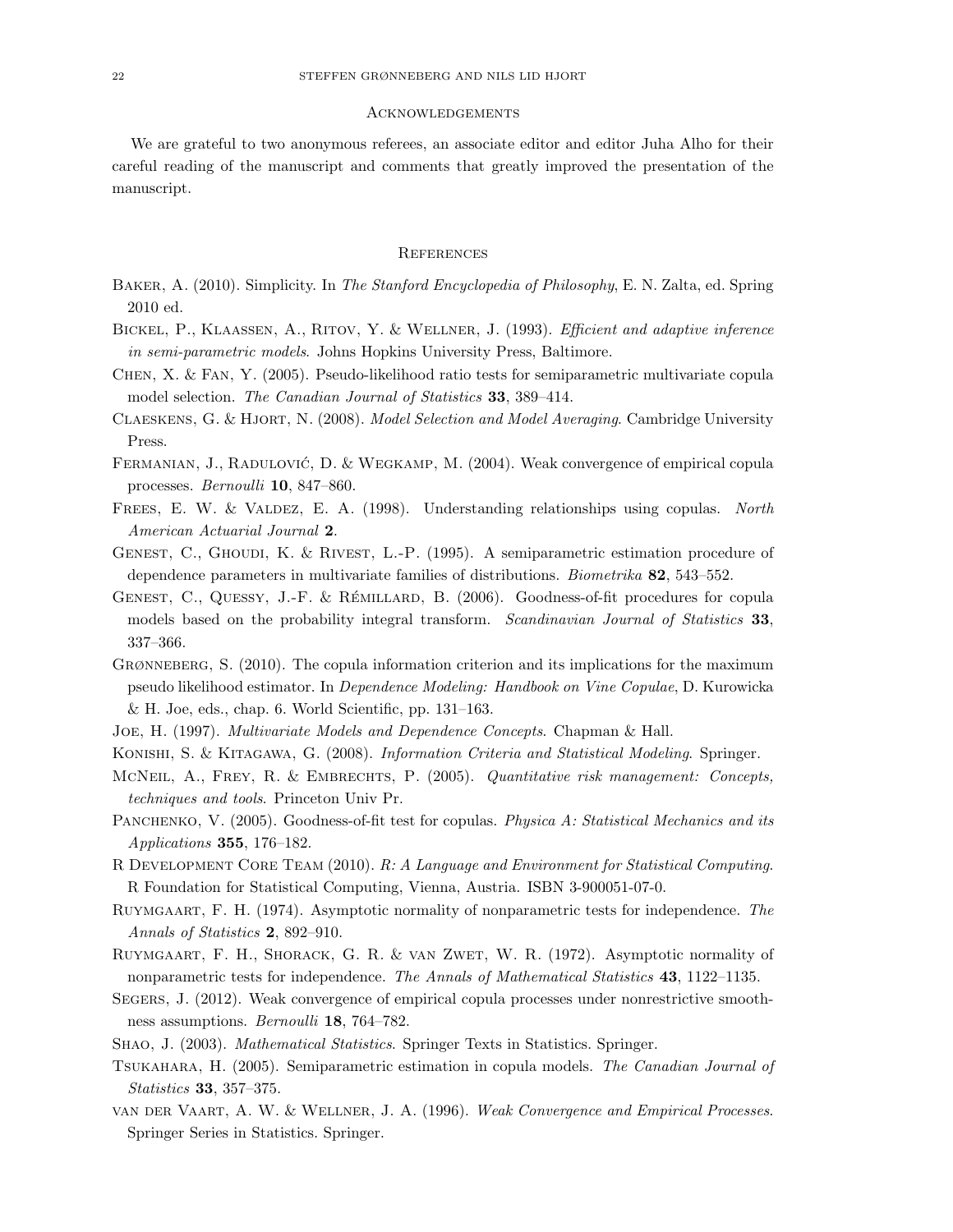## Acknowledgements

We are grateful to two anonymous referees, an associate editor and editor Juha Alho for their careful reading of the manuscript and comments that greatly improved the presentation of the manuscript.

## References

Baker, A. (2010). Simplicity. In *The Stanford Encyclopedia of Philosophy*, E. N. Zalta, ed. Spring 2010 ed.

Bickel, P., Klaassen, A., Ritov, Y. & Wellner, J. (1993). *Efficient and adaptive inference in semi-parametric models*. Johns Hopkins University Press, Baltimore.

Chen, X. & Fan, Y. (2005). Pseudo-likelihood ratio tests for semiparametric multivariate copula model selection. *The Canadian Journal of Statistics* **33**, 389–414.

Claeskens, G. & Hjort, N. (2008). *Model Selection and Model Averaging*. Cambridge University Press.

Fermanian, J., Radulović, D. & Wegkamp, M. (2004). Weak convergence of empirical copula processes. *Bernoulli* **10**, 847–860.

Frees, E. W. & Valdez, E. A. (1998). Understanding relationships using copulas. *North American Actuarial Journal* **2**.

Genest, C., Ghoudi, K. & Rivest, L.-P. (1995). A semiparametric estimation procedure of dependence parameters in multivariate families of distributions. *Biometrika* **82**, 543–552.

Genest, C., Quessy, J.-F. & Rémillard, B. (2006). Goodness-of-fit procedures for copula models based on the probability integral transform. *Scandinavian Journal of Statistics* **33**, 337–366.

Grønneberg, S. (2010). The copula information criterion and its implications for the maximum pseudo likelihood estimator. In *Dependence Modeling: Handbook on Vine Copulae*, D. Kurowicka & H. Joe, eds., chap. 6. World Scientific, pp. 131–163.

Joe, H. (1997). *Multivariate Models and Dependence Concepts*. Chapman & Hall.

Konishi, S. & Kitagawa, G. (2008). *Information Criteria and Statistical Modeling*. Springer.

McNeil, A., Frey, R. & Embrechts, P. (2005). *Quantitative risk management: Concepts, techniques and tools*. Princeton Univ Pr.

Panchenko, V. (2005). Goodness-of-fit test for copulas. *Physica A: Statistical Mechanics and its Applications* **355**, 176–182.

R Development Core Team (2010). *R: A Language and Environment for Statistical Computing*. R Foundation for Statistical Computing, Vienna, Austria. ISBN 3-900051-07-0.

Ruymgaart, F. H. (1974). Asymptotic normality of nonparametric tests for independence. *The Annals of Statistics* **2**, 892–910.

Ruymgaart, F. H., Shorack, G. R. & van Zwet, W. R. (1972). Asymptotic normality of nonparametric tests for independence. *The Annals of Mathematical Statistics* **43**, 1122–1135.

Segers, J. (2012). Weak convergence of empirical copula processes under nonrestrictive smoothness assumptions. *Bernoulli* **18**, 764–782.

Shao, J. (2003). *Mathematical Statistics*. Springer Texts in Statistics. Springer.

Tsukahara, H. (2005). Semiparametric estimation in copula models. *The Canadian Journal of Statistics* **33**, 357–375.

van der Vaart, A. W. & Wellner, J. A. (1996). *Weak Convergence and Empirical Processes*. Springer Series in Statistics. Springer.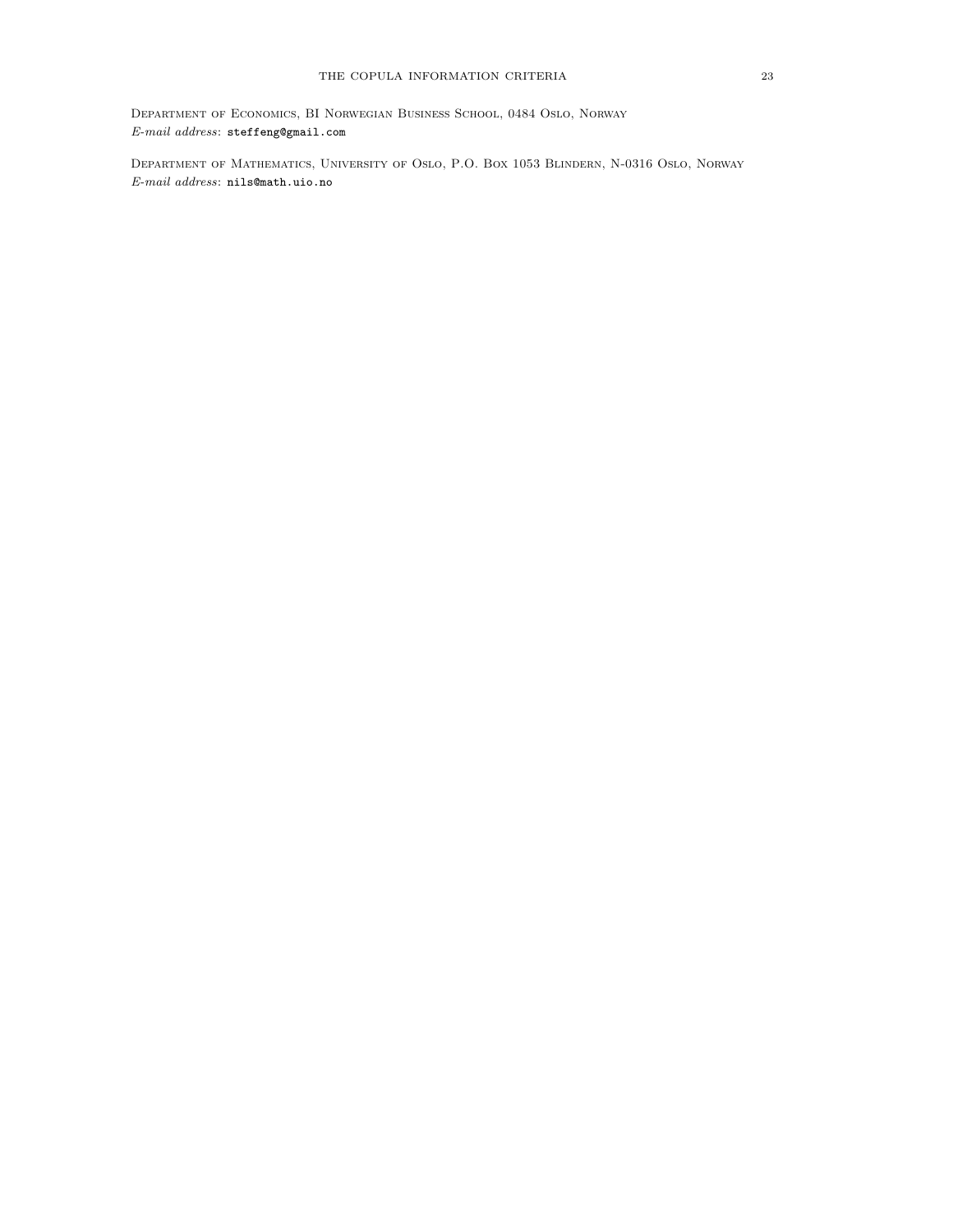Department of Economics, BI Norwegian Business School, 0484 Oslo, Norway
*E-mail address*: steffeng@gmail.com

Department of Mathematics, University of Oslo, P.O. Box 1053 Blindern, N-0316 Oslo, Norway
*E-mail address*: nils@math.uio.no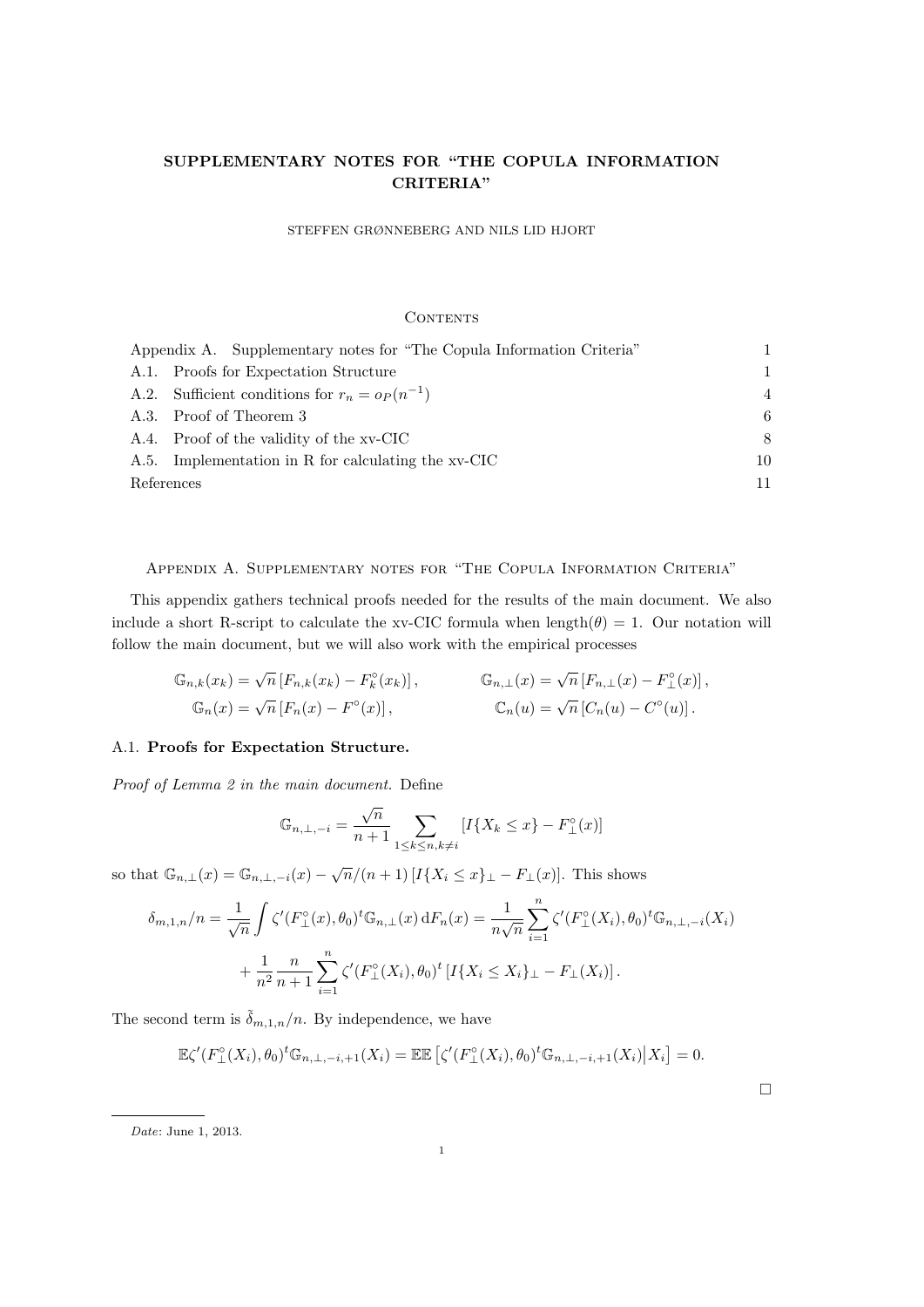# SUPPLEMENTARY NOTES FOR "THE COPULA INFORMATION CRITERIA"

STEFFEN GRØNNEBERG AND NILS LID HJORT

## Contents

| | |
|---|---|
| Appendix A. Supplementary notes for "The Copula Information Criteria" | 1 |
| A.1. Proofs for Expectation Structure | 1 |
| A.2. Sufficient conditions for $r_n = o_P(n^{-1})$ | 4 |
| A.3. Proof of Theorem 3 | 6 |
| A.4. Proof of the validity of the xv-CIC | 8 |
| A.5. Implementation in R for calculating the xv-CIC | 10 |
| References | 11 |

## Appendix A. Supplementary notes for "The Copula Information Criteria"

This appendix gathers technical proofs needed for the results of the main document. We also include a short R-script to calculate the xv-CIC formula when length$(\theta) = 1$. Our notation will follow the main document, but we will also work with the empirical processes

$$\mathbb{G}_{n,k}(x_k) = \sqrt{n}\,[F_{n,k}(x_k) - F_k^\circ(x_k)]\,, \qquad \mathbb{G}_{n,\perp}(x) = \sqrt{n}\,[F_{n,\perp}(x) - F_\perp^\circ(x)]\,,$$
$$\mathbb{G}_n(x) = \sqrt{n}\,[F_n(x) - F^\circ(x)]\,, \qquad \mathbb{C}_n(u) = \sqrt{n}\,[C_n(u) - C^\circ(u)]\,.$$

### A.1. Proofs for Expectation Structure.

*Proof of Lemma 2 in the main document.* Define

$$\mathbb{G}_{n,\perp,-i} = \frac{\sqrt{n}}{n+1} \sum_{1 \le k \le n, k \neq i} [I\{X_k \le x\} - F_\perp^\circ(x)]$$

so that $\mathbb{G}_{n,\perp}(x) = \mathbb{G}_{n,\perp,-i}(x) - \sqrt{n}/(n+1)\,[I\{X_i \le x\}_\perp - F_\perp(x)]$. This shows

$$\delta_{m,1,n}/n = \frac{1}{\sqrt{n}} \int \zeta'(F_\perp^\circ(x), \theta_0)^t \mathbb{G}_{n,\perp}(x)\,\mathrm{d}F_n(x) = \frac{1}{n\sqrt{n}} \sum_{i=1}^n \zeta'(F_\perp^\circ(X_i), \theta_0)^t \mathbb{G}_{n,\perp,-i}(X_i)$$
$$+ \frac{1}{n^2}\frac{n}{n+1} \sum_{i=1}^n \zeta'(F_\perp^\circ(X_i), \theta_0)^t \,[I\{X_i \le X_i\}_\perp - F_\perp(X_i)]\,.$$

The second term is $\tilde{\delta}_{m,1,n}/n$. By independence, we have

$$\mathbb{E}\zeta'(F_\perp^\circ(X_i), \theta_0)^t \mathbb{G}_{n,\perp,-i,+1}(X_i) = \mathbb{E}\mathbb{E}\left[\zeta'(F_\perp^\circ(X_i), \theta_0)^t \mathbb{G}_{n,\perp,-i,+1}(X_i)\big| X_i\right] = 0.$$

□

*Date*: June 1, 2013.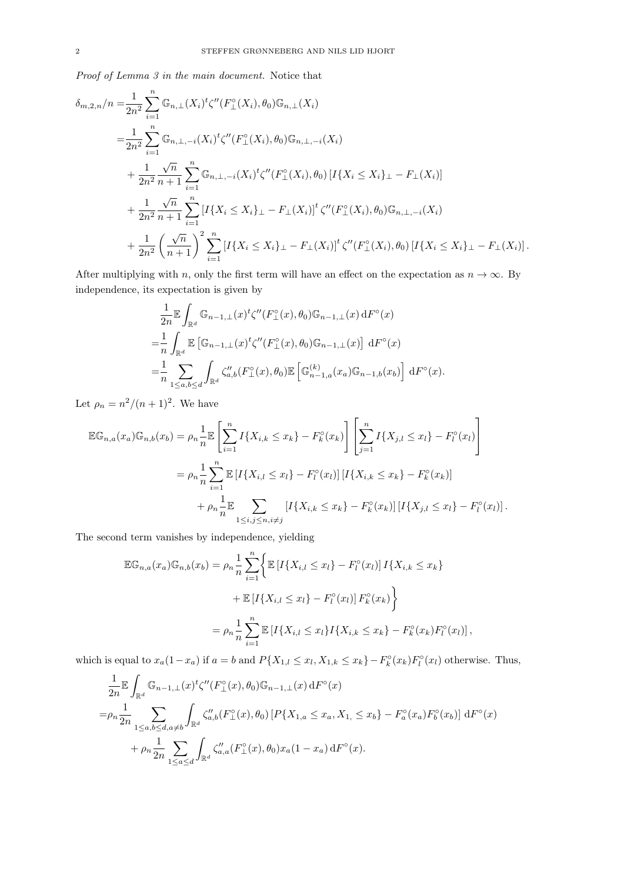*Proof of Lemma 3 in the main document.* Notice that

$$
\begin{aligned}
\delta_{m,2,n}/n =& \frac{1}{2n^2}\sum_{i=1}^n \mathbb{G}_{n,\perp}(X_i)^t \zeta''(F_\perp^\circ(X_i),\theta_0)\mathbb{G}_{n,\perp}(X_i) \\
=& \frac{1}{2n^2}\sum_{i=1}^n \mathbb{G}_{n,\perp,-i}(X_i)^t \zeta''(F_\perp^\circ(X_i),\theta_0)\mathbb{G}_{n,\perp,-i}(X_i) \\
&+ \frac{1}{2n^2}\frac{\sqrt{n}}{n+1}\sum_{i=1}^n \mathbb{G}_{n,\perp,-i}(X_i)^t \zeta''(F_\perp^\circ(X_i),\theta_0)\left[I\{X_i \le X_i\}_\perp - F_\perp(X_i)\right] \\
&+ \frac{1}{2n^2}\frac{\sqrt{n}}{n+1}\sum_{i=1}^n \left[I\{X_i \le X_i\}_\perp - F_\perp(X_i)\right]^t \zeta''(F_\perp^\circ(X_i),\theta_0)\mathbb{G}_{n,\perp,-i}(X_i) \\
&+ \frac{1}{2n^2}\left(\frac{\sqrt{n}}{n+1}\right)^2\sum_{i=1}^n \left[I\{X_i \le X_i\}_\perp - F_\perp(X_i)\right]^t \zeta''(F_\perp^\circ(X_i),\theta_0)\left[I\{X_i \le X_i\}_\perp - F_\perp(X_i)\right].
\end{aligned}
$$

After multiplying with $n$, only the first term will have an effect on the expectation as $n \to \infty$. By independence, its expectation is given by

$$
\begin{aligned}
&\frac{1}{2n}\mathbb{E}\int_{\mathbb{R}^d} \mathbb{G}_{n-1,\perp}(x)^t \zeta''(F_\perp^\circ(x),\theta_0)\mathbb{G}_{n-1,\perp}(x)\,\mathrm{d}F^\circ(x) \\
=&\frac{1}{n}\int_{\mathbb{R}^d} \mathbb{E}\left[\mathbb{G}_{n-1,\perp}(x)^t \zeta''(F_\perp^\circ(x),\theta_0)\mathbb{G}_{n-1,\perp}(x)\right]\,\mathrm{d}F^\circ(x) \\
=&\frac{1}{n}\sum_{1\le a,b\le d}\int_{\mathbb{R}^d} \zeta''_{a,b}(F_\perp^\circ(x),\theta_0)\mathbb{E}\left[\mathbb{G}^{(k)}_{n-1,a}(x_a)\mathbb{G}_{n-1,b}(x_b)\right]\,\mathrm{d}F^\circ(x).
\end{aligned}
$$

Let $\rho_n = n^2/(n+1)^2$. We have

$$
\begin{aligned}
\mathbb{E}\mathbb{G}_{n,a}(x_a)\mathbb{G}_{n,b}(x_b) =& \rho_n \frac{1}{n}\mathbb{E}\left[\sum_{i=1}^n I\{X_{i,k} \le x_k\} - F_k^\circ(x_k)\right]\left[\sum_{j=1}^n I\{X_{j,l} \le x_l\} - F_l^\circ(x_l)\right] \\
=& \rho_n \frac{1}{n}\sum_{i=1}^n \mathbb{E}\left[I\{X_{i,l} \le x_l\} - F_l^\circ(x_l)\right]\left[I\{X_{i,k} \le x_k\} - F_k^\circ(x_k)\right] \\
&+ \rho_n\frac{1}{n}\mathbb{E}\sum_{1\le i,j\le n, i\ne j}\left[I\{X_{i,k} \le x_k\} - F_k^\circ(x_k)\right]\left[I\{X_{j,l} \le x_l\} - F_l^\circ(x_l)\right].
\end{aligned}
$$

The second term vanishes by independence, yielding

$$
\begin{aligned}
\mathbb{E}\mathbb{G}_{n,a}(x_a)\mathbb{G}_{n,b}(x_b) =& \rho_n \frac{1}{n}\sum_{i=1}^n \Bigg\{\mathbb{E}\left[I\{X_{i,l} \le x_l\} - F_l^\circ(x_l)\right] I\{X_{i,k} \le x_k\} \\
&+ \mathbb{E}\left[I\{X_{i,l} \le x_l\} - F_l^\circ(x_l)\right] F_k^\circ(x_k)\Bigg\} \\
=& \rho_n \frac{1}{n}\sum_{i=1}^n \mathbb{E}\left[I\{X_{i,l} \le x_l\} I\{X_{i,k} \le x_k\} - F_k^\circ(x_k)F_l^\circ(x_l)\right],
\end{aligned}
$$

which is equal to $x_a(1-x_a)$ if $a=b$ and $P\{X_{1,l} \le x_l, X_{1,k} \le x_k\} - F_k^\circ(x_k)F_l^\circ(x_l)$ otherwise. Thus,

$$
\begin{aligned}
&\frac{1}{2n}\mathbb{E}\int_{\mathbb{R}^d} \mathbb{G}_{n-1,\perp}(x)^t \zeta''(F_\perp^\circ(x),\theta_0)\mathbb{G}_{n-1,\perp}(x)\,\mathrm{d}F^\circ(x) \\
=&\rho_n \frac{1}{2n}\sum_{1\le a,b\le d, a\ne b}\int_{\mathbb{R}^d} \zeta''_{a,b}(F_\perp^\circ(x),\theta_0)\left[P\{X_{1,a} \le x_a, X_{1,} \le x_b\} - F_a^\circ(x_a)F_b^\circ(x_b)\right]\,\mathrm{d}F^\circ(x) \\
&+ \rho_n\frac{1}{2n}\sum_{1\le a\le d}\int_{\mathbb{R}^d} \zeta''_{a,a}(F_\perp^\circ(x),\theta_0)x_a(1-x_a)\,\mathrm{d}F^\circ(x).
\end{aligned}
$$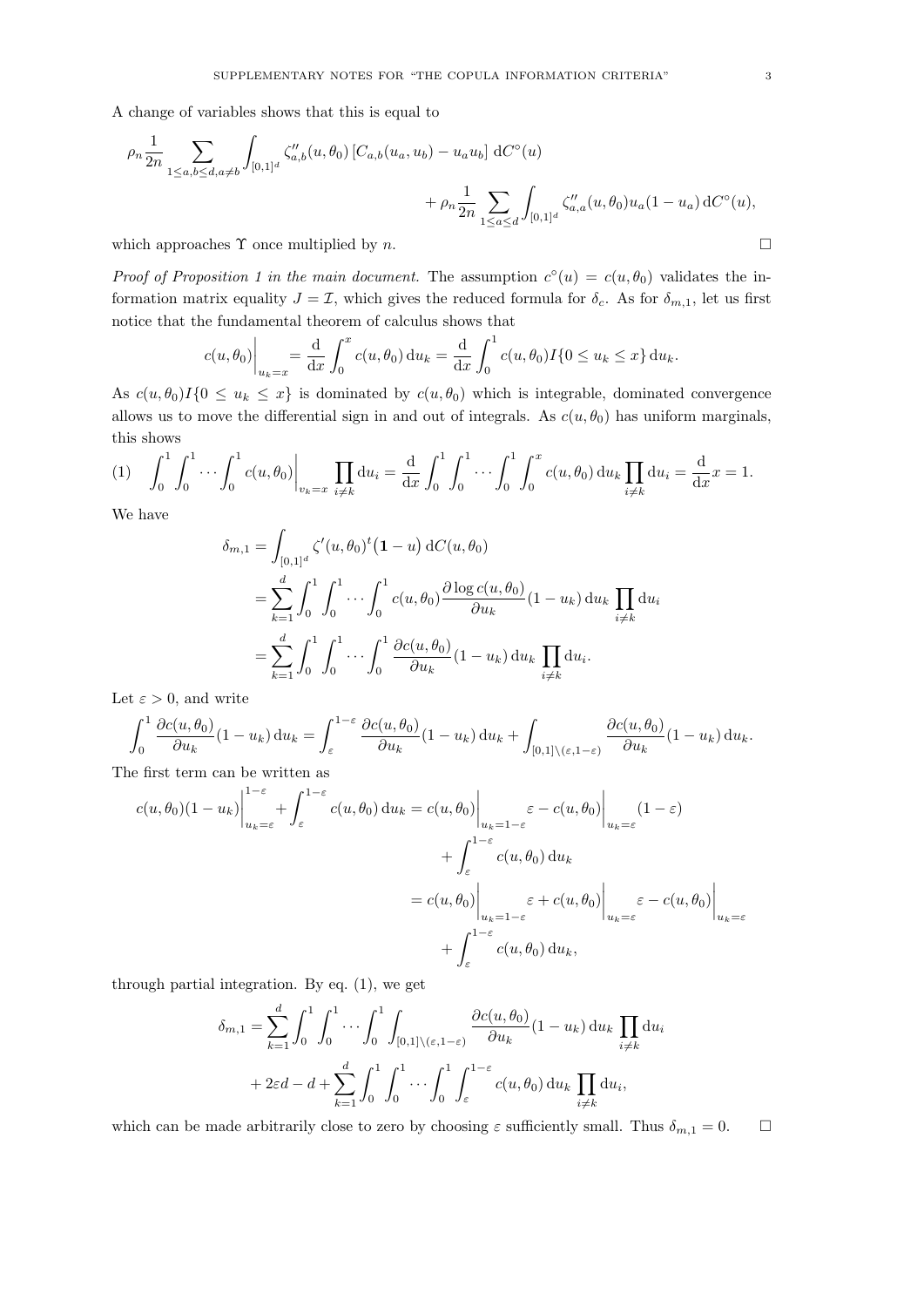A change of variables shows that this is equal to

$$\rho_n \frac{1}{2n} \sum_{1\le a,b\le d, a\neq b} \int_{[0,1]^d} \zeta''_{a,b}(u,\theta_0)\,[C_{a,b}(u_a,u_b) - u_a u_b]\,\mathrm{d}C^\circ(u) + \rho_n \frac{1}{2n} \sum_{1\le a\le d} \int_{[0,1]^d} \zeta''_{a,a}(u,\theta_0) u_a(1-u_a)\,\mathrm{d}C^\circ(u),$$

which approaches $\Upsilon$ once multiplied by $n$. $\square$

*Proof of Proposition 1 in the main document.* The assumption $c^\circ(u) = c(u,\theta_0)$ validates the information matrix equality $J = \mathcal{I}$, which gives the reduced formula for $\delta_c$. As for $\delta_{m,1}$, let us first notice that the fundamental theorem of calculus shows that

$$c(u,\theta_0)\Big|_{u_k=x} = \frac{\mathrm{d}}{\mathrm{d}x} \int_0^x c(u,\theta_0)\,\mathrm{d}u_k = \frac{\mathrm{d}}{\mathrm{d}x} \int_0^1 c(u,\theta_0) I\{0 \le u_k \le x\}\,\mathrm{d}u_k.$$

As $c(u,\theta_0)I\{0 \le u_k \le x\}$ is dominated by $c(u,\theta_0)$ which is integrable, dominated convergence allows us to move the differential sign in and out of integrals. As $c(u,\theta_0)$ has uniform marginals, this shows

$$\int_0^1 \int_0^1 \cdots \int_0^1 c(u,\theta_0)\Big|_{v_k=x} \prod_{i\neq k} \mathrm{d}u_i = \frac{\mathrm{d}}{\mathrm{d}x} \int_0^1 \int_0^1 \cdots \int_0^1 \int_0^x c(u,\theta_0)\,\mathrm{d}u_k \prod_{i\neq k} \mathrm{d}u_i = \frac{\mathrm{d}}{\mathrm{d}x} x = 1. \tag{1}$$

We have

$$\begin{aligned}
\delta_{m,1} &= \int_{[0,1]^d} \zeta'(u,\theta_0)^t \big(\mathbf{1} - u\big)\,\mathrm{d}C(u,\theta_0) \\
&= \sum_{k=1}^d \int_0^1 \int_0^1 \cdots \int_0^1 c(u,\theta_0) \frac{\partial \log c(u,\theta_0)}{\partial u_k} (1-u_k)\,\mathrm{d}u_k \prod_{i\neq k} \mathrm{d}u_i \\
&= \sum_{k=1}^d \int_0^1 \int_0^1 \cdots \int_0^1 \frac{\partial c(u,\theta_0)}{\partial u_k} (1-u_k)\,\mathrm{d}u_k \prod_{i\neq k} \mathrm{d}u_i.
\end{aligned}$$

Let $\varepsilon > 0$, and write

$$\int_0^1 \frac{\partial c(u,\theta_0)}{\partial u_k}(1-u_k)\,\mathrm{d}u_k = \int_\varepsilon^{1-\varepsilon} \frac{\partial c(u,\theta_0)}{\partial u_k}(1-u_k)\,\mathrm{d}u_k + \int_{[0,1]\setminus(\varepsilon,1-\varepsilon)} \frac{\partial c(u,\theta_0)}{\partial u_k}(1-u_k)\,\mathrm{d}u_k.$$

The first term can be written as

$$\begin{aligned}
c(u,\theta_0)(1-u_k)\Big|_{u_k=\varepsilon}^{1-\varepsilon} + \int_\varepsilon^{1-\varepsilon} c(u,\theta_0)\,\mathrm{d}u_k &= c(u,\theta_0)\Big|_{u_k=1-\varepsilon} \varepsilon - c(u,\theta_0)\Big|_{u_k=\varepsilon}(1-\varepsilon) \\
&\quad + \int_\varepsilon^{1-\varepsilon} c(u,\theta_0)\,\mathrm{d}u_k \\
&= c(u,\theta_0)\Big|_{u_k=1-\varepsilon} \varepsilon + c(u,\theta_0)\Big|_{u_k=\varepsilon} \varepsilon - c(u,\theta_0)\Big|_{u_k=\varepsilon} \\
&\quad + \int_\varepsilon^{1-\varepsilon} c(u,\theta_0)\,\mathrm{d}u_k,
\end{aligned}$$

through partial integration. By eq. (1), we get

$$\begin{aligned}
\delta_{m,1} &= \sum_{k=1}^d \int_0^1 \int_0^1 \cdots \int_0^1 \int_{[0,1]\setminus(\varepsilon,1-\varepsilon)} \frac{\partial c(u,\theta_0)}{\partial u_k}(1-u_k)\,\mathrm{d}u_k \prod_{i\neq k} \mathrm{d}u_i \\
&\quad + 2\varepsilon d - d + \sum_{k=1}^d \int_0^1 \int_0^1 \cdots \int_0^1 \int_\varepsilon^{1-\varepsilon} c(u,\theta_0)\,\mathrm{d}u_k \prod_{i\neq k} \mathrm{d}u_i,
\end{aligned}$$

which can be made arbitrarily close to zero by choosing $\varepsilon$ sufficiently small. Thus $\delta_{m,1} = 0$. $\square$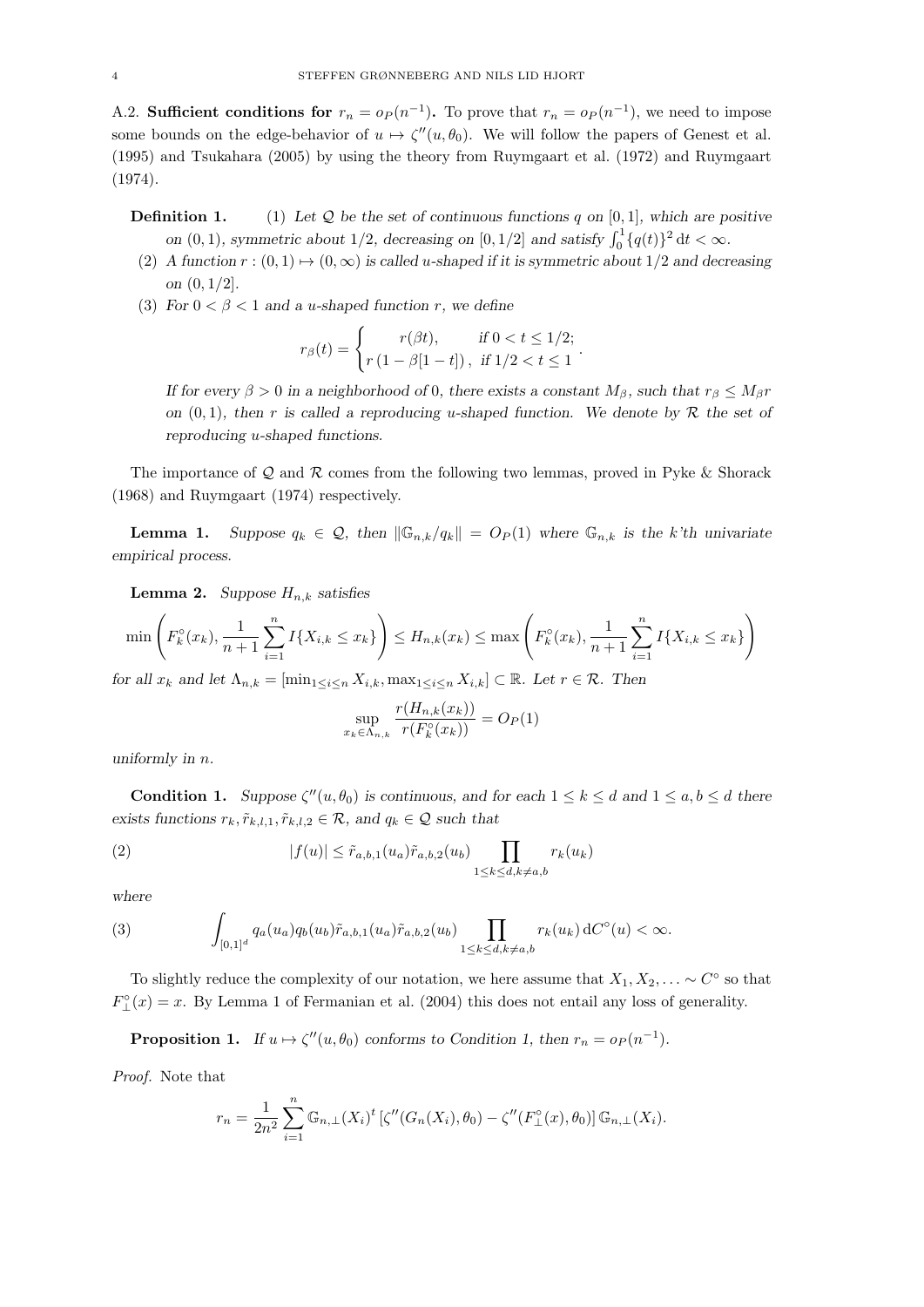A.2. **Sufficient conditions for $r_n = o_P(n^{-1})$.** To prove that $r_n = o_P(n^{-1})$, we need to impose some bounds on the edge-behavior of $u \mapsto \zeta''(u, \theta_0)$. We will follow the papers of Genest et al. (1995) and Tsukahara (2005) by using the theory from Ruymgaart et al. (1972) and Ruymgaart (1974).

**Definition 1.** (1) *Let $\mathcal{Q}$ be the set of continuous functions $q$ on $[0,1]$, which are positive on $(0,1)$, symmetric about $1/2$, decreasing on $[0,1/2]$ and satisfy $\int_0^1 \{q(t)\}^2 \, \mathrm{d}t < \infty$.*

(2) *A function $r : (0,1) \mapsto (0,\infty)$ is called u-shaped if it is symmetric about $1/2$ and decreasing on $(0,1/2]$.*

(3) *For $0 < \beta < 1$ and a u-shaped function $r$, we define*

$$r_\beta(t) = \begin{cases} r(\beta t), & \text{if } 0 < t \leq 1/2; \\ r\left(1 - \beta[1-t]\right), & \text{if } 1/2 < t \leq 1 \end{cases}.$$

*If for every $\beta > 0$ in a neighborhood of 0, there exists a constant $M_\beta$, such that $r_\beta \leq M_\beta r$ on $(0,1)$, then $r$ is called a reproducing u-shaped function. We denote by $\mathcal{R}$ the set of reproducing u-shaped functions.*

The importance of $\mathcal{Q}$ and $\mathcal{R}$ comes from the following two lemmas, proved in Pyke & Shorack (1968) and Ruymgaart (1974) respectively.

**Lemma 1.** *Suppose $q_k \in \mathcal{Q}$, then $\|\mathbb{G}_{n,k}/q_k\| = O_P(1)$ where $\mathbb{G}_{n,k}$ is the k'th univariate empirical process.*

**Lemma 2.** *Suppose $H_{n,k}$ satisfies*

$$\min\left(F_k^\circ(x_k), \frac{1}{n+1}\sum_{i=1}^n I\{X_{i,k} \leq x_k\}\right) \leq H_{n,k}(x_k) \leq \max\left(F_k^\circ(x_k), \frac{1}{n+1}\sum_{i=1}^n I\{X_{i,k} \leq x_k\}\right)$$

*for all $x_k$ and let $\Lambda_{n,k} = [\min_{1 \leq i \leq n} X_{i,k}, \max_{1 \leq i \leq n} X_{i,k}] \subset \mathbb{R}$. Let $r \in \mathcal{R}$. Then*

$$\sup_{x_k \in \Lambda_{n,k}} \frac{r(H_{n,k}(x_k))}{r(F_k^\circ(x_k))} = O_P(1)$$

*uniformly in $n$.*

**Condition 1.** *Suppose $\zeta''(u, \theta_0)$ is continuous, and for each $1 \leq k \leq d$ and $1 \leq a, b \leq d$ there exists functions $r_k, \tilde{r}_{k,l,1}, \tilde{r}_{k,l,2} \in \mathcal{R}$, and $q_k \in \mathcal{Q}$ such that*

$$|f(u)| \leq \tilde{r}_{a,b,1}(u_a)\tilde{r}_{a,b,2}(u_b) \prod_{1 \leq k \leq d, k \neq a,b} r_k(u_k) \tag{2}$$

*where*

$$\int_{[0,1]^d} q_a(u_a) q_b(u_b) \tilde{r}_{a,b,1}(u_a)\tilde{r}_{a,b,2}(u_b) \prod_{1 \leq k \leq d, k \neq a,b} r_k(u_k) \, \mathrm{d}C^\circ(u) < \infty. \tag{3}$$

To slightly reduce the complexity of our notation, we here assume that $X_1, X_2, \ldots \sim C^\circ$ so that $F_\perp^\circ(x) = x$. By Lemma 1 of Fermanian et al. (2004) this does not entail any loss of generality.

**Proposition 1.** *If $u \mapsto \zeta''(u, \theta_0)$ conforms to Condition 1, then $r_n = o_P(n^{-1})$.*

*Proof.* Note that

$$r_n = \frac{1}{2n^2} \sum_{i=1}^n \mathbb{G}_{n,\perp}(X_i)^t \left[\zeta''(G_n(X_i), \theta_0) - \zeta''(F_\perp^\circ(x), \theta_0)\right] \mathbb{G}_{n,\perp}(X_i).$$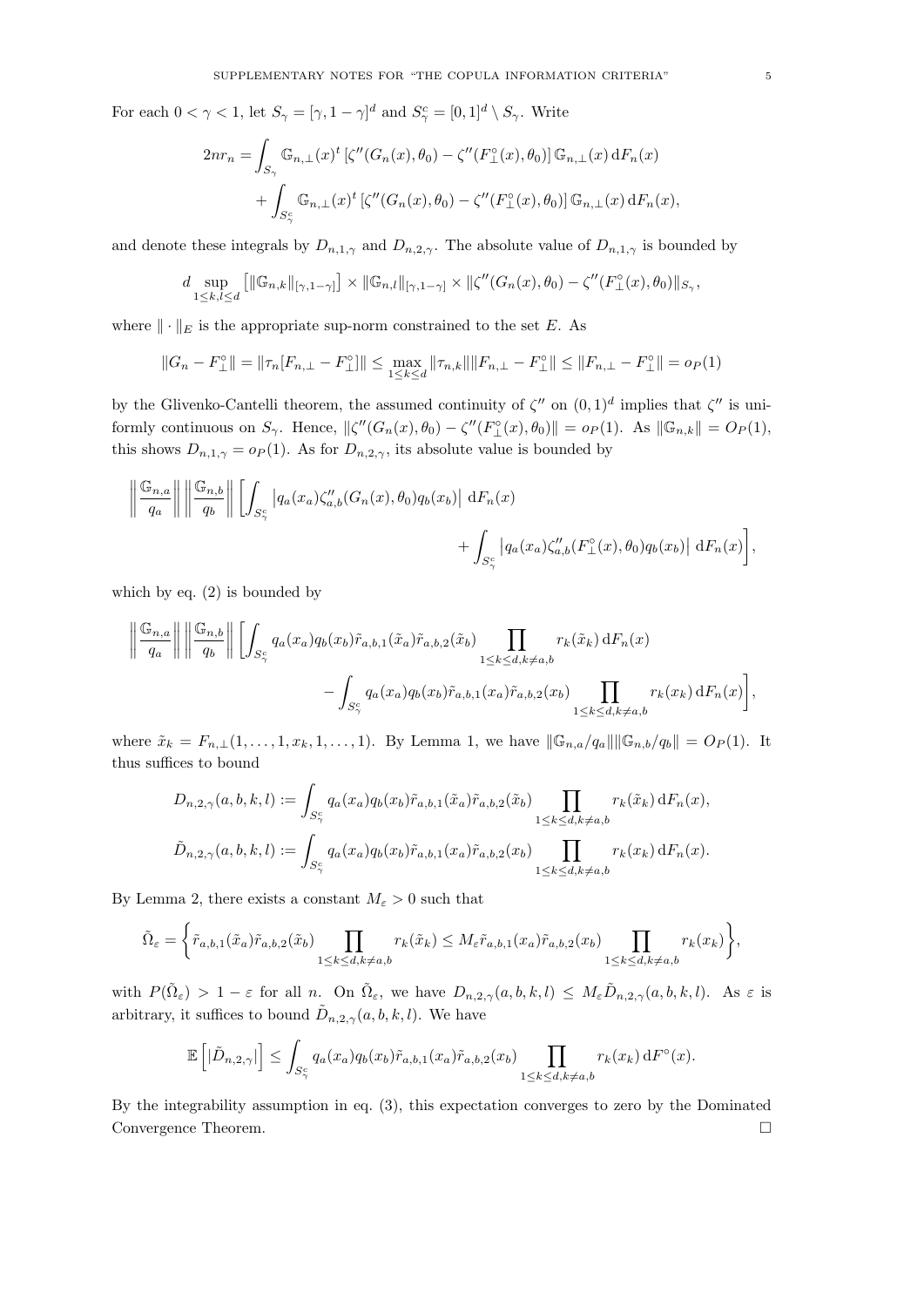For each $0 < \gamma < 1$, let $S_\gamma = [\gamma, 1-\gamma]^d$ and $S_\gamma^c = [0,1]^d \setminus S_\gamma$. Write

$$
\begin{aligned}
2nr_n = &\int_{S_\gamma} \mathbb{G}_{n,\perp}(x)^t \left[\zeta''(G_n(x),\theta_0) - \zeta''(F_\perp^\circ(x),\theta_0)\right] \mathbb{G}_{n,\perp}(x)\,\mathrm{d}F_n(x) \\
&+ \int_{S_\gamma^c} \mathbb{G}_{n,\perp}(x)^t \left[\zeta''(G_n(x),\theta_0) - \zeta''(F_\perp^\circ(x),\theta_0)\right] \mathbb{G}_{n,\perp}(x)\,\mathrm{d}F_n(x),
\end{aligned}
$$

and denote these integrals by $D_{n,1,\gamma}$ and $D_{n,2,\gamma}$. The absolute value of $D_{n,1,\gamma}$ is bounded by

$$
d \sup_{1\le k,l\le d} \left[\|\mathbb{G}_{n,k}\|_{[\gamma,1-\gamma]}\right] \times \|\mathbb{G}_{n,l}\|_{[\gamma,1-\gamma]} \times \|\zeta''(G_n(x),\theta_0) - \zeta''(F_\perp^\circ(x),\theta_0)\|_{S_\gamma},
$$

where $\|\cdot\|_E$ is the appropriate sup-norm constrained to the set $E$. As

$$
\|G_n - F_\perp^\circ\| = \|\tau_n[F_{n,\perp} - F_\perp^\circ]\| \le \max_{1\le k\le d} \|\tau_{n,k}\|\|F_{n,\perp} - F_\perp^\circ\| \le \|F_{n,\perp} - F_\perp^\circ\| = o_P(1)
$$

by the Glivenko-Cantelli theorem, the assumed continuity of $\zeta''$ on $(0,1)^d$ implies that $\zeta''$ is uniformly continuous on $S_\gamma$. Hence, $\|\zeta''(G_n(x),\theta_0) - \zeta''(F_\perp^\circ(x),\theta_0)\| = o_P(1)$. As $\|\mathbb{G}_{n,k}\| = O_P(1)$, this shows $D_{n,1,\gamma} = o_P(1)$. As for $D_{n,2,\gamma}$, its absolute value is bounded by

$$
\left\|\frac{\mathbb{G}_{n,a}}{q_a}\right\| \left\|\frac{\mathbb{G}_{n,b}}{q_b}\right\| \left[\int_{S_\gamma^c} \left|q_a(x_a)\zeta''_{a,b}(G_n(x),\theta_0)q_b(x_b)\right|\,\mathrm{d}F_n(x) + \int_{S_\gamma^c} \left|q_a(x_a)\zeta''_{a,b}(F_\perp^\circ(x),\theta_0)q_b(x_b)\right|\,\mathrm{d}F_n(x)\right],
$$

which by eq. (2) is bounded by

$$
\left\|\frac{\mathbb{G}_{n,a}}{q_a}\right\| \left\|\frac{\mathbb{G}_{n,b}}{q_b}\right\| \left[\int_{S_\gamma^c} q_a(x_a)q_b(x_b)\tilde{r}_{a,b,1}(\tilde{x}_a)\tilde{r}_{a,b,2}(\tilde{x}_b) \prod_{1\le k\le d, k\ne a,b} r_k(\tilde{x}_k)\,\mathrm{d}F_n(x) - \int_{S_\gamma^c} q_a(x_a)q_b(x_b)\tilde{r}_{a,b,1}(x_a)\tilde{r}_{a,b,2}(x_b) \prod_{1\le k\le d, k\ne a,b} r_k(x_k)\,\mathrm{d}F_n(x)\right],
$$

where $\tilde{x}_k = F_{n,\perp}(1,\dots,1,x_k,1,\dots,1)$. By Lemma 1, we have $\|\mathbb{G}_{n,a}/q_a\|\|\mathbb{G}_{n,b}/q_b\| = O_P(1)$. It thus suffices to bound

$$
\begin{aligned}
D_{n,2,\gamma}(a,b,k,l) &:= \int_{S_\gamma^c} q_a(x_a)q_b(x_b)\tilde{r}_{a,b,1}(\tilde{x}_a)\tilde{r}_{a,b,2}(\tilde{x}_b) \prod_{1\le k\le d, k\ne a,b} r_k(\tilde{x}_k)\,\mathrm{d}F_n(x), \\
\tilde{D}_{n,2,\gamma}(a,b,k,l) &:= \int_{S_\gamma^c} q_a(x_a)q_b(x_b)\tilde{r}_{a,b,1}(x_a)\tilde{r}_{a,b,2}(x_b) \prod_{1\le k\le d, k\ne a,b} r_k(x_k)\,\mathrm{d}F_n(x).
\end{aligned}
$$

By Lemma 2, there exists a constant $M_\varepsilon > 0$ such that

$$
\tilde{\Omega}_\varepsilon = \left\{\tilde{r}_{a,b,1}(\tilde{x}_a)\tilde{r}_{a,b,2}(\tilde{x}_b) \prod_{1\le k\le d, k\ne a,b} r_k(\tilde{x}_k) \le M_\varepsilon \tilde{r}_{a,b,1}(x_a)\tilde{r}_{a,b,2}(x_b) \prod_{1\le k\le d, k\ne a,b} r_k(x_k)\right\},
$$

with $P(\tilde{\Omega}_\varepsilon) > 1-\varepsilon$ for all $n$. On $\tilde{\Omega}_\varepsilon$, we have $D_{n,2,\gamma}(a,b,k,l) \le M_\varepsilon \tilde{D}_{n,2,\gamma}(a,b,k,l)$. As $\varepsilon$ is arbitrary, it suffices to bound $\tilde{D}_{n,2,\gamma}(a,b,k,l)$. We have

$$
\mathbb{E}\left[|\tilde{D}_{n,2,\gamma}|\right] \le \int_{S_\gamma^c} q_a(x_a)q_b(x_b)\tilde{r}_{a,b,1}(x_a)\tilde{r}_{a,b,2}(x_b) \prod_{1\le k\le d, k\ne a,b} r_k(x_k)\,\mathrm{d}F^\circ(x).
$$

By the integrability assumption in eq. (3), this expectation converges to zero by the Dominated Convergence Theorem. □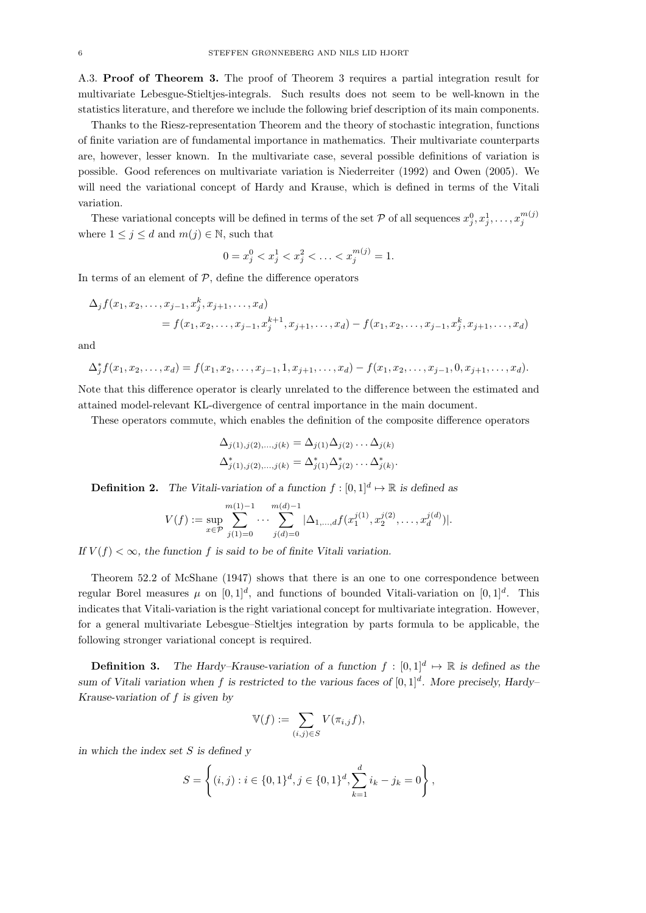A.3. **Proof of Theorem 3.** The proof of Theorem 3 requires a partial integration result for multivariate Lebesgue-Stieltjes-integrals. Such results does not seem to be well-known in the statistics literature, and therefore we include the following brief description of its main components.

Thanks to the Riesz-representation Theorem and the theory of stochastic integration, functions of finite variation are of fundamental importance in mathematics. Their multivariate counterparts are, however, lesser known. In the multivariate case, several possible definitions of variation is possible. Good references on multivariate variation is Niederreiter (1992) and Owen (2005). We will need the variational concept of Hardy and Krause, which is defined in terms of the Vitali variation.

These variational concepts will be defined in terms of the set $\mathcal{P}$ of all sequences $x_j^0, x_j^1, \ldots, x_j^{m(j)}$ where $1 \leq j \leq d$ and $m(j) \in \mathbb{N}$, such that

$$0 = x_j^0 < x_j^1 < x_j^2 < \ldots < x_j^{m(j)} = 1.$$

In terms of an element of $\mathcal{P}$, define the difference operators

$$\begin{aligned}
&\Delta_j f(x_1, x_2, \ldots, x_{j-1}, x_j^k, x_{j+1}, \ldots, x_d) \\
&\qquad = f(x_1, x_2, \ldots, x_{j-1}, x_j^{k+1}, x_{j+1}, \ldots, x_d) - f(x_1, x_2, \ldots, x_{j-1}, x_j^k, x_{j+1}, \ldots, x_d)
\end{aligned}$$

and

$$\Delta_j^* f(x_1, x_2, \ldots, x_d) = f(x_1, x_2, \ldots, x_{j-1}, 1, x_{j+1}, \ldots, x_d) - f(x_1, x_2, \ldots, x_{j-1}, 0, x_{j+1}, \ldots, x_d).$$

Note that this difference operator is clearly unrelated to the difference between the estimated and attained model-relevant KL-divergence of central importance in the main document.

These operators commute, which enables the definition of the composite difference operators

$$\begin{aligned}
\Delta_{j(1), j(2), \ldots, j(k)} &= \Delta_{j(1)} \Delta_{j(2)} \cdots \Delta_{j(k)} \\
\Delta^*_{j(1), j(2), \ldots, j(k)} &= \Delta^*_{j(1)} \Delta^*_{j(2)} \cdots \Delta^*_{j(k)}.
\end{aligned}$$

**Definition 2.** *The Vitali-variation of a function $f : [0,1]^d \mapsto \mathbb{R}$ is defined as*

$$V(f) := \sup_{x \in \mathcal{P}} \sum_{j(1)=0}^{m(1)-1} \cdots \sum_{j(d)=0}^{m(d)-1} |\Delta_{1,\ldots,d} f(x_1^{j(1)}, x_2^{j(2)}, \ldots, x_d^{j(d)})|.$$

*If $V(f) < \infty$, the function $f$ is said to be of finite Vitali variation.*

Theorem 52.2 of McShane (1947) shows that there is an one to one correspondence between regular Borel measures $\mu$ on $[0,1]^d$, and functions of bounded Vitali-variation on $[0,1]^d$. This indicates that Vitali-variation is the right variational concept for multivariate integration. However, for a general multivariate Lebesgue–Stieltjes integration by parts formula to be applicable, the following stronger variational concept is required.

**Definition 3.** *The Hardy–Krause-variation of a function $f : [0,1]^d \mapsto \mathbb{R}$ is defined as the sum of Vitali variation when $f$ is restricted to the various faces of $[0,1]^d$. More precisely, Hardy–Krause-variation of $f$ is given by*

$$\mathbb{V}(f) := \sum_{(i,j) \in S} V(\pi_{i,j} f),$$

*in which the index set $S$ is defined y*

$$S = \left\{ (i,j) : i \in \{0,1\}^d, j \in \{0,1\}^d, \sum_{k=1}^d i_k - j_k = 0 \right\},$$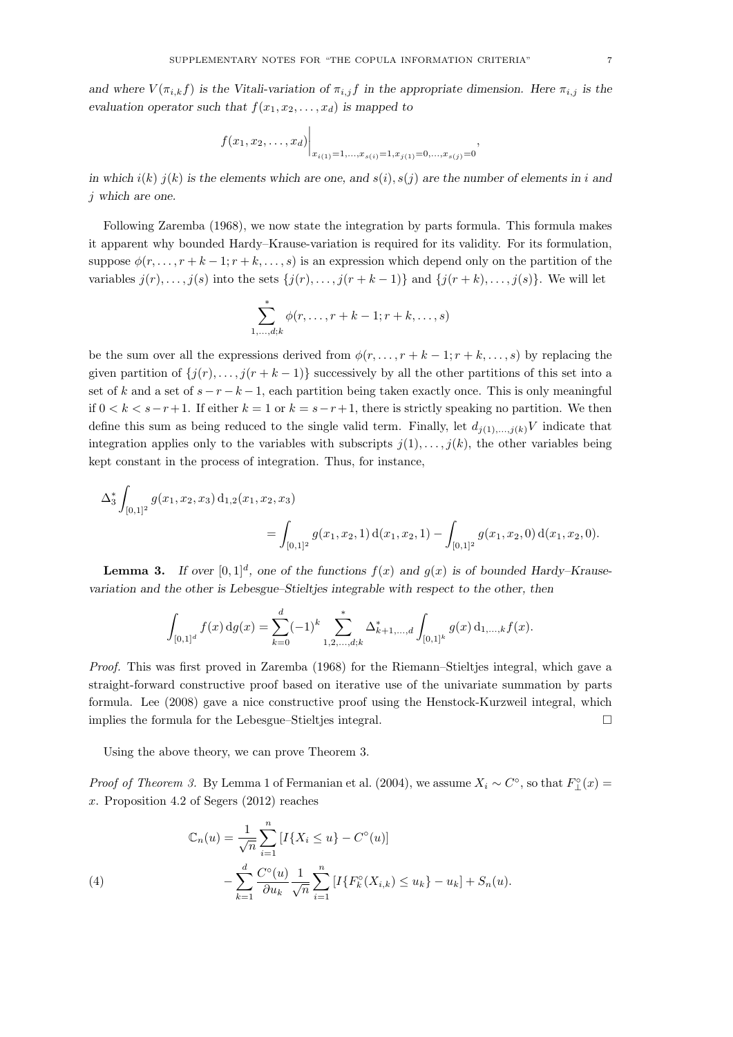*and where $V(\pi_{i,k}f)$ is the Vitali-variation of $\pi_{i,j}f$ in the appropriate dimension. Here $\pi_{i,j}$ is the evaluation operator such that $f(x_1, x_2, \ldots, x_d)$ is mapped to*

$$f(x_1, x_2, \ldots, x_d)\Bigg|_{x_{i(1)}=1,\ldots,x_{s(i)}=1,x_{j(1)}=0,\ldots,x_{s(j)}=0},$$

*in which $i(k)$ $j(k)$ is the elements which are one, and $s(i), s(j)$ are the number of elements in $i$ and $j$ which are one.*

Following Zaremba (1968), we now state the integration by parts formula. This formula makes it apparent why bounded Hardy–Krause-variation is required for its validity. For its formulation, suppose $\phi(r, \ldots, r+k-1; r+k, \ldots, s)$ is an expression which depend only on the partition of the variables $j(r), \ldots, j(s)$ into the sets $\{j(r), \ldots, j(r+k-1)\}$ and $\{j(r+k), \ldots, j(s)\}$. We will let

$$\sum_{1,\ldots,d;k}^{*} \phi(r, \ldots, r+k-1; r+k, \ldots, s)$$

be the sum over all the expressions derived from $\phi(r, \ldots, r+k-1; r+k, \ldots, s)$ by replacing the given partition of $\{j(r), \ldots, j(r+k-1)\}$ successively by all the other partitions of this set into a set of $k$ and a set of $s-r-k-1$, each partition being taken exactly once. This is only meaningful if $0 < k < s-r+1$. If either $k = 1$ or $k = s-r+1$, there is strictly speaking no partition. We then define this sum as being reduced to the single valid term. Finally, let $d_{j(1),\ldots,j(k)}V$ indicate that integration applies only to the variables with subscripts $j(1), \ldots, j(k)$, the other variables being kept constant in the process of integration. Thus, for instance,

$$\Delta_3^* \int_{[0,1]^2} g(x_1, x_2, x_3)\, \mathrm{d}_{1,2}(x_1, x_2, x_3) = \int_{[0,1]^2} g(x_1, x_2, 1)\, \mathrm{d}(x_1, x_2, 1) - \int_{[0,1]^2} g(x_1, x_2, 0)\, \mathrm{d}(x_1, x_2, 0).$$

**Lemma 3.** *If over $[0,1]^d$, one of the functions $f(x)$ and $g(x)$ is of bounded Hardy–Krause-variation and the other is Lebesgue–Stieltjes integrable with respect to the other, then*

$$\int_{[0,1]^d} f(x)\, \mathrm{d}g(x) = \sum_{k=0}^{d} (-1)^k \sum_{1,2,\ldots,d;k}^{*} \Delta_{k+1,\ldots,d}^{*} \int_{[0,1]^k} g(x)\, \mathrm{d}_{1,\ldots,k} f(x).$$

*Proof.* This was first proved in Zaremba (1968) for the Riemann–Stieltjes integral, which gave a straight-forward constructive proof based on iterative use of the univariate summation by parts formula. Lee (2008) gave a nice constructive proof using the Henstock-Kurzweil integral, which implies the formula for the Lebesgue–Stieltjes integral. □

Using the above theory, we can prove Theorem 3.

*Proof of Theorem 3.* By Lemma 1 of Fermanian et al. (2004), we assume $X_i \sim C^\circ$, so that $F_\perp^\circ(x) = x$. Proposition 4.2 of Segers (2012) reaches

$$\begin{aligned}
\mathbb{C}_n(u) &= \frac{1}{\sqrt{n}} \sum_{i=1}^{n} \left[ I\{X_i \le u\} - C^\circ(u) \right] \\
&\quad - \sum_{k=1}^{d} \frac{C^\circ(u)}{\partial u_k} \frac{1}{\sqrt{n}} \sum_{i=1}^{n} \left[ I\{F_k^\circ(X_{i,k}) \le u_k\} - u_k \right] + S_n(u).
\end{aligned} \tag{4}$$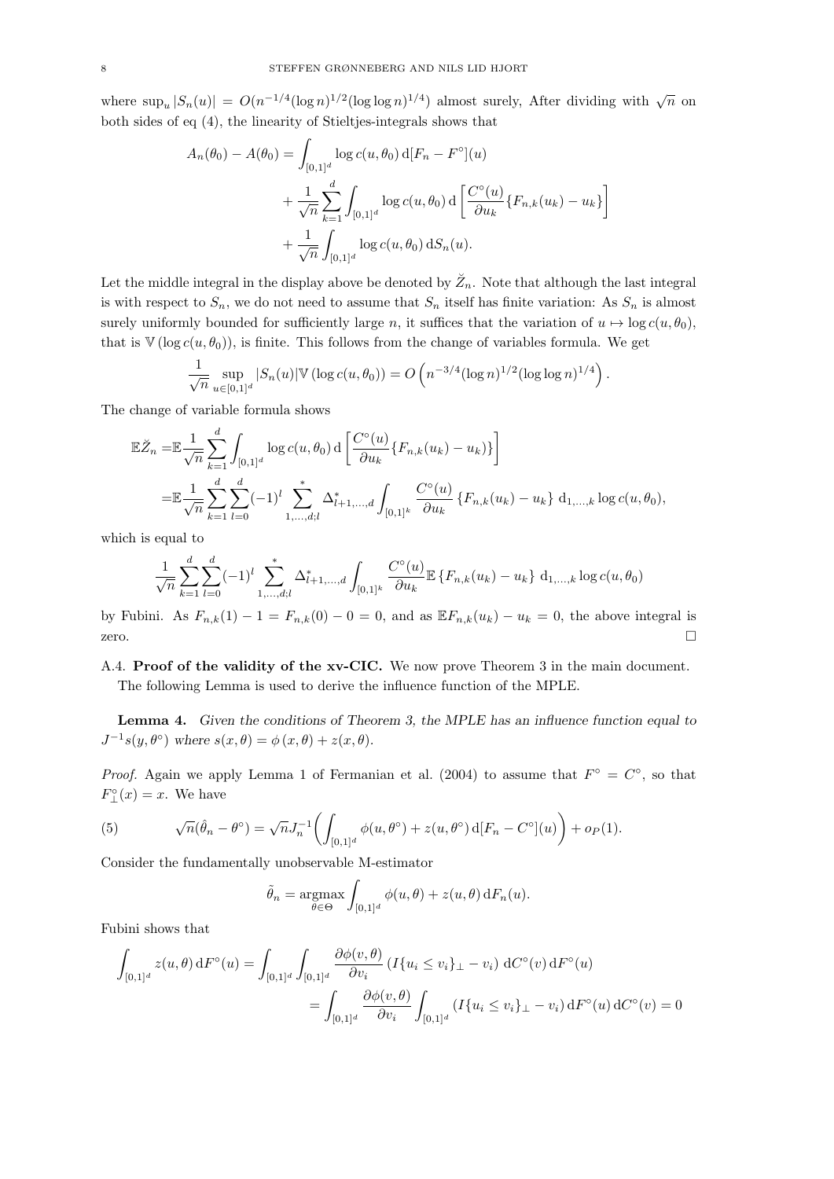where $\sup_u |S_n(u)| = O(n^{-1/4}(\log n)^{1/2}(\log\log n)^{1/4})$ almost surely, After dividing with $\sqrt{n}$ on both sides of eq (4), the linearity of Stieltjes-integrals shows that

$$
\begin{aligned}
A_n(\theta_0) - A(\theta_0) = &\int_{[0,1]^d} \log c(u,\theta_0)\,\mathrm{d}[F_n - F^\circ](u) \\
&+ \frac{1}{\sqrt{n}} \sum_{k=1}^{d} \int_{[0,1]^d} \log c(u,\theta_0)\,\mathrm{d}\left[\frac{C^\circ(u)}{\partial u_k}\{F_{n,k}(u_k) - u_k\}\right] \\
&+ \frac{1}{\sqrt{n}} \int_{[0,1]^d} \log c(u,\theta_0)\,\mathrm{d}S_n(u).
\end{aligned}
$$

Let the middle integral in the display above be denoted by $\breve{Z}_n$. Note that although the last integral is with respect to $S_n$, we do not need to assume that $S_n$ itself has finite variation: As $S_n$ is almost surely uniformly bounded for sufficiently large $n$, it suffices that the variation of $u \mapsto \log c(u,\theta_0)$, that is $\mathbb{V}(\log c(u,\theta_0))$, is finite. This follows from the change of variables formula. We get

$$
\frac{1}{\sqrt{n}} \sup_{u\in[0,1]^d} |S_n(u)| \mathbb{V}(\log c(u,\theta_0)) = O\left(n^{-3/4}(\log n)^{1/2}(\log\log n)^{1/4}\right).
$$

The change of variable formula shows

$$
\begin{aligned}
\mathbb{E}\breve{Z}_n =& \mathbb{E}\frac{1}{\sqrt{n}} \sum_{k=1}^{d} \int_{[0,1]^d} \log c(u,\theta_0)\,\mathrm{d}\left[\frac{C^\circ(u)}{\partial u_k}\{F_{n,k}(u_k) - u_k)\}\right] \\
=& \mathbb{E}\frac{1}{\sqrt{n}} \sum_{k=1}^{d} \sum_{l=0}^{d} (-1)^l \sum_{1,\ldots,d;l}^{*} \Delta^*_{l+1,\ldots,d} \int_{[0,1]^k} \frac{C^\circ(u)}{\partial u_k}\{F_{n,k}(u_k) - u_k\}\,\mathrm{d}_{1,\ldots,k}\log c(u,\theta_0),
\end{aligned}
$$

which is equal to

$$
\frac{1}{\sqrt{n}} \sum_{k=1}^{d} \sum_{l=0}^{d} (-1)^l \sum_{1,\ldots,d;l}^{*} \Delta^*_{l+1,\ldots,d} \int_{[0,1]^k} \frac{C^\circ(u)}{\partial u_k} \mathbb{E}\{F_{n,k}(u_k) - u_k\}\,\mathrm{d}_{1,\ldots,k}\log c(u,\theta_0)
$$

by Fubini. As $F_{n,k}(1) - 1 = F_{n,k}(0) - 0 = 0$, and as $\mathbb{E}F_{n,k}(u_k) - u_k = 0$, the above integral is zero. $\square$

**A.4. Proof of the validity of the xv-CIC.** We now prove Theorem 3 in the main document. The following Lemma is used to derive the influence function of the MPLE.

**Lemma 4.** *Given the conditions of Theorem 3, the MPLE has an influence function equal to* $J^{-1}s(y,\theta^\circ)$ *where* $s(x,\theta) = \phi(x,\theta) + z(x,\theta)$.

*Proof.* Again we apply Lemma 1 of Fermanian et al. (2004) to assume that $F^\circ = C^\circ$, so that $F^\circ_\perp(x) = x$. We have

$$
\sqrt{n}(\hat{\theta}_n - \theta^\circ) = \sqrt{n}J_n^{-1}\left(\int_{[0,1]^d} \phi(u,\theta^\circ) + z(u,\theta^\circ)\,\mathrm{d}[F_n - C^\circ](u)\right) + o_P(1). \tag{5}
$$

Consider the fundamentally unobservable M-estimator

$$
\tilde{\theta}_n = \operatorname*{argmax}_{\theta\in\Theta} \int_{[0,1]^d} \phi(u,\theta) + z(u,\theta)\,\mathrm{d}F_n(u).
$$

Fubini shows that

$$
\begin{aligned}
\int_{[0,1]^d} z(u,\theta)\,\mathrm{d}F^\circ(u) &= \int_{[0,1]^d}\int_{[0,1]^d} \frac{\partial\phi(v,\theta)}{\partial v_i}\left(I\{u_i \le v_i\}_\perp - v_i\right)\mathrm{d}C^\circ(v)\,\mathrm{d}F^\circ(u) \\
&= \int_{[0,1]^d} \frac{\partial\phi(v,\theta)}{\partial v_i} \int_{[0,1]^d} \left(I\{u_i \le v_i\}_\perp - v_i\right)\mathrm{d}F^\circ(u)\,\mathrm{d}C^\circ(v) = 0
\end{aligned}
$$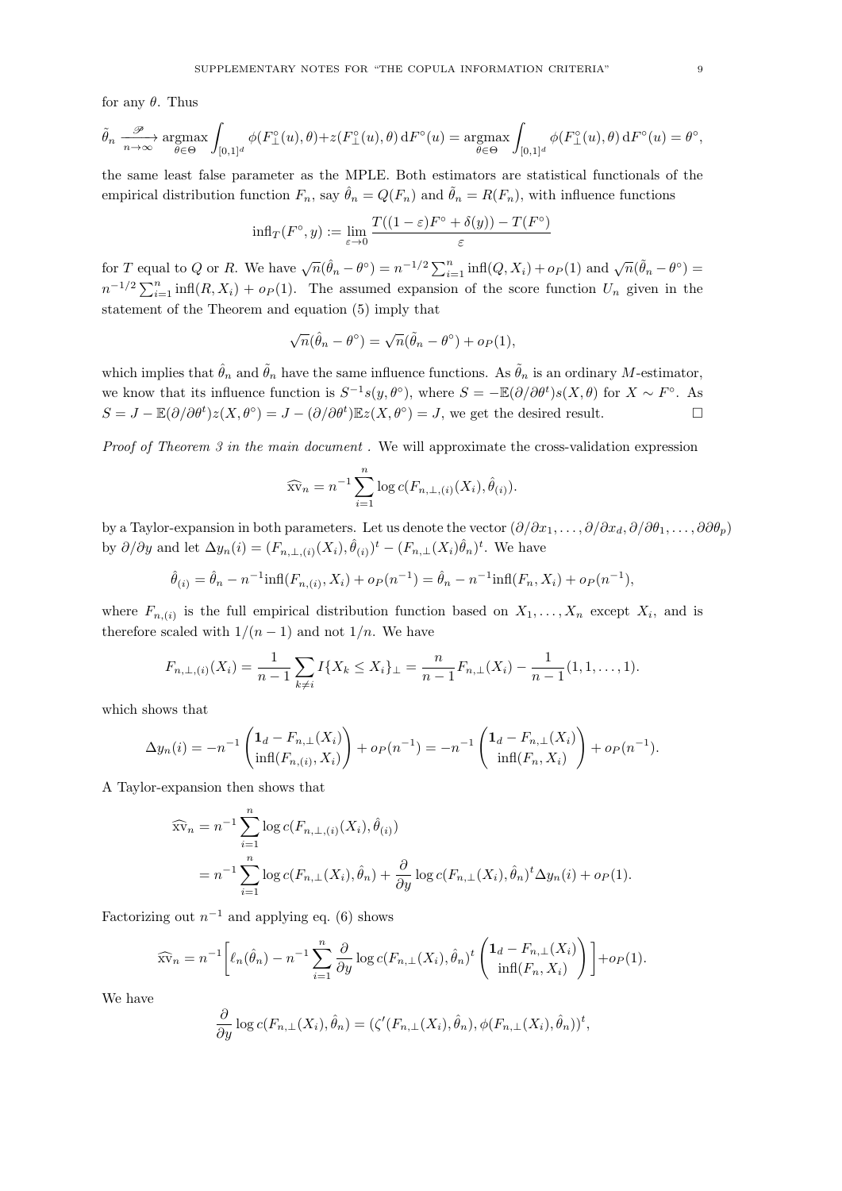for any $\theta$. Thus

$$\tilde{\theta}_n \xrightarrow[n\to\infty]{\mathscr{P}} \operatorname*{argmax}_{\theta\in\Theta} \int_{[0,1]^d} \phi(F_\perp^\circ(u),\theta)+z(F_\perp^\circ(u),\theta)\,\mathrm{d}F^\circ(u) = \operatorname*{argmax}_{\theta\in\Theta} \int_{[0,1]^d} \phi(F_\perp^\circ(u),\theta)\,\mathrm{d}F^\circ(u) = \theta^\circ,$$

the same least false parameter as the MPLE. Both estimators are statistical functionals of the empirical distribution function $F_n$, say $\hat{\theta}_n = Q(F_n)$ and $\tilde{\theta}_n = R(F_n)$, with influence functions

$$\mathrm{infl}_T(F^\circ, y) := \lim_{\varepsilon\to 0} \frac{T((1-\varepsilon)F^\circ + \delta(y)) - T(F^\circ)}{\varepsilon}$$

for $T$ equal to $Q$ or $R$. We have $\sqrt{n}(\hat{\theta}_n - \theta^\circ) = n^{-1/2}\sum_{i=1}^n \mathrm{infl}(Q, X_i) + o_P(1)$ and $\sqrt{n}(\tilde{\theta}_n - \theta^\circ) = n^{-1/2}\sum_{i=1}^n \mathrm{infl}(R, X_i) + o_P(1)$. The assumed expansion of the score function $U_n$ given in the statement of the Theorem and equation (5) imply that

$$\sqrt{n}(\hat{\theta}_n - \theta^\circ) = \sqrt{n}(\tilde{\theta}_n - \theta^\circ) + o_P(1),$$

which implies that $\hat{\theta}_n$ and $\tilde{\theta}_n$ have the same influence functions. As $\tilde{\theta}_n$ is an ordinary $M$-estimator, we know that its influence function is $S^{-1}s(y,\theta^\circ)$, where $S = -\mathbb{E}(\partial/\partial\theta^t)s(X,\theta)$ for $X \sim F^\circ$. As $S = J - \mathbb{E}(\partial/\partial\theta^t)z(X,\theta^\circ) = J - (\partial/\partial\theta^t)\mathbb{E}z(X,\theta^\circ) = J$, we get the desired result. $\square$

*Proof of Theorem 3 in the main document* . We will approximate the cross-validation expression

$$\widehat{\mathrm{xv}}_n = n^{-1}\sum_{i=1}^n \log c(F_{n,\perp,(i)}(X_i), \hat{\theta}_{(i)}).$$

by a Taylor-expansion in both parameters. Let us denote the vector $(\partial/\partial x_1,\ldots,\partial/\partial x_d, \partial/\partial\theta_1,\ldots,\partial\partial\theta_p)$ by $\partial/\partial y$ and let $\Delta y_n(i) = (F_{n,\perp,(i)}(X_i), \hat{\theta}_{(i)})^t - (F_{n,\perp}(X_i)\hat{\theta}_n)^t$. We have

$$\hat{\theta}_{(i)} = \hat{\theta}_n - n^{-1}\mathrm{infl}(F_{n,(i)}, X_i) + o_P(n^{-1}) = \hat{\theta}_n - n^{-1}\mathrm{infl}(F_n, X_i) + o_P(n^{-1}),$$

where $F_{n,(i)}$ is the full empirical distribution function based on $X_1,\ldots,X_n$ except $X_i$, and is therefore scaled with $1/(n-1)$ and not $1/n$. We have

$$F_{n,\perp,(i)}(X_i) = \frac{1}{n-1}\sum_{k\neq i} I\{X_k \le X_i\}_\perp = \frac{n}{n-1}F_{n,\perp}(X_i) - \frac{1}{n-1}(1,1,\ldots,1).$$

which shows that

$$\Delta y_n(i) = -n^{-1}\begin{pmatrix}\mathbf{1}_d - F_{n,\perp}(X_i)\\ \mathrm{infl}(F_{n,(i)}, X_i)\end{pmatrix} + o_P(n^{-1}) = -n^{-1}\begin{pmatrix}\mathbf{1}_d - F_{n,\perp}(X_i)\\ \mathrm{infl}(F_n, X_i)\end{pmatrix} + o_P(n^{-1}).$$

A Taylor-expansion then shows that

$$\begin{aligned}
\widehat{\mathrm{xv}}_n &= n^{-1}\sum_{i=1}^n \log c(F_{n,\perp,(i)}(X_i), \hat{\theta}_{(i)}) \\
&= n^{-1}\sum_{i=1}^n \log c(F_{n,\perp}(X_i), \hat{\theta}_n) + \frac{\partial}{\partial y}\log c(F_{n,\perp}(X_i), \hat{\theta}_n)^t \Delta y_n(i) + o_P(1).
\end{aligned}$$

Factorizing out $n^{-1}$ and applying eq. (6) shows

$$\widehat{\mathrm{xv}}_n = n^{-1}\left[\ell_n(\hat{\theta}_n) - n^{-1}\sum_{i=1}^n \frac{\partial}{\partial y}\log c(F_{n,\perp}(X_i), \hat{\theta}_n)^t \begin{pmatrix}\mathbf{1}_d - F_{n,\perp}(X_i)\\ \mathrm{infl}(F_n, X_i)\end{pmatrix}\right] + o_P(1).$$

We have

$$\frac{\partial}{\partial y}\log c(F_{n,\perp}(X_i), \hat{\theta}_n) = (\zeta'(F_{n,\perp}(X_i), \hat{\theta}_n), \phi(F_{n,\perp}(X_i), \hat{\theta}_n))^t,$$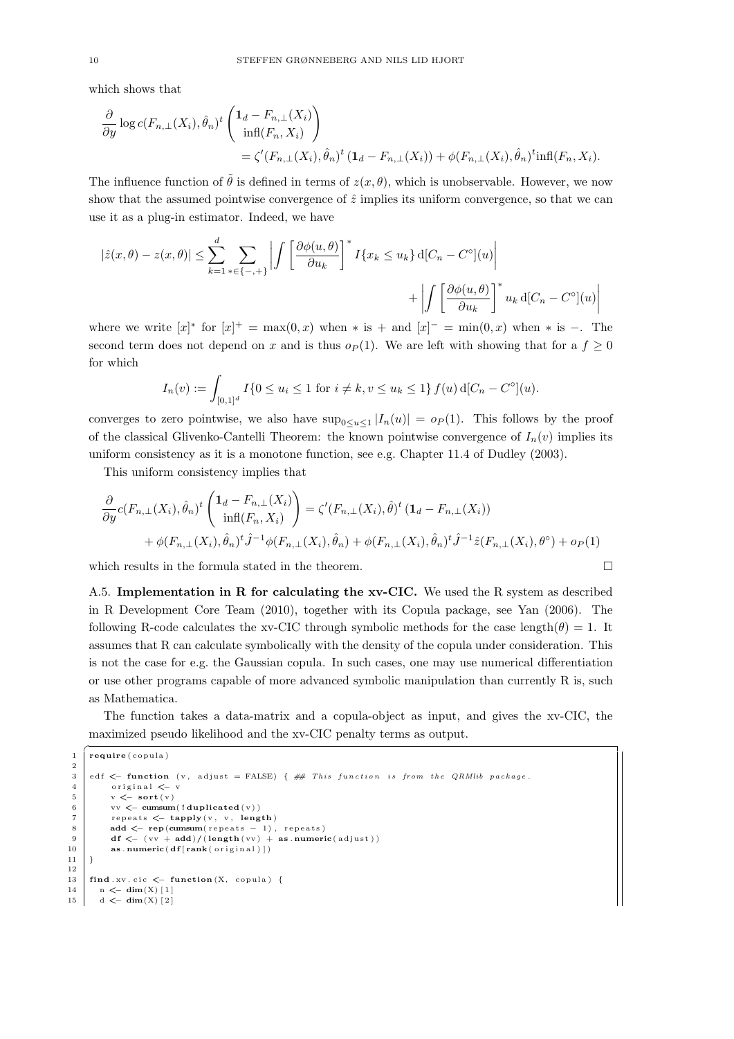which shows that

$$\frac{\partial}{\partial y}\log c(F_{n,\perp}(X_i),\hat{\theta}_n)^t\begin{pmatrix}\mathbf{1}_d - F_{n,\perp}(X_i)\\ \mathrm{infl}(F_n,X_i)\end{pmatrix} = \zeta'(F_{n,\perp}(X_i),\hat{\theta}_n)^t\,(\mathbf{1}_d - F_{n,\perp}(X_i)) + \phi(F_{n,\perp}(X_i),\hat{\theta}_n)^t\mathrm{infl}(F_n,X_i).$$

The influence function of $\tilde{\theta}$ is defined in terms of $z(x,\theta)$, which is unobservable. However, we now show that the assumed pointwise convergence of $\hat{z}$ implies its uniform convergence, so that we can use it as a plug-in estimator. Indeed, we have

$$|\hat{z}(x,\theta)-z(x,\theta)| \le \sum_{k=1}^{d}\sum_{*\in\{-,+\}}\left|\int\left[\frac{\partial\phi(u,\theta)}{\partial u_k}\right]^* I\{x_k\le u_k\}\,\mathrm{d}[C_n-C^\circ](u)\right| + \left|\int\left[\frac{\partial\phi(u,\theta)}{\partial u_k}\right]^* u_k\,\mathrm{d}[C_n-C^\circ](u)\right|$$

where we write $[x]^*$ for $[x]^+ = \max(0,x)$ when $*$ is $+$ and $[x]^- = \min(0,x)$ when $*$ is $-$. The second term does not depend on $x$ and is thus $o_P(1)$. We are left with showing that for a $f\ge 0$ for which

$$I_n(v) := \int_{[0,1]^d} I\{0\le u_i\le 1 \text{ for } i\ne k, v\le u_k\le 1\}\, f(u)\,\mathrm{d}[C_n-C^\circ](u).$$

converges to zero pointwise, we also have $\sup_{0\le u\le 1}|I_n(u)| = o_P(1)$. This follows by the proof of the classical Glivenko-Cantelli Theorem: the known pointwise convergence of $I_n(v)$ implies its uniform consistency as it is a monotone function, see e.g. Chapter 11.4 of Dudley (2003).

This uniform consistency implies that

$$\frac{\partial}{\partial y}c(F_{n,\perp}(X_i),\hat{\theta}_n)^t\begin{pmatrix}\mathbf{1}_d - F_{n,\perp}(X_i)\\ \mathrm{infl}(F_n,X_i)\end{pmatrix} = \zeta'(F_{n,\perp}(X_i),\hat{\theta})^t\,(\mathbf{1}_d - F_{n,\perp}(X_i)) + \phi(F_{n,\perp}(X_i),\hat{\theta}_n)^t\hat{J}^{-1}\phi(F_{n,\perp}(X_i),\hat{\theta}_n) + \phi(F_{n,\perp}(X_i),\hat{\theta}_n)^t\hat{J}^{-1}\hat{z}(F_{n,\perp}(X_i),\theta^\circ) + o_P(1)$$

which results in the formula stated in the theorem. □

A.5. **Implementation in R for calculating the xv-CIC.** We used the R system as described in R Development Core Team (2010), together with its Copula package, see Yan (2006). The following R-code calculates the xv-CIC through symbolic methods for the case length($\theta$) = 1. It assumes that R can calculate symbolically with the density of the copula under consideration. This is not the case for e.g. the Gaussian copula. In such cases, one may use numerical differentiation or use other programs capable of more advanced symbolic manipulation than currently R is, such as Mathematica.

The function takes a data-matrix and a copula-object as input, and gives the xv-CIC, the maximized pseudo likelihood and the xv-CIC penalty terms as output.

```
1  require(copula)
2
3  edf <- function (v, adjust = FALSE) { ## This function is from the QRMlib package.
4       original <- v
5       v <- sort(v)
6       vv <- cumsum(!duplicated(v))
7       repeats <- tapply(v, v, length)
8       add <- rep(cumsum(repeats - 1), repeats)
9       df <- (vv + add)/(length(vv) + as.numeric(adjust))
10      as.numeric(df[rank(original)])
11 }
12
13 find.xv.cic <- function(X, copula) {
14   n <- dim(X)[1]
15   d <- dim(X)[2]
```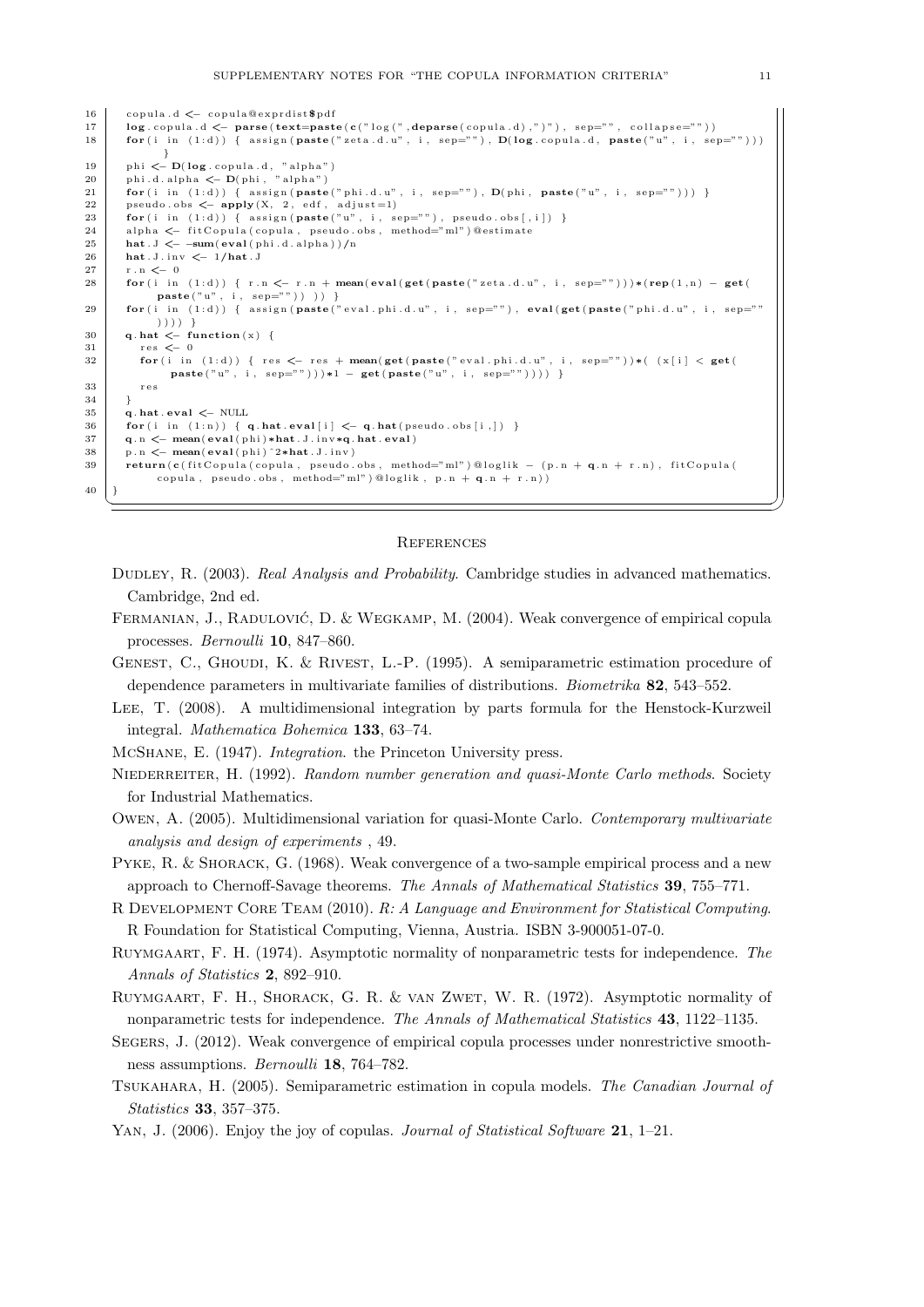```
16    copula.d <- copula@exprdist$pdf
17    log.copula.d <- parse(text=paste(c("log(",deparse(copula.d),")"), sep="", collapse=""))
18    for(i in (1:d)) { assign(paste("zeta.d.u", i, sep=""), D(log.copula.d, paste("u", i, sep="")))
          }
19    phi <- D(log.copula.d, "alpha")
20    phi.d.alpha <- D(phi, "alpha")
21    for(i in (1:d)) { assign(paste("phi.d.u", i, sep=""), D(phi, paste("u", i, sep=""))) }
22    pseudo.obs <- apply(X, 2, edf, adjust=1)
23    for(i in (1:d)) { assign(paste("u", i, sep=""), pseudo.obs[,i]) }
24    alpha <- fitCopula(copula, pseudo.obs, method="ml")@estimate
25    hat.J <- -sum(eval(phi.d.alpha))/n
26    hat.J.inv <- 1/hat.J
27    r.n <- 0
28    for(i in (1:d)) { r.n <- r.n + mean(eval(get(paste("zeta.d.u", i, sep=""))))*(rep(1,n) - get(
          paste("u", i, sep="")) )) }
29    for(i in (1:d)) { assign(paste("eval.phi.d.u", i, sep=""), eval(get(paste("phi.d.u", i, sep=""
          )))) }
30    q.hat <- function(x) {
31      res <- 0
32      for(i in (1:d)) { res <- res + mean(get(paste("eval.phi.d.u", i, sep=""))*( (x[i] < get(
            paste("u", i, sep="")))*1 - get(paste("u", i, sep="")))) }
33      res
34    }
35    q.hat.eval <- NULL
36    for(i in (1:n)) { q.hat.eval[i] <- q.hat(pseudo.obs[i,]) }
37    q.n <- mean(eval(phi)*hat.J.inv*q.hat.eval)
38    p.n <- mean(eval(phi)^2*hat.J.inv)
39    return(c(fitCopula(copula, pseudo.obs, method="ml")@loglik - (p.n + q.n + r.n), fitCopula(
          copula, pseudo.obs, method="ml")@loglik, p.n + q.n + r.n))
40  }
```

## References

Dudley, R. (2003). *Real Analysis and Probability*. Cambridge studies in advanced mathematics. Cambridge, 2nd ed.

Fermanian, J., Radulović, D. & Wegkamp, M. (2004). Weak convergence of empirical copula processes. *Bernoulli* **10**, 847–860.

Genest, C., Ghoudi, K. & Rivest, L.-P. (1995). A semiparametric estimation procedure of dependence parameters in multivariate families of distributions. *Biometrika* **82**, 543–552.

Lee, T. (2008). A multidimensional integration by parts formula for the Henstock-Kurzweil integral. *Mathematica Bohemica* **133**, 63–74.

McShane, E. (1947). *Integration*. the Princeton University press.

Niederreiter, H. (1992). *Random number generation and quasi-Monte Carlo methods*. Society for Industrial Mathematics.

Owen, A. (2005). Multidimensional variation for quasi-Monte Carlo. *Contemporary multivariate analysis and design of experiments* , 49.

Pyke, R. & Shorack, G. (1968). Weak convergence of a two-sample empirical process and a new approach to Chernoff-Savage theorems. *The Annals of Mathematical Statistics* **39**, 755–771.

R Development Core Team (2010). *R: A Language and Environment for Statistical Computing*. R Foundation for Statistical Computing, Vienna, Austria. ISBN 3-900051-07-0.

Ruymgaart, F. H. (1974). Asymptotic normality of nonparametric tests for independence. *The Annals of Statistics* **2**, 892–910.

Ruymgaart, F. H., Shorack, G. R. & van Zwet, W. R. (1972). Asymptotic normality of nonparametric tests for independence. *The Annals of Mathematical Statistics* **43**, 1122–1135.

Segers, J. (2012). Weak convergence of empirical copula processes under nonrestrictive smoothness assumptions. *Bernoulli* **18**, 764–782.

Tsukahara, H. (2005). Semiparametric estimation in copula models. *The Canadian Journal of Statistics* **33**, 357–375.

Yan, J. (2006). Enjoy the joy of copulas. *Journal of Statistical Software* **21**, 1–21.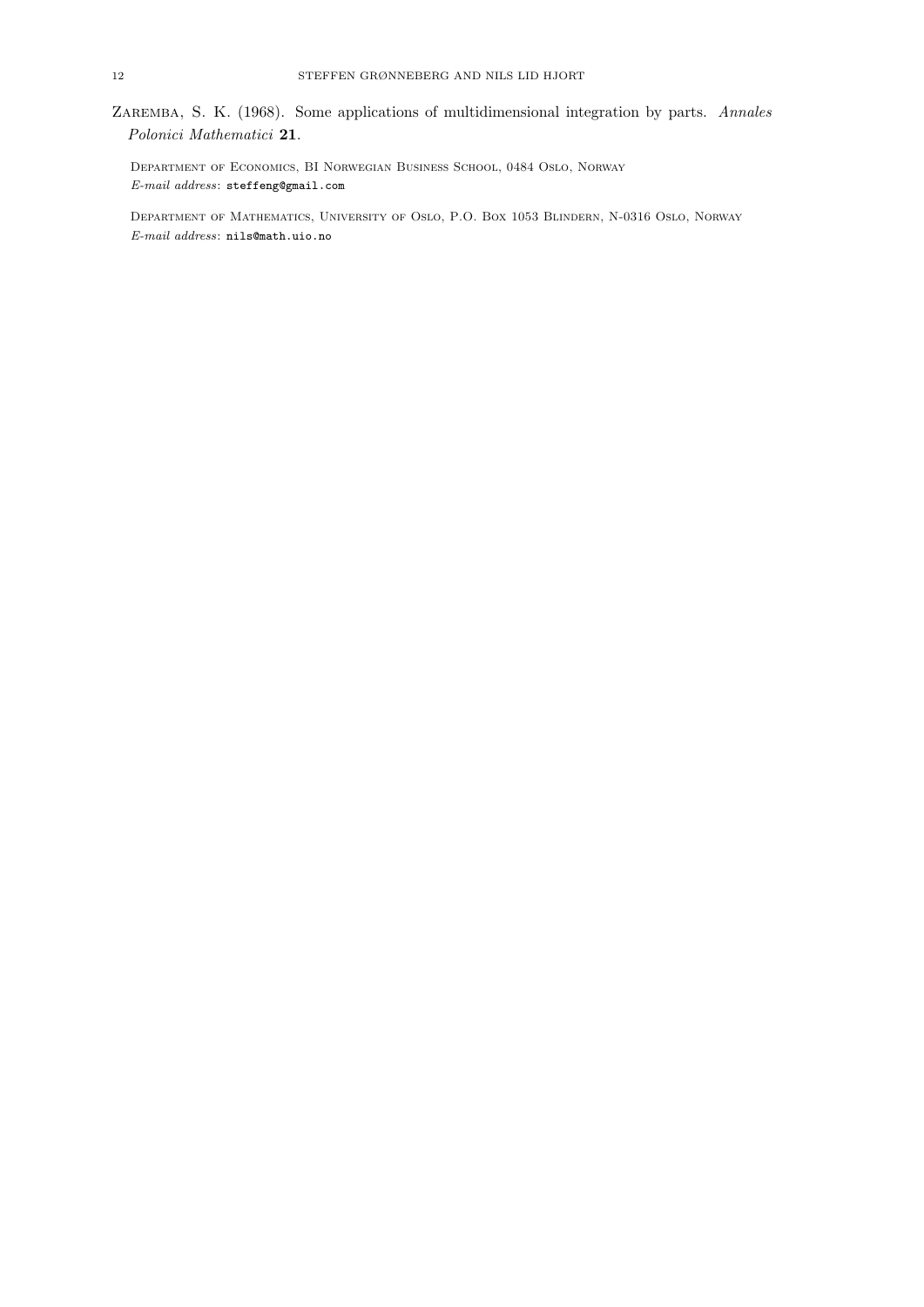Zaremba, S. K. (1968). Some applications of multidimensional integration by parts. *Annales Polonici Mathematici* **21**.

Department of Economics, BI Norwegian Business School, 0484 Oslo, Norway
*E-mail address*: steffeng@gmail.com

Department of Mathematics, University of Oslo, P.O. Box 1053 Blindern, N-0316 Oslo, Norway
*E-mail address*: nils@math.uio.no